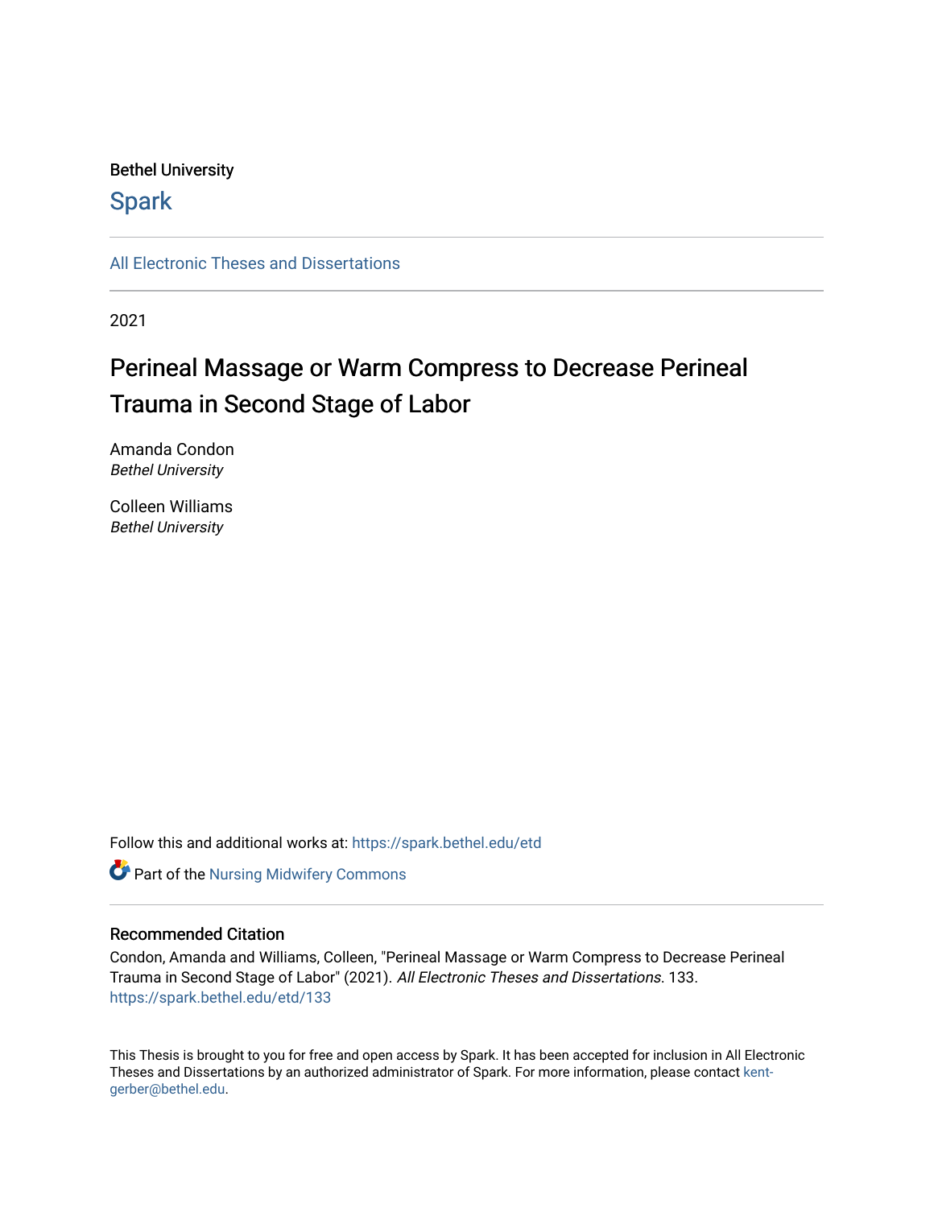Bethel University

Spark

All Electronic Theses and Dissertations

2021

# Perineal Massage or Warm Compress to Decrease Perineal Trauma in Second Stage of Labor

Amanda Condon
*Bethel University*

Colleen Williams
*Bethel University*

Follow this and additional works at: https://spark.bethel.edu/etd

Part of the Nursing Midwifery Commons

## Recommended Citation

Condon, Amanda and Williams, Colleen, "Perineal Massage or Warm Compress to Decrease Perineal Trauma in Second Stage of Labor" (2021). *All Electronic Theses and Dissertations*. 133.
https://spark.bethel.edu/etd/133

This Thesis is brought to you for free and open access by Spark. It has been accepted for inclusion in All Electronic Theses and Dissertations by an authorized administrator of Spark. For more information, please contact kent-gerber@bethel.edu.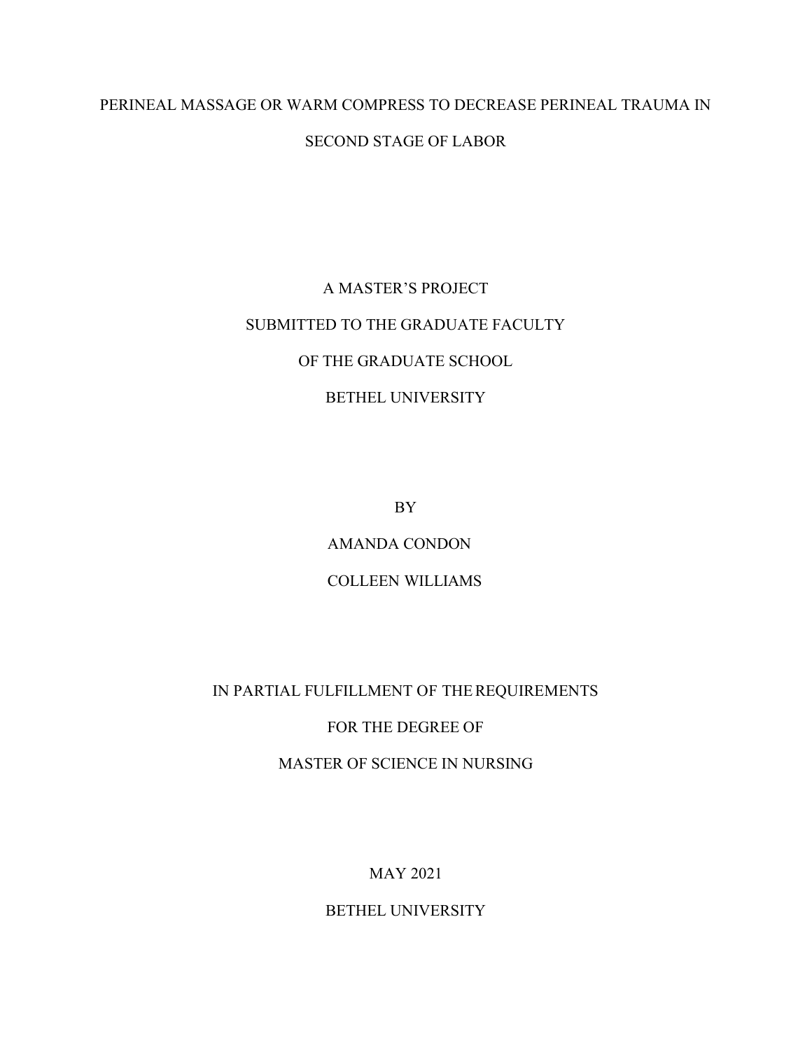# PERINEAL MASSAGE OR WARM COMPRESS TO DECREASE PERINEAL TRAUMA IN SECOND STAGE OF LABOR

A MASTER'S PROJECT

SUBMITTED TO THE GRADUATE FACULTY

OF THE GRADUATE SCHOOL

BETHEL UNIVERSITY

BY

AMANDA CONDON

COLLEEN WILLIAMS

IN PARTIAL FULFILLMENT OF THE REQUIREMENTS

FOR THE DEGREE OF

MASTER OF SCIENCE IN NURSING

MAY 2021

BETHEL UNIVERSITY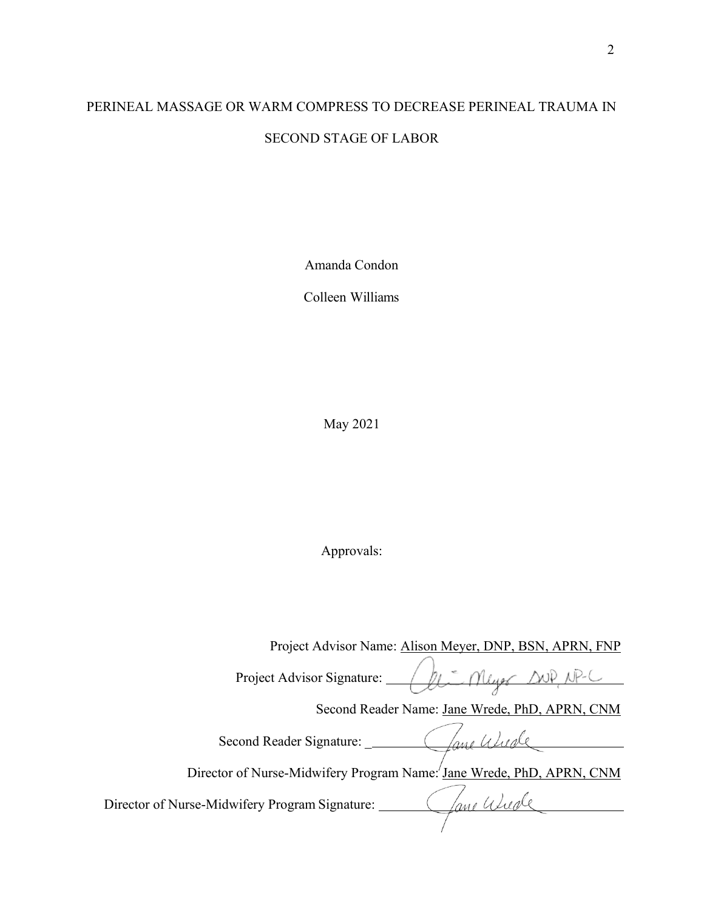# PERINEAL MASSAGE OR WARM COMPRESS TO DECREASE PERINEAL TRAUMA IN SECOND STAGE OF LABOR

Amanda Condon

Colleen Williams

May 2021

Approvals:

Project Advisor Name: Alison Meyer, DNP, BSN, APRN, FNP

Project Advisor Signature: Ali Meyer DNP, NP-C

Second Reader Name: Jane Wrede, PhD, APRN, CNM

Second Reader Signature: Jane Wrede

Director of Nurse-Midwifery Program Name: Jane Wrede, PhD, APRN, CNM

Director of Nurse-Midwifery Program Signature: Jane Wrede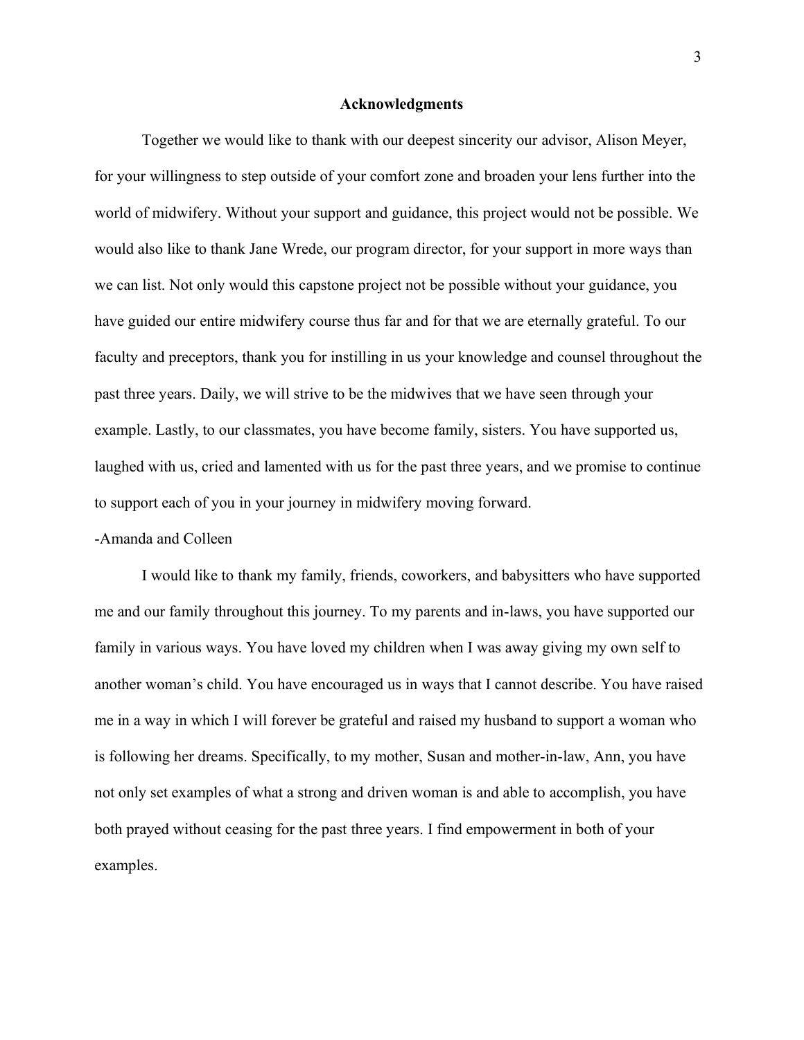## Acknowledgments

Together we would like to thank with our deepest sincerity our advisor, Alison Meyer, for your willingness to step outside of your comfort zone and broaden your lens further into the world of midwifery. Without your support and guidance, this project would not be possible. We would also like to thank Jane Wrede, our program director, for your support in more ways than we can list. Not only would this capstone project not be possible without your guidance, you have guided our entire midwifery course thus far and for that we are eternally grateful. To our faculty and preceptors, thank you for instilling in us your knowledge and counsel throughout the past three years. Daily, we will strive to be the midwives that we have seen through your example. Lastly, to our classmates, you have become family, sisters. You have supported us, laughed with us, cried and lamented with us for the past three years, and we promise to continue to support each of you in your journey in midwifery moving forward.

-Amanda and Colleen

I would like to thank my family, friends, coworkers, and babysitters who have supported me and our family throughout this journey. To my parents and in-laws, you have supported our family in various ways. You have loved my children when I was away giving my own self to another woman's child. You have encouraged us in ways that I cannot describe. You have raised me in a way in which I will forever be grateful and raised my husband to support a woman who is following her dreams. Specifically, to my mother, Susan and mother-in-law, Ann, you have not only set examples of what a strong and driven woman is and able to accomplish, you have both prayed without ceasing for the past three years. I find empowerment in both of your examples.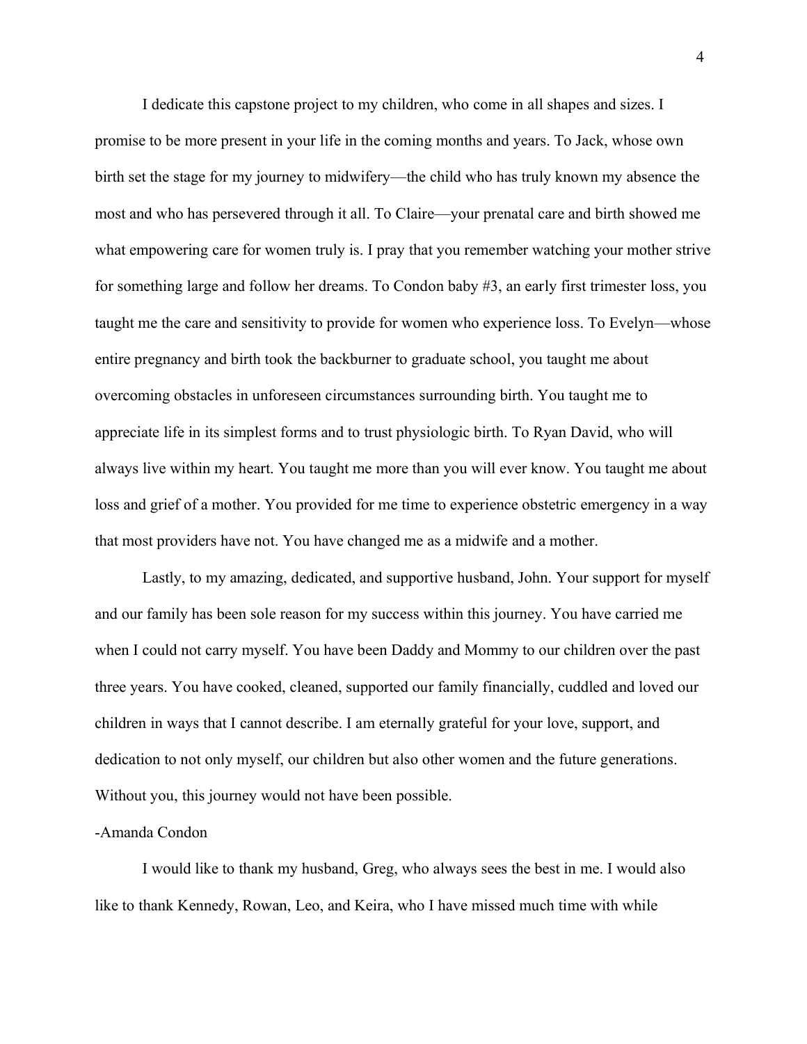I dedicate this capstone project to my children, who come in all shapes and sizes. I promise to be more present in your life in the coming months and years. To Jack, whose own birth set the stage for my journey to midwifery—the child who has truly known my absence the most and who has persevered through it all. To Claire—your prenatal care and birth showed me what empowering care for women truly is. I pray that you remember watching your mother strive for something large and follow her dreams. To Condon baby #3, an early first trimester loss, you taught me the care and sensitivity to provide for women who experience loss. To Evelyn—whose entire pregnancy and birth took the backburner to graduate school, you taught me about overcoming obstacles in unforeseen circumstances surrounding birth. You taught me to appreciate life in its simplest forms and to trust physiologic birth. To Ryan David, who will always live within my heart. You taught me more than you will ever know. You taught me about loss and grief of a mother. You provided for me time to experience obstetric emergency in a way that most providers have not. You have changed me as a midwife and a mother.

Lastly, to my amazing, dedicated, and supportive husband, John. Your support for myself and our family has been sole reason for my success within this journey. You have carried me when I could not carry myself. You have been Daddy and Mommy to our children over the past three years. You have cooked, cleaned, supported our family financially, cuddled and loved our children in ways that I cannot describe. I am eternally grateful for your love, support, and dedication to not only myself, our children but also other women and the future generations. Without you, this journey would not have been possible.

-Amanda Condon

I would like to thank my husband, Greg, who always sees the best in me. I would also like to thank Kennedy, Rowan, Leo, and Keira, who I have missed much time with while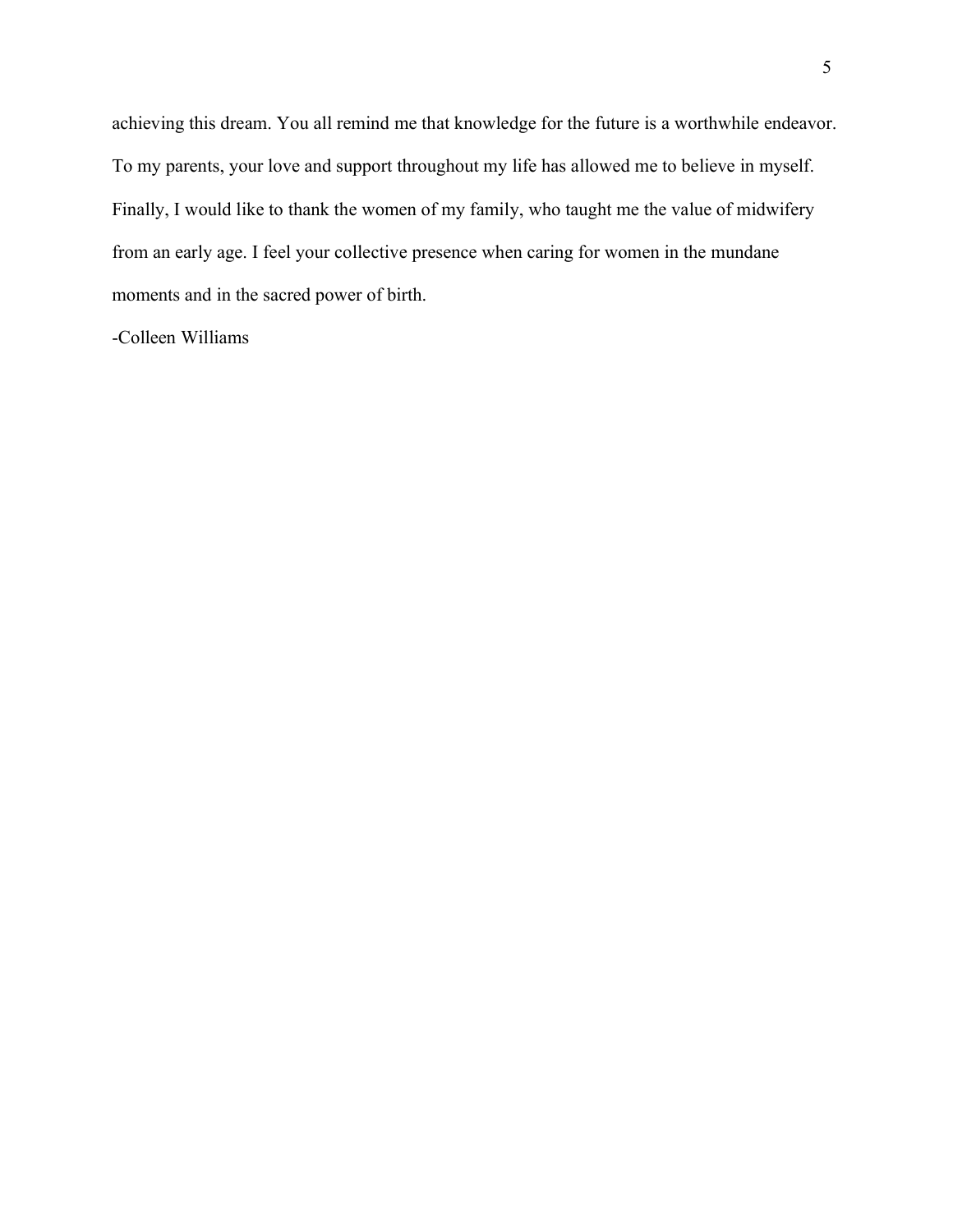achieving this dream. You all remind me that knowledge for the future is a worthwhile endeavor. To my parents, your love and support throughout my life has allowed me to believe in myself. Finally, I would like to thank the women of my family, who taught me the value of midwifery from an early age. I feel your collective presence when caring for women in the mundane moments and in the sacred power of birth.

-Colleen Williams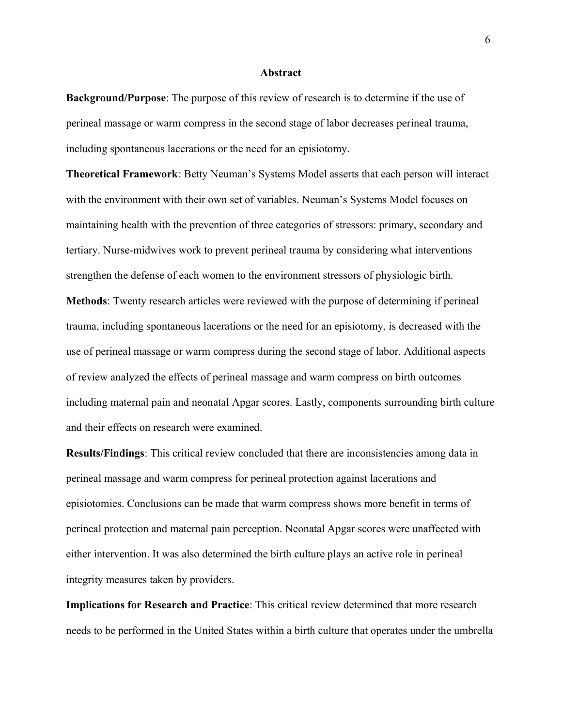## Abstract

**Background/Purpose**: The purpose of this review of research is to determine if the use of perineal massage or warm compress in the second stage of labor decreases perineal trauma, including spontaneous lacerations or the need for an episiotomy.

**Theoretical Framework**: Betty Neuman's Systems Model asserts that each person will interact with the environment with their own set of variables. Neuman's Systems Model focuses on maintaining health with the prevention of three categories of stressors: primary, secondary and tertiary. Nurse-midwives work to prevent perineal trauma by considering what interventions strengthen the defense of each women to the environment stressors of physiologic birth.

**Methods**: Twenty research articles were reviewed with the purpose of determining if perineal trauma, including spontaneous lacerations or the need for an episiotomy, is decreased with the use of perineal massage or warm compress during the second stage of labor. Additional aspects of review analyzed the effects of perineal massage and warm compress on birth outcomes including maternal pain and neonatal Apgar scores. Lastly, components surrounding birth culture and their effects on research were examined.

**Results/Findings**: This critical review concluded that there are inconsistencies among data in perineal massage and warm compress for perineal protection against lacerations and episiotomies. Conclusions can be made that warm compress shows more benefit in terms of perineal protection and maternal pain perception. Neonatal Apgar scores were unaffected with either intervention. It was also determined the birth culture plays an active role in perineal integrity measures taken by providers.

**Implications for Research and Practice**: This critical review determined that more research needs to be performed in the United States within a birth culture that operates under the umbrella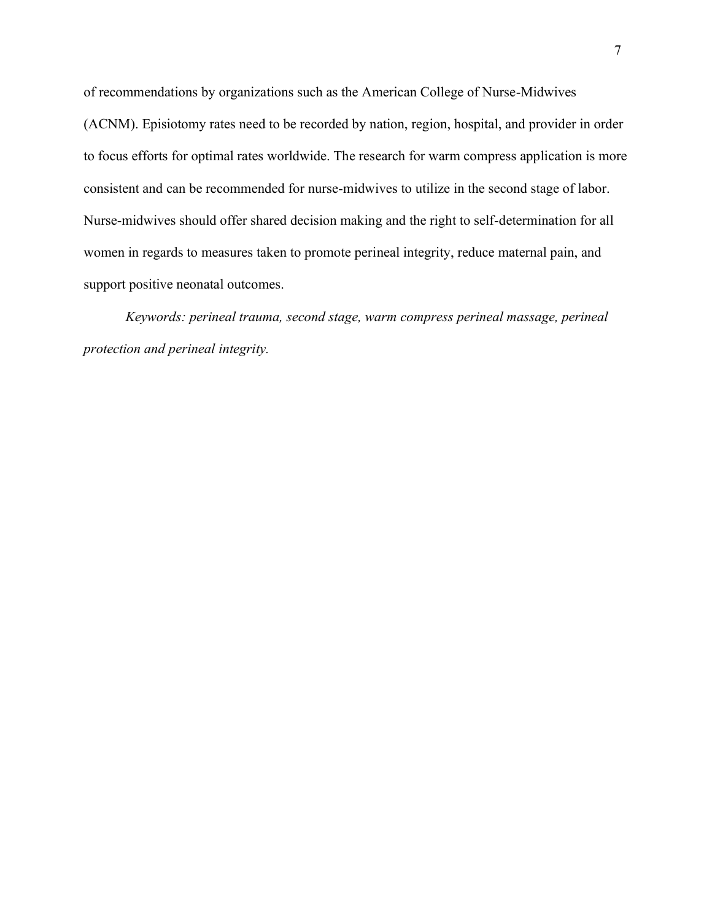of recommendations by organizations such as the American College of Nurse-Midwives (ACNM). Episiotomy rates need to be recorded by nation, region, hospital, and provider in order to focus efforts for optimal rates worldwide. The research for warm compress application is more consistent and can be recommended for nurse-midwives to utilize in the second stage of labor. Nurse-midwives should offer shared decision making and the right to self-determination for all women in regards to measures taken to promote perineal integrity, reduce maternal pain, and support positive neonatal outcomes.

*Keywords: perineal trauma, second stage, warm compress perineal massage, perineal protection and perineal integrity.*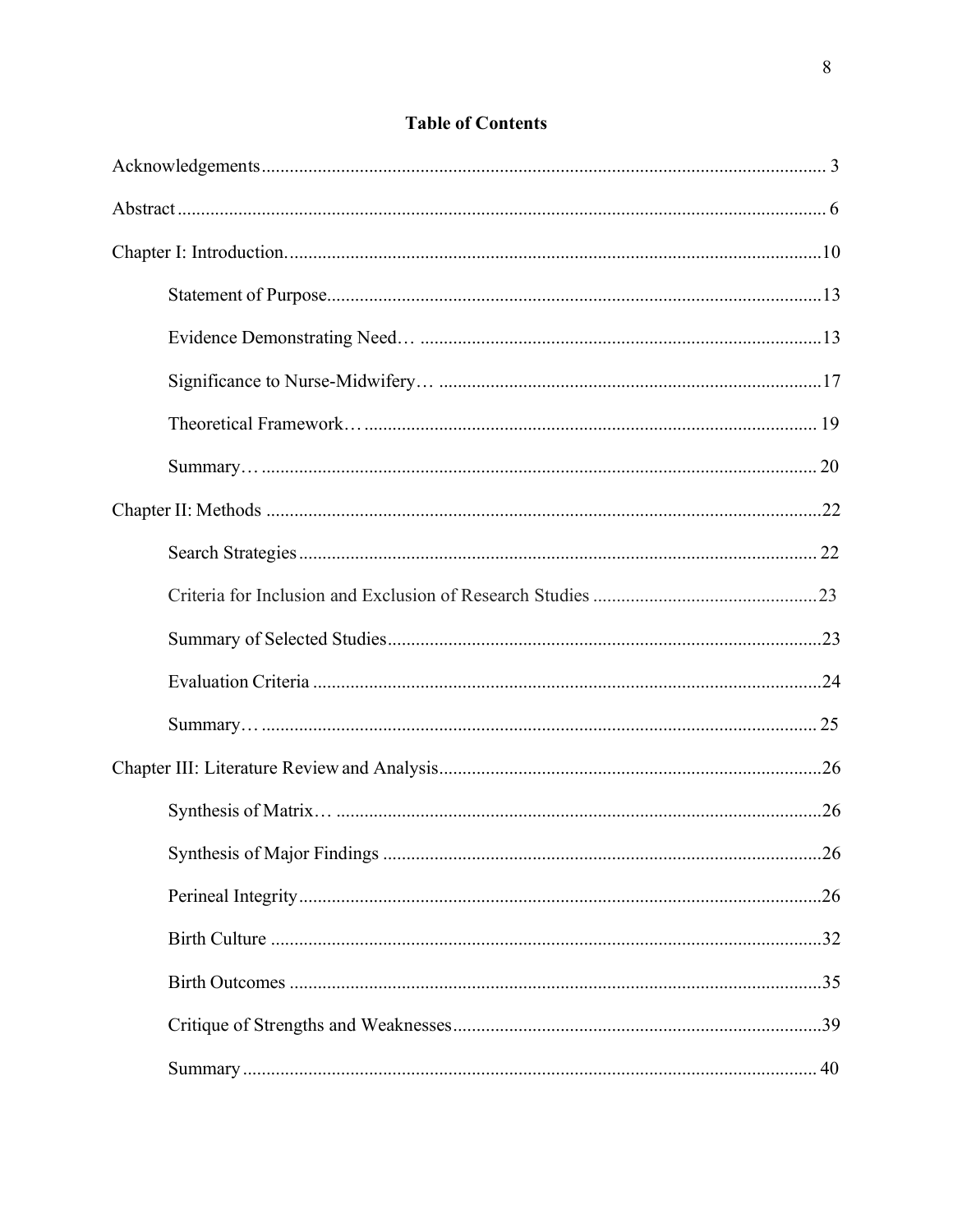# Table of Contents

Acknowledgements .......... 3

Abstract .......... 6

Chapter I: Introduction .......... 10

- Statement of Purpose .......... 13
- Evidence Demonstrating Need… .......... 13
- Significance to Nurse-Midwifery… .......... 17
- Theoretical Framework… .......... 19
- Summary… .......... 20

Chapter II: Methods .......... 22

- Search Strategies .......... 22
- Criteria for Inclusion and Exclusion of Research Studies .......... 23
- Summary of Selected Studies .......... 23
- Evaluation Criteria .......... 24
- Summary… .......... 25

Chapter III: Literature Review and Analysis .......... 26

- Synthesis of Matrix… .......... 26
- Synthesis of Major Findings .......... 26
- Perineal Integrity .......... 26
- Birth Culture .......... 32
- Birth Outcomes .......... 35
- Critique of Strengths and Weaknesses .......... 39
- Summary .......... 40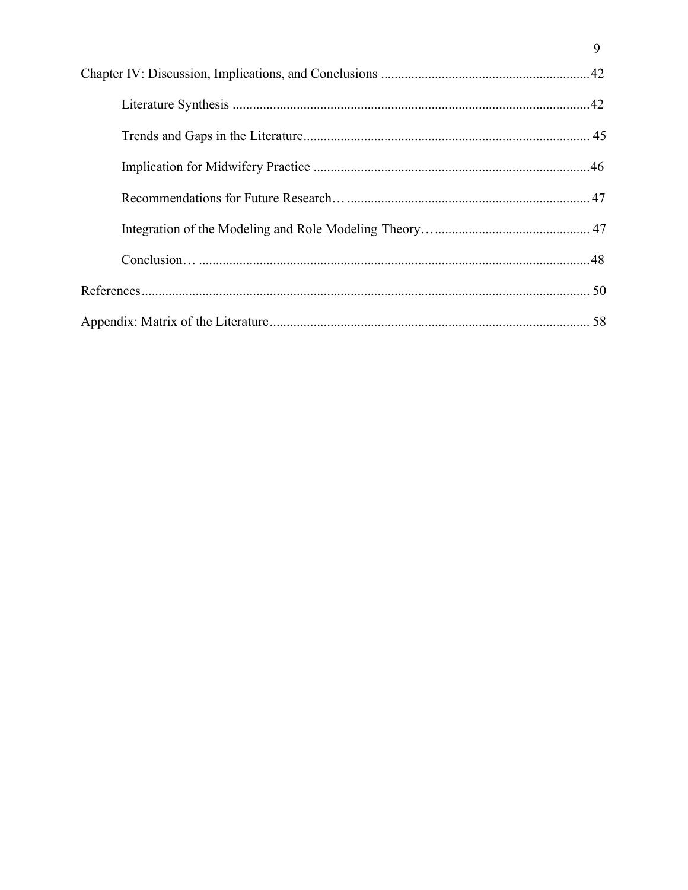Chapter IV: Discussion, Implications, and Conclusions .............................................................42

Literature Synthesis ..........................................................................................................42

Trends and Gaps in the Literature..................................................................................... 45

Implication for Midwifery Practice ..................................................................................46

Recommendations for Future Research… ........................................................................ 47

Integration of the Modeling and Role Modeling Theory…............................................. 47

Conclusion… ....................................................................................................................48

References.................................................................................................................................. 50

Appendix: Matrix of the Literature.............................................................................................. 58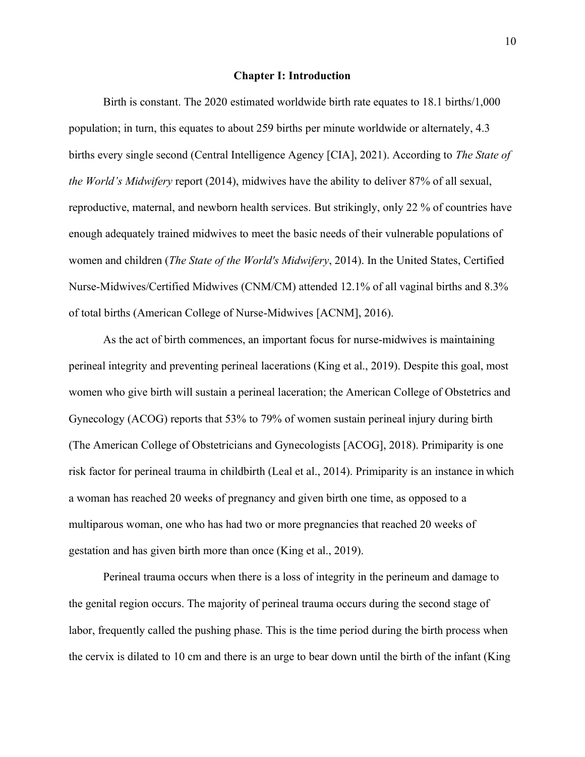# Chapter I: Introduction

Birth is constant. The 2020 estimated worldwide birth rate equates to 18.1 births/1,000 population; in turn, this equates to about 259 births per minute worldwide or alternately, 4.3 births every single second (Central Intelligence Agency [CIA], 2021). According to *The State of the World's Midwifery* report (2014), midwives have the ability to deliver 87% of all sexual, reproductive, maternal, and newborn health services. But strikingly, only 22 % of countries have enough adequately trained midwives to meet the basic needs of their vulnerable populations of women and children (*The State of the World's Midwifery*, 2014). In the United States, Certified Nurse-Midwives/Certified Midwives (CNM/CM) attended 12.1% of all vaginal births and 8.3% of total births (American College of Nurse-Midwives [ACNM], 2016).

As the act of birth commences, an important focus for nurse-midwives is maintaining perineal integrity and preventing perineal lacerations (King et al., 2019). Despite this goal, most women who give birth will sustain a perineal laceration; the American College of Obstetrics and Gynecology (ACOG) reports that 53% to 79% of women sustain perineal injury during birth (The American College of Obstetricians and Gynecologists [ACOG], 2018). Primiparity is one risk factor for perineal trauma in childbirth (Leal et al., 2014). Primiparity is an instance in which a woman has reached 20 weeks of pregnancy and given birth one time, as opposed to a multiparous woman, one who has had two or more pregnancies that reached 20 weeks of gestation and has given birth more than once (King et al., 2019).

Perineal trauma occurs when there is a loss of integrity in the perineum and damage to the genital region occurs. The majority of perineal trauma occurs during the second stage of labor, frequently called the pushing phase. This is the time period during the birth process when the cervix is dilated to 10 cm and there is an urge to bear down until the birth of the infant (King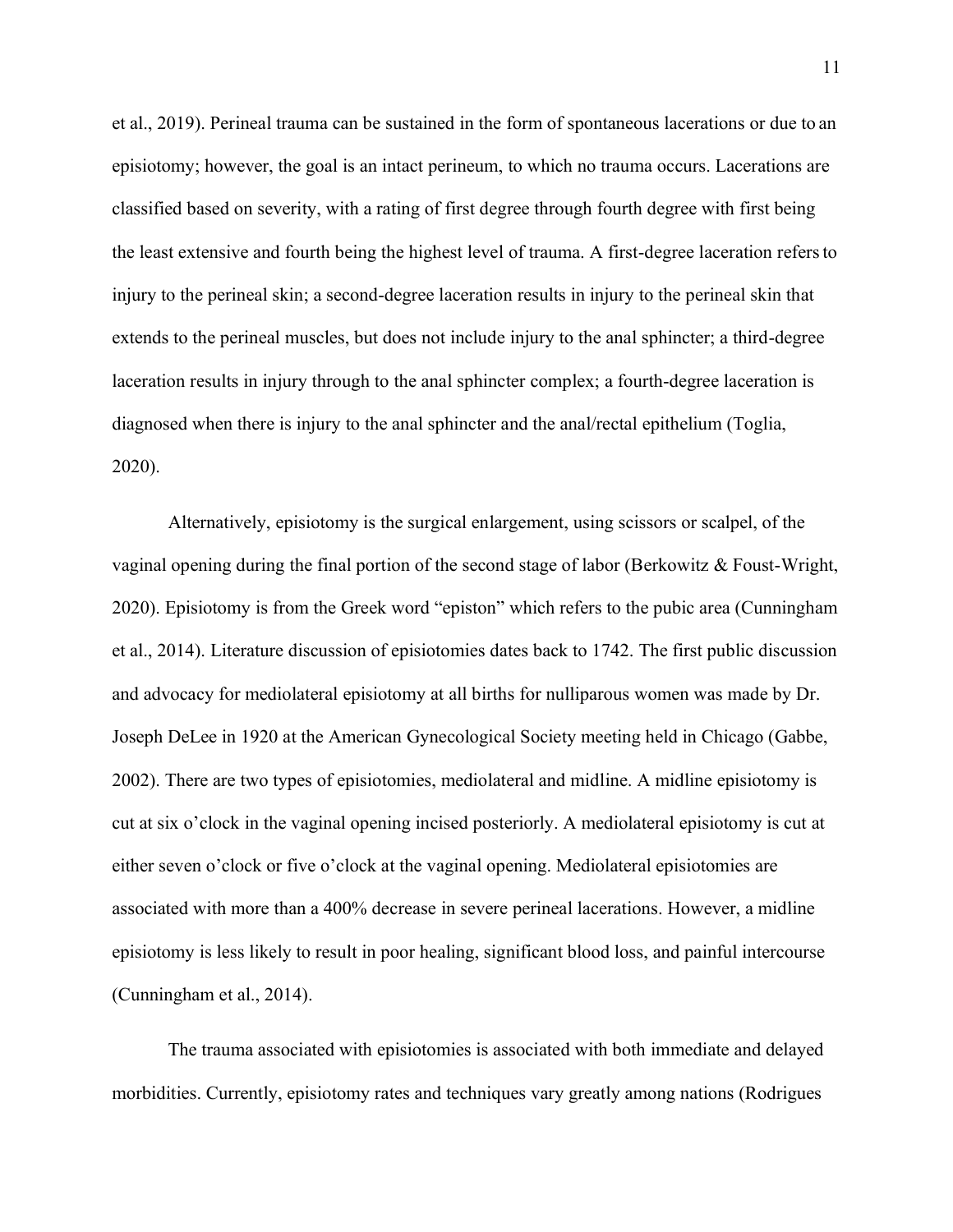et al., 2019). Perineal trauma can be sustained in the form of spontaneous lacerations or due to an episiotomy; however, the goal is an intact perineum, to which no trauma occurs. Lacerations are classified based on severity, with a rating of first degree through fourth degree with first being the least extensive and fourth being the highest level of trauma. A first-degree laceration refers to injury to the perineal skin; a second-degree laceration results in injury to the perineal skin that extends to the perineal muscles, but does not include injury to the anal sphincter; a third-degree laceration results in injury through to the anal sphincter complex; a fourth-degree laceration is diagnosed when there is injury to the anal sphincter and the anal/rectal epithelium (Toglia, 2020).

Alternatively, episiotomy is the surgical enlargement, using scissors or scalpel, of the vaginal opening during the final portion of the second stage of labor (Berkowitz & Foust-Wright, 2020). Episiotomy is from the Greek word "episton" which refers to the pubic area (Cunningham et al., 2014). Literature discussion of episiotomies dates back to 1742. The first public discussion and advocacy for mediolateral episiotomy at all births for nulliparous women was made by Dr. Joseph DeLee in 1920 at the American Gynecological Society meeting held in Chicago (Gabbe, 2002). There are two types of episiotomies, mediolateral and midline. A midline episiotomy is cut at six o'clock in the vaginal opening incised posteriorly. A mediolateral episiotomy is cut at either seven o'clock or five o'clock at the vaginal opening. Mediolateral episiotomies are associated with more than a 400% decrease in severe perineal lacerations. However, a midline episiotomy is less likely to result in poor healing, significant blood loss, and painful intercourse (Cunningham et al., 2014).

The trauma associated with episiotomies is associated with both immediate and delayed morbidities. Currently, episiotomy rates and techniques vary greatly among nations (Rodrigues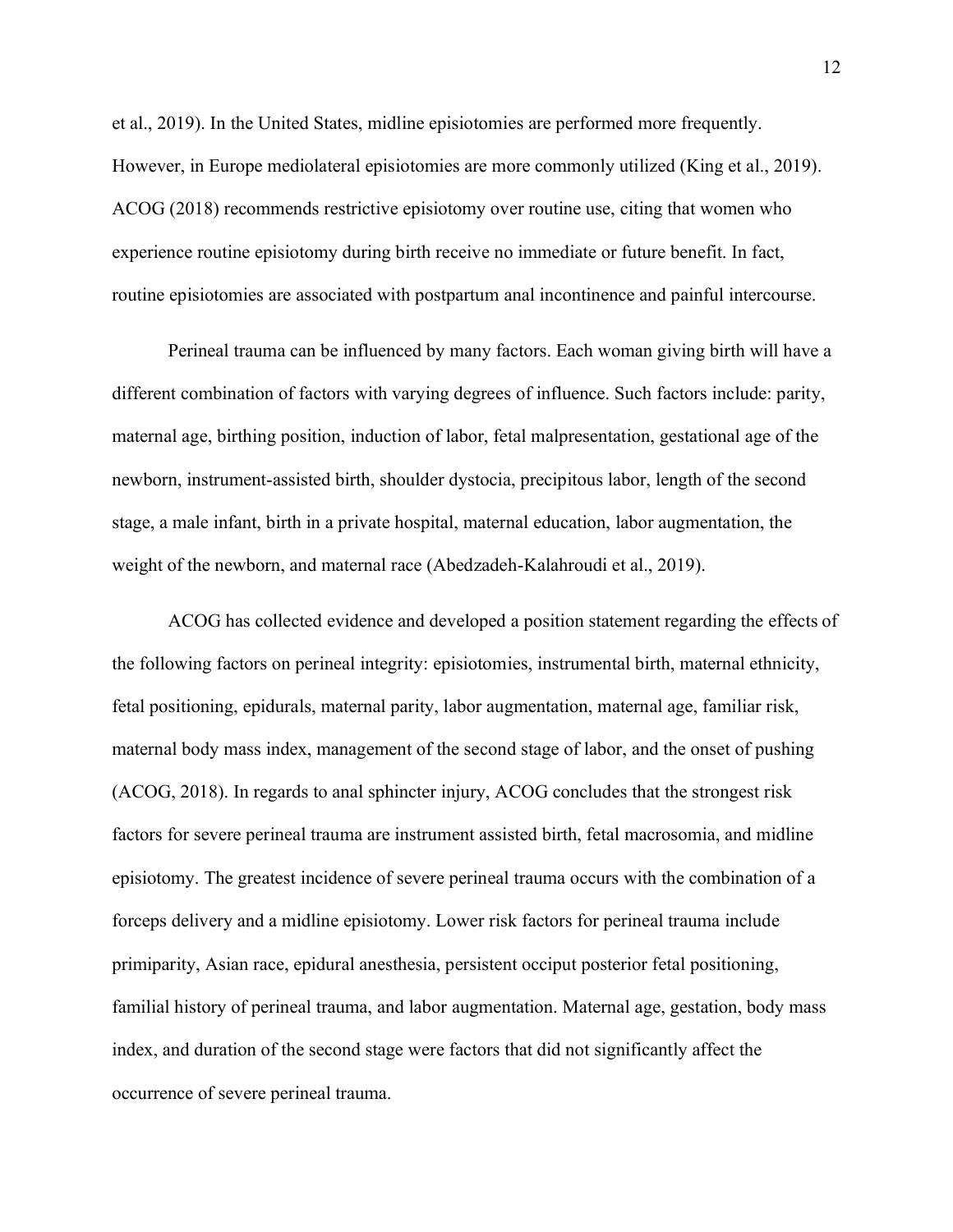et al., 2019). In the United States, midline episiotomies are performed more frequently. However, in Europe mediolateral episiotomies are more commonly utilized (King et al., 2019). ACOG (2018) recommends restrictive episiotomy over routine use, citing that women who experience routine episiotomy during birth receive no immediate or future benefit. In fact, routine episiotomies are associated with postpartum anal incontinence and painful intercourse.

Perineal trauma can be influenced by many factors. Each woman giving birth will have a different combination of factors with varying degrees of influence. Such factors include: parity, maternal age, birthing position, induction of labor, fetal malpresentation, gestational age of the newborn, instrument-assisted birth, shoulder dystocia, precipitous labor, length of the second stage, a male infant, birth in a private hospital, maternal education, labor augmentation, the weight of the newborn, and maternal race (Abedzadeh-Kalahroudi et al., 2019).

ACOG has collected evidence and developed a position statement regarding the effects of the following factors on perineal integrity: episiotomies, instrumental birth, maternal ethnicity, fetal positioning, epidurals, maternal parity, labor augmentation, maternal age, familiar risk, maternal body mass index, management of the second stage of labor, and the onset of pushing (ACOG, 2018). In regards to anal sphincter injury, ACOG concludes that the strongest risk factors for severe perineal trauma are instrument assisted birth, fetal macrosomia, and midline episiotomy. The greatest incidence of severe perineal trauma occurs with the combination of a forceps delivery and a midline episiotomy. Lower risk factors for perineal trauma include primiparity, Asian race, epidural anesthesia, persistent occiput posterior fetal positioning, familial history of perineal trauma, and labor augmentation. Maternal age, gestation, body mass index, and duration of the second stage were factors that did not significantly affect the occurrence of severe perineal trauma.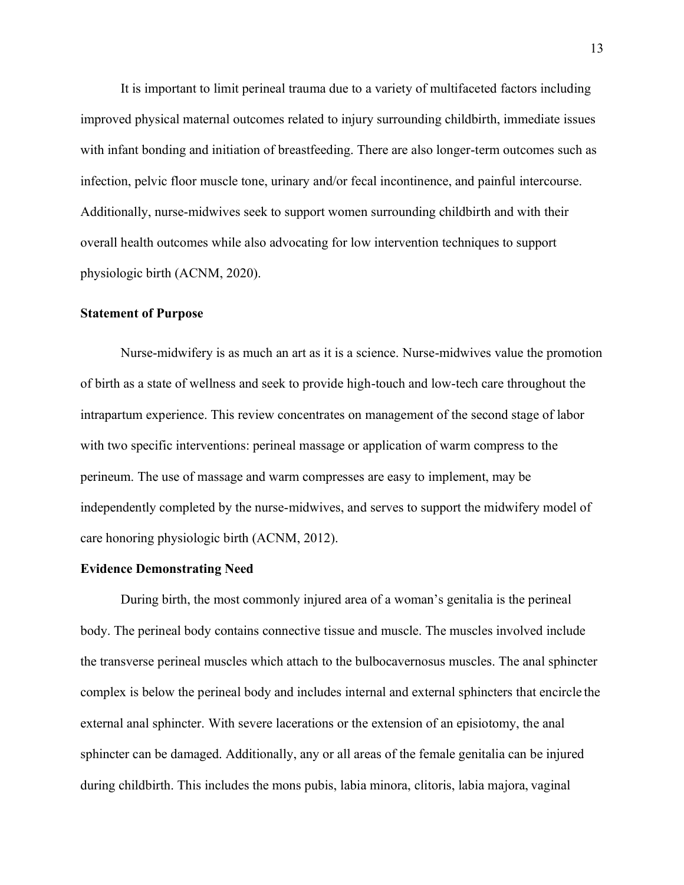It is important to limit perineal trauma due to a variety of multifaceted factors including improved physical maternal outcomes related to injury surrounding childbirth, immediate issues with infant bonding and initiation of breastfeeding. There are also longer-term outcomes such as infection, pelvic floor muscle tone, urinary and/or fecal incontinence, and painful intercourse. Additionally, nurse-midwives seek to support women surrounding childbirth and with their overall health outcomes while also advocating for low intervention techniques to support physiologic birth (ACNM, 2020).

## Statement of Purpose

Nurse-midwifery is as much an art as it is a science. Nurse-midwives value the promotion of birth as a state of wellness and seek to provide high-touch and low-tech care throughout the intrapartum experience. This review concentrates on management of the second stage of labor with two specific interventions: perineal massage or application of warm compress to the perineum. The use of massage and warm compresses are easy to implement, may be independently completed by the nurse-midwives, and serves to support the midwifery model of care honoring physiologic birth (ACNM, 2012).

## Evidence Demonstrating Need

During birth, the most commonly injured area of a woman's genitalia is the perineal body. The perineal body contains connective tissue and muscle. The muscles involved include the transverse perineal muscles which attach to the bulbocavernosus muscles. The anal sphincter complex is below the perineal body and includes internal and external sphincters that encircle the external anal sphincter. With severe lacerations or the extension of an episiotomy, the anal sphincter can be damaged. Additionally, any or all areas of the female genitalia can be injured during childbirth. This includes the mons pubis, labia minora, clitoris, labia majora, vaginal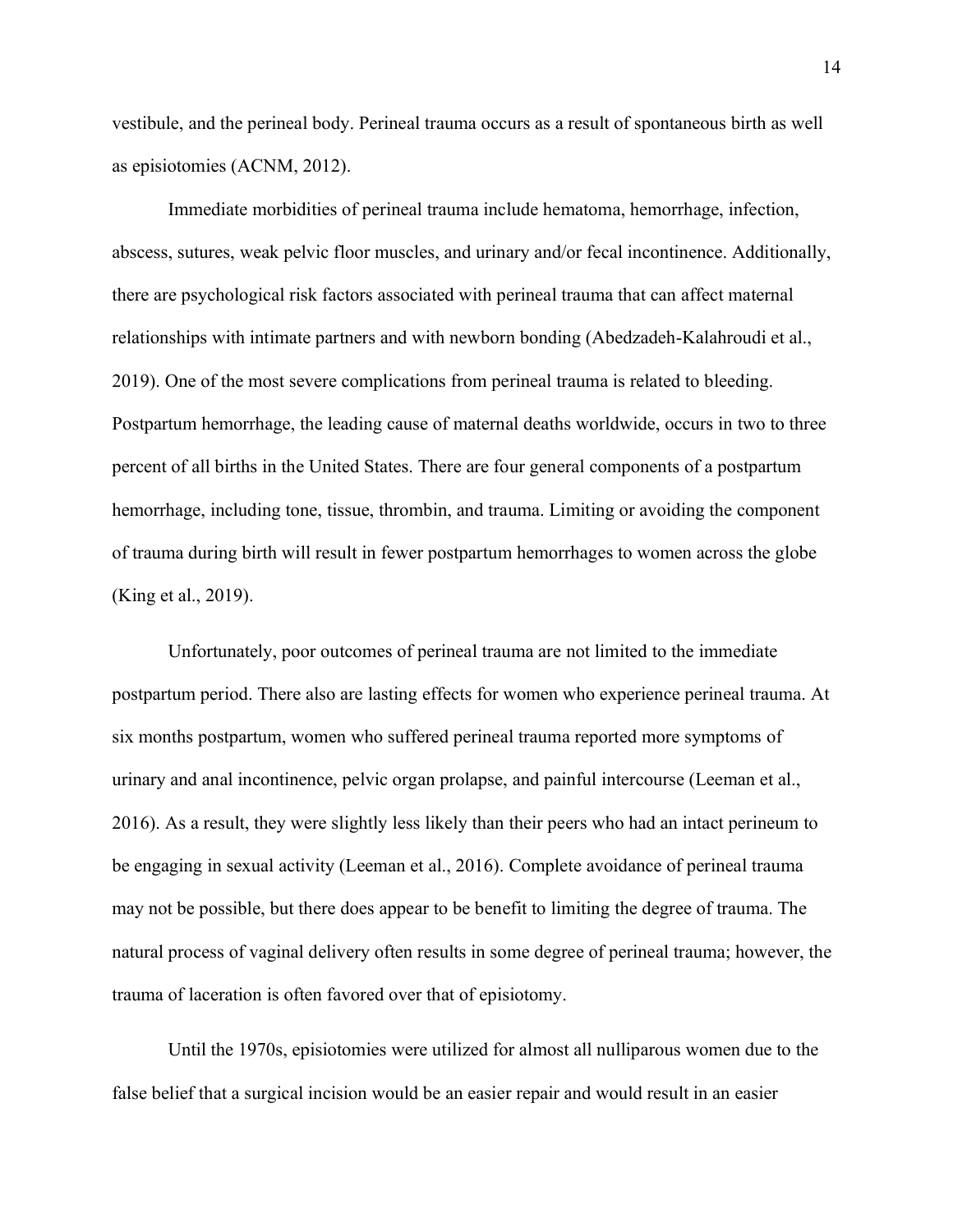vestibule, and the perineal body. Perineal trauma occurs as a result of spontaneous birth as well as episiotomies (ACNM, 2012).

Immediate morbidities of perineal trauma include hematoma, hemorrhage, infection, abscess, sutures, weak pelvic floor muscles, and urinary and/or fecal incontinence. Additionally, there are psychological risk factors associated with perineal trauma that can affect maternal relationships with intimate partners and with newborn bonding (Abedzadeh-Kalahroudi et al., 2019). One of the most severe complications from perineal trauma is related to bleeding. Postpartum hemorrhage, the leading cause of maternal deaths worldwide, occurs in two to three percent of all births in the United States. There are four general components of a postpartum hemorrhage, including tone, tissue, thrombin, and trauma. Limiting or avoiding the component of trauma during birth will result in fewer postpartum hemorrhages to women across the globe (King et al., 2019).

Unfortunately, poor outcomes of perineal trauma are not limited to the immediate postpartum period. There also are lasting effects for women who experience perineal trauma. At six months postpartum, women who suffered perineal trauma reported more symptoms of urinary and anal incontinence, pelvic organ prolapse, and painful intercourse (Leeman et al., 2016). As a result, they were slightly less likely than their peers who had an intact perineum to be engaging in sexual activity (Leeman et al., 2016). Complete avoidance of perineal trauma may not be possible, but there does appear to be benefit to limiting the degree of trauma. The natural process of vaginal delivery often results in some degree of perineal trauma; however, the trauma of laceration is often favored over that of episiotomy.

Until the 1970s, episiotomies were utilized for almost all nulliparous women due to the false belief that a surgical incision would be an easier repair and would result in an easier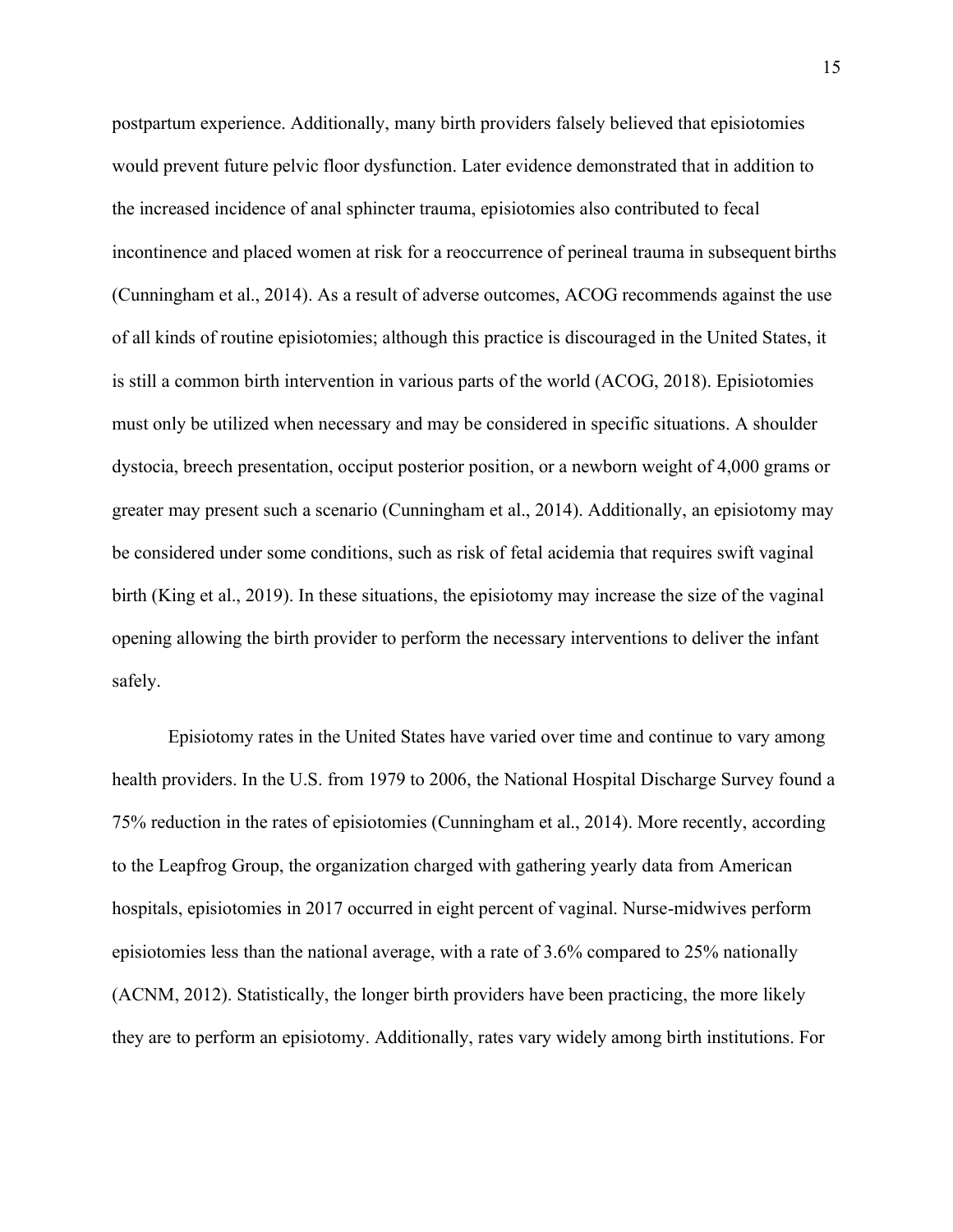postpartum experience. Additionally, many birth providers falsely believed that episiotomies would prevent future pelvic floor dysfunction. Later evidence demonstrated that in addition to the increased incidence of anal sphincter trauma, episiotomies also contributed to fecal incontinence and placed women at risk for a reoccurrence of perineal trauma in subsequent births (Cunningham et al., 2014). As a result of adverse outcomes, ACOG recommends against the use of all kinds of routine episiotomies; although this practice is discouraged in the United States, it is still a common birth intervention in various parts of the world (ACOG, 2018). Episiotomies must only be utilized when necessary and may be considered in specific situations. A shoulder dystocia, breech presentation, occiput posterior position, or a newborn weight of 4,000 grams or greater may present such a scenario (Cunningham et al., 2014). Additionally, an episiotomy may be considered under some conditions, such as risk of fetal acidemia that requires swift vaginal birth (King et al., 2019). In these situations, the episiotomy may increase the size of the vaginal opening allowing the birth provider to perform the necessary interventions to deliver the infant safely.

Episiotomy rates in the United States have varied over time and continue to vary among health providers. In the U.S. from 1979 to 2006, the National Hospital Discharge Survey found a 75% reduction in the rates of episiotomies (Cunningham et al., 2014). More recently, according to the Leapfrog Group, the organization charged with gathering yearly data from American hospitals, episiotomies in 2017 occurred in eight percent of vaginal. Nurse-midwives perform episiotomies less than the national average, with a rate of 3.6% compared to 25% nationally (ACNM, 2012). Statistically, the longer birth providers have been practicing, the more likely they are to perform an episiotomy. Additionally, rates vary widely among birth institutions. For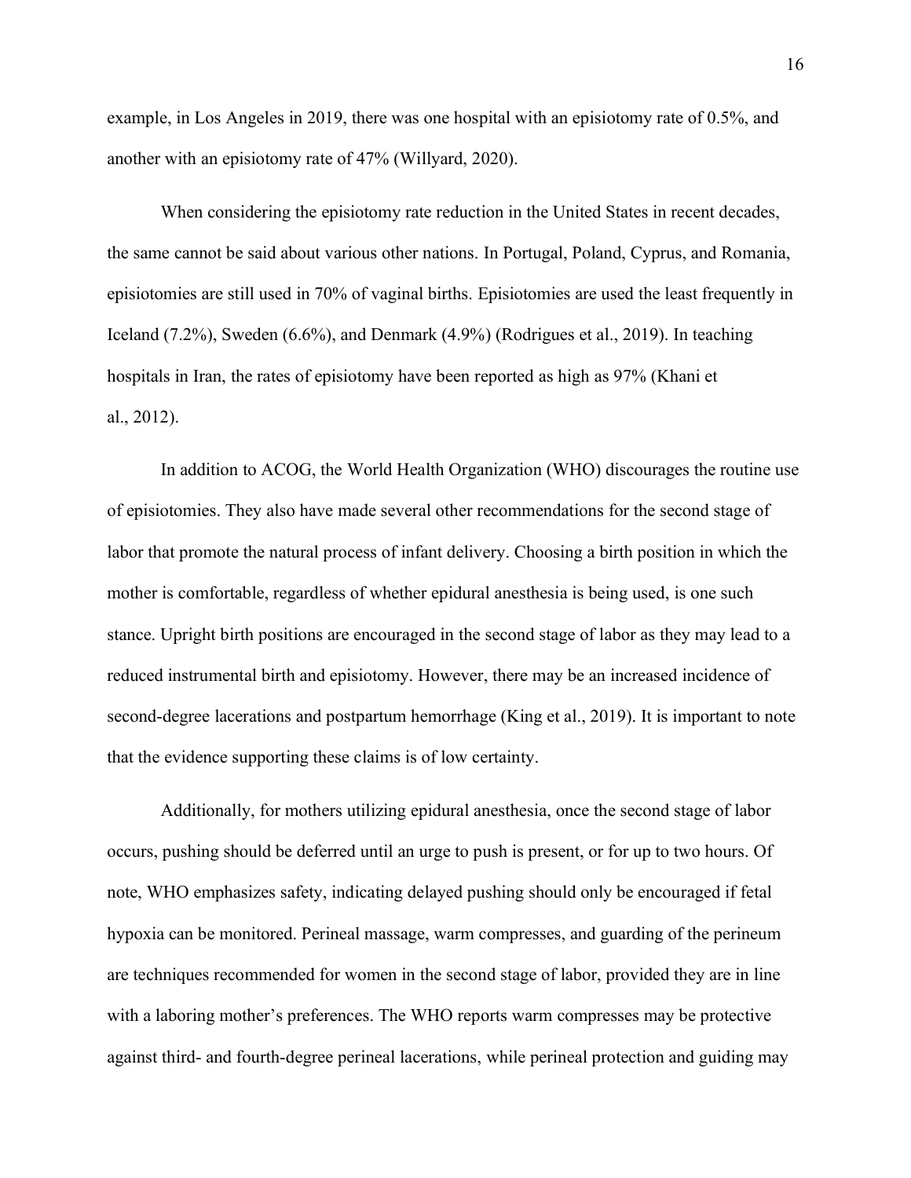example, in Los Angeles in 2019, there was one hospital with an episiotomy rate of 0.5%, and another with an episiotomy rate of 47% (Willyard, 2020).

When considering the episiotomy rate reduction in the United States in recent decades, the same cannot be said about various other nations. In Portugal, Poland, Cyprus, and Romania, episiotomies are still used in 70% of vaginal births. Episiotomies are used the least frequently in Iceland (7.2%), Sweden (6.6%), and Denmark (4.9%) (Rodrigues et al., 2019). In teaching hospitals in Iran, the rates of episiotomy have been reported as high as 97% (Khani et al., 2012).

In addition to ACOG, the World Health Organization (WHO) discourages the routine use of episiotomies. They also have made several other recommendations for the second stage of labor that promote the natural process of infant delivery. Choosing a birth position in which the mother is comfortable, regardless of whether epidural anesthesia is being used, is one such stance. Upright birth positions are encouraged in the second stage of labor as they may lead to a reduced instrumental birth and episiotomy. However, there may be an increased incidence of second-degree lacerations and postpartum hemorrhage (King et al., 2019). It is important to note that the evidence supporting these claims is of low certainty.

Additionally, for mothers utilizing epidural anesthesia, once the second stage of labor occurs, pushing should be deferred until an urge to push is present, or for up to two hours. Of note, WHO emphasizes safety, indicating delayed pushing should only be encouraged if fetal hypoxia can be monitored. Perineal massage, warm compresses, and guarding of the perineum are techniques recommended for women in the second stage of labor, provided they are in line with a laboring mother's preferences. The WHO reports warm compresses may be protective against third- and fourth-degree perineal lacerations, while perineal protection and guiding may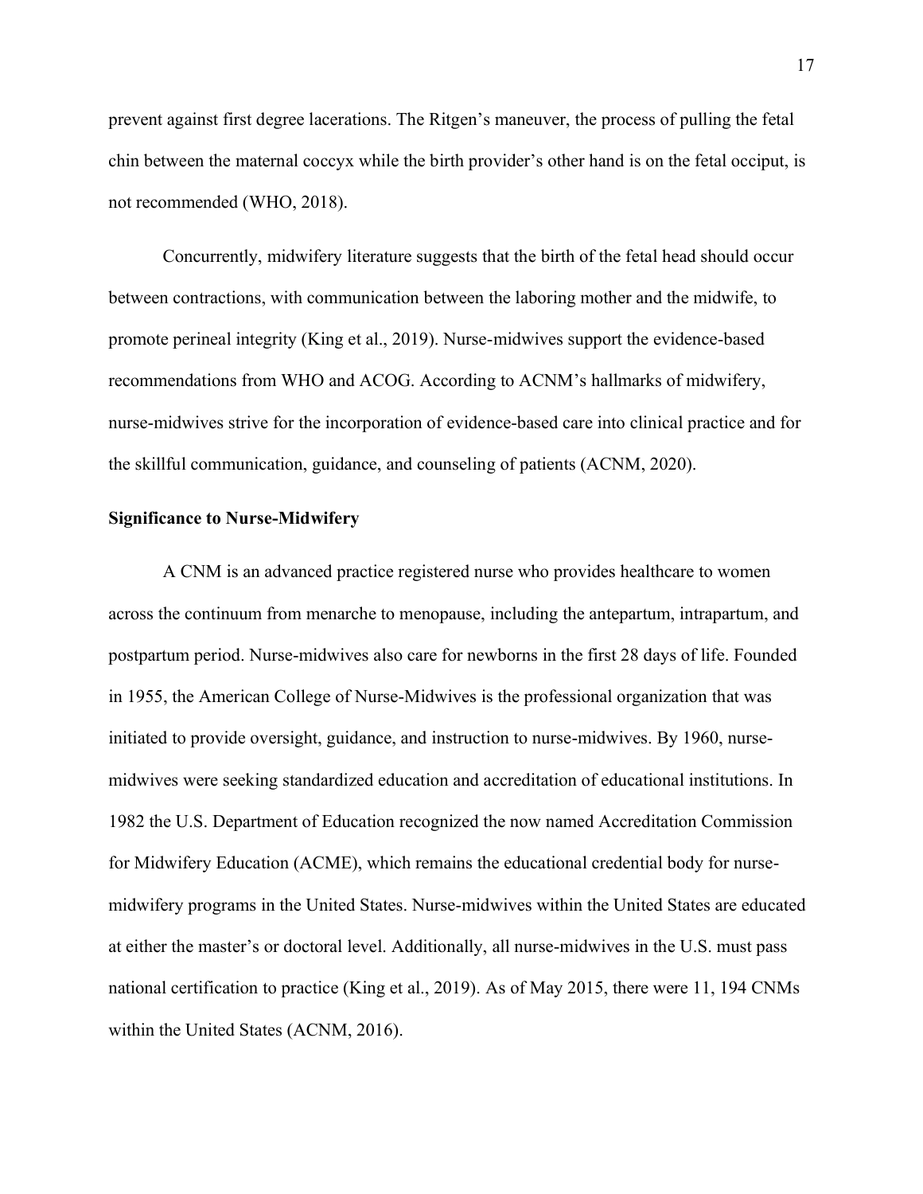prevent against first degree lacerations. The Ritgen's maneuver, the process of pulling the fetal chin between the maternal coccyx while the birth provider's other hand is on the fetal occiput, is not recommended (WHO, 2018).

Concurrently, midwifery literature suggests that the birth of the fetal head should occur between contractions, with communication between the laboring mother and the midwife, to promote perineal integrity (King et al., 2019). Nurse-midwives support the evidence-based recommendations from WHO and ACOG. According to ACNM's hallmarks of midwifery, nurse-midwives strive for the incorporation of evidence-based care into clinical practice and for the skillful communication, guidance, and counseling of patients (ACNM, 2020).

**Significance to Nurse-Midwifery**

A CNM is an advanced practice registered nurse who provides healthcare to women across the continuum from menarche to menopause, including the antepartum, intrapartum, and postpartum period. Nurse-midwives also care for newborns in the first 28 days of life. Founded in 1955, the American College of Nurse-Midwives is the professional organization that was initiated to provide oversight, guidance, and instruction to nurse-midwives. By 1960, nurse-midwives were seeking standardized education and accreditation of educational institutions. In 1982 the U.S. Department of Education recognized the now named Accreditation Commission for Midwifery Education (ACME), which remains the educational credential body for nurse-midwifery programs in the United States. Nurse-midwives within the United States are educated at either the master's or doctoral level. Additionally, all nurse-midwives in the U.S. must pass national certification to practice (King et al., 2019). As of May 2015, there were 11, 194 CNMs within the United States (ACNM, 2016).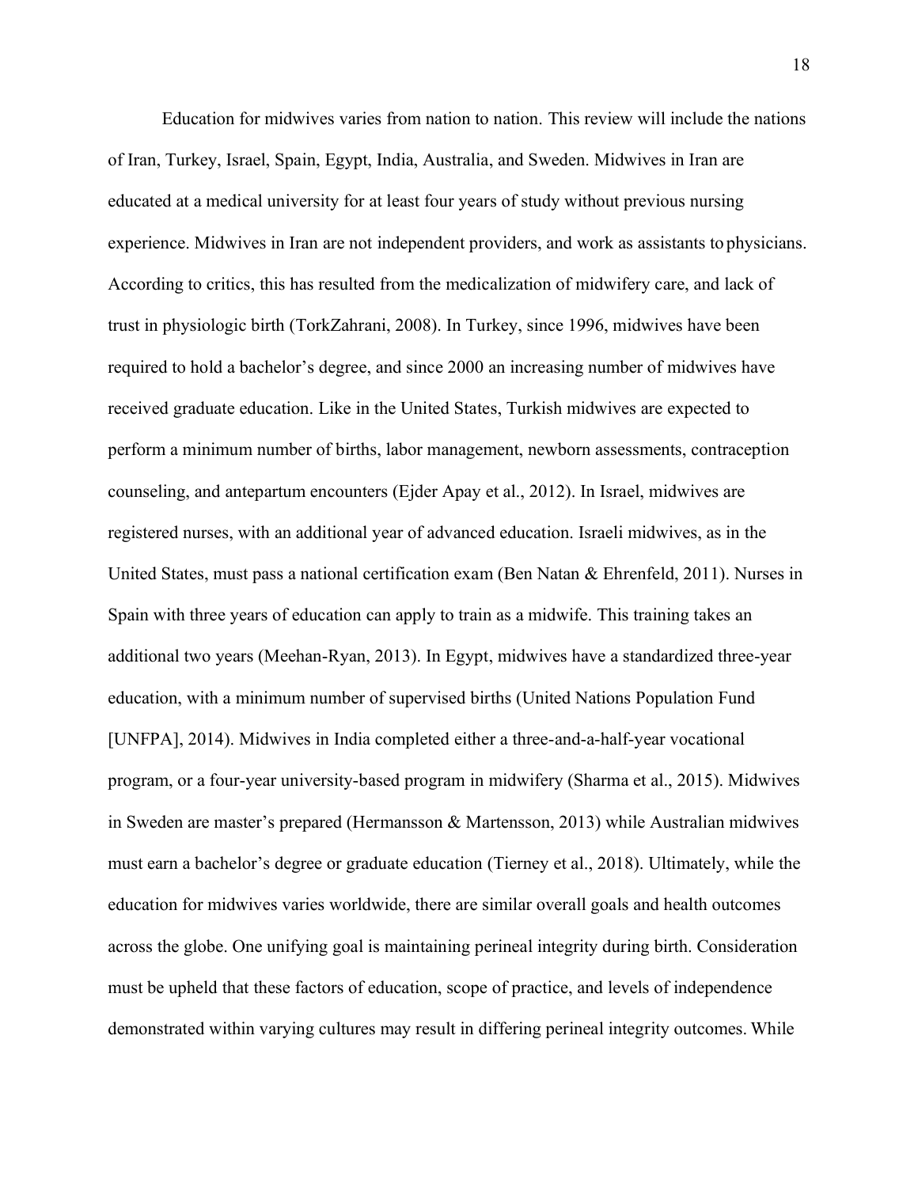Education for midwives varies from nation to nation. This review will include the nations of Iran, Turkey, Israel, Spain, Egypt, India, Australia, and Sweden. Midwives in Iran are educated at a medical university for at least four years of study without previous nursing experience. Midwives in Iran are not independent providers, and work as assistants to physicians. According to critics, this has resulted from the medicalization of midwifery care, and lack of trust in physiologic birth (TorkZahrani, 2008). In Turkey, since 1996, midwives have been required to hold a bachelor's degree, and since 2000 an increasing number of midwives have received graduate education. Like in the United States, Turkish midwives are expected to perform a minimum number of births, labor management, newborn assessments, contraception counseling, and antepartum encounters (Ejder Apay et al., 2012). In Israel, midwives are registered nurses, with an additional year of advanced education. Israeli midwives, as in the United States, must pass a national certification exam (Ben Natan & Ehrenfeld, 2011). Nurses in Spain with three years of education can apply to train as a midwife. This training takes an additional two years (Meehan-Ryan, 2013). In Egypt, midwives have a standardized three-year education, with a minimum number of supervised births (United Nations Population Fund [UNFPA], 2014). Midwives in India completed either a three-and-a-half-year vocational program, or a four-year university-based program in midwifery (Sharma et al., 2015). Midwives in Sweden are master's prepared (Hermansson & Martensson, 2013) while Australian midwives must earn a bachelor's degree or graduate education (Tierney et al., 2018). Ultimately, while the education for midwives varies worldwide, there are similar overall goals and health outcomes across the globe. One unifying goal is maintaining perineal integrity during birth. Consideration must be upheld that these factors of education, scope of practice, and levels of independence demonstrated within varying cultures may result in differing perineal integrity outcomes. While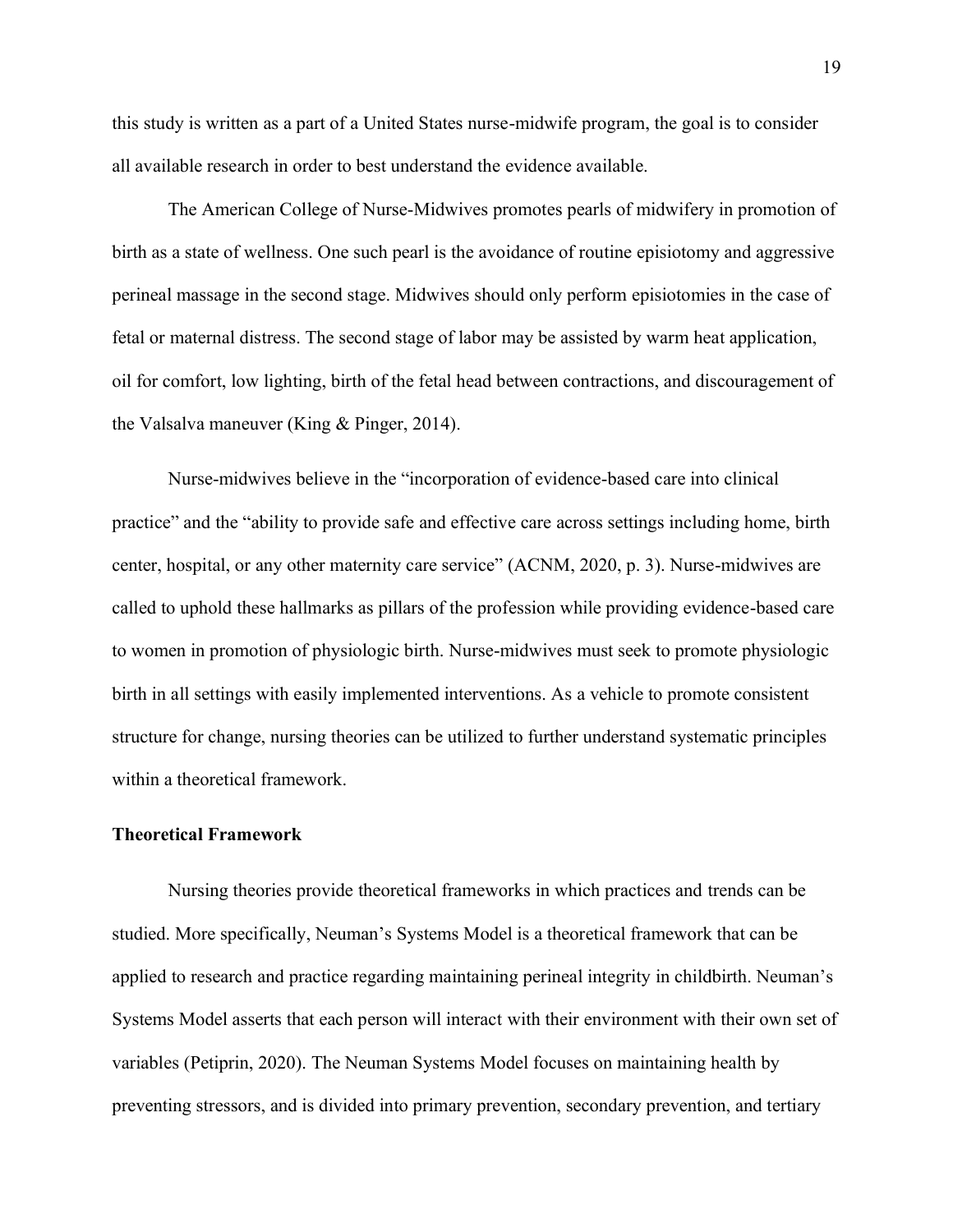this study is written as a part of a United States nurse-midwife program, the goal is to consider all available research in order to best understand the evidence available.

The American College of Nurse-Midwives promotes pearls of midwifery in promotion of birth as a state of wellness. One such pearl is the avoidance of routine episiotomy and aggressive perineal massage in the second stage. Midwives should only perform episiotomies in the case of fetal or maternal distress. The second stage of labor may be assisted by warm heat application, oil for comfort, low lighting, birth of the fetal head between contractions, and discouragement of the Valsalva maneuver (King & Pinger, 2014).

Nurse-midwives believe in the "incorporation of evidence-based care into clinical practice" and the "ability to provide safe and effective care across settings including home, birth center, hospital, or any other maternity care service" (ACNM, 2020, p. 3). Nurse-midwives are called to uphold these hallmarks as pillars of the profession while providing evidence-based care to women in promotion of physiologic birth. Nurse-midwives must seek to promote physiologic birth in all settings with easily implemented interventions. As a vehicle to promote consistent structure for change, nursing theories can be utilized to further understand systematic principles within a theoretical framework.

## Theoretical Framework

Nursing theories provide theoretical frameworks in which practices and trends can be studied. More specifically, Neuman's Systems Model is a theoretical framework that can be applied to research and practice regarding maintaining perineal integrity in childbirth. Neuman's Systems Model asserts that each person will interact with their environment with their own set of variables (Petiprin, 2020). The Neuman Systems Model focuses on maintaining health by preventing stressors, and is divided into primary prevention, secondary prevention, and tertiary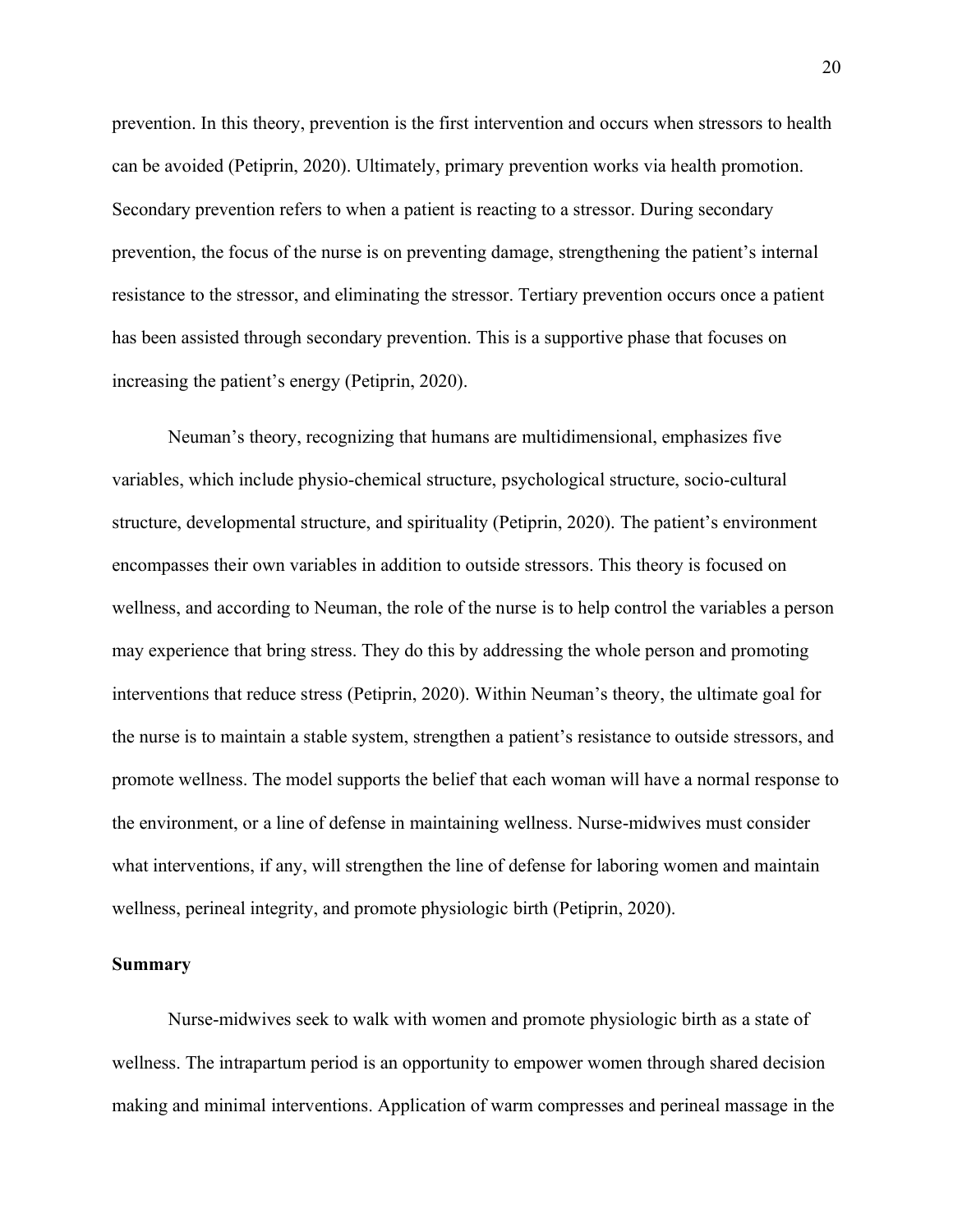prevention. In this theory, prevention is the first intervention and occurs when stressors to health can be avoided (Petiprin, 2020). Ultimately, primary prevention works via health promotion. Secondary prevention refers to when a patient is reacting to a stressor. During secondary prevention, the focus of the nurse is on preventing damage, strengthening the patient's internal resistance to the stressor, and eliminating the stressor. Tertiary prevention occurs once a patient has been assisted through secondary prevention. This is a supportive phase that focuses on increasing the patient's energy (Petiprin, 2020).

Neuman's theory, recognizing that humans are multidimensional, emphasizes five variables, which include physio-chemical structure, psychological structure, socio-cultural structure, developmental structure, and spirituality (Petiprin, 2020). The patient's environment encompasses their own variables in addition to outside stressors. This theory is focused on wellness, and according to Neuman, the role of the nurse is to help control the variables a person may experience that bring stress. They do this by addressing the whole person and promoting interventions that reduce stress (Petiprin, 2020). Within Neuman's theory, the ultimate goal for the nurse is to maintain a stable system, strengthen a patient's resistance to outside stressors, and promote wellness. The model supports the belief that each woman will have a normal response to the environment, or a line of defense in maintaining wellness. Nurse-midwives must consider what interventions, if any, will strengthen the line of defense for laboring women and maintain wellness, perineal integrity, and promote physiologic birth (Petiprin, 2020).

## Summary

Nurse-midwives seek to walk with women and promote physiologic birth as a state of wellness. The intrapartum period is an opportunity to empower women through shared decision making and minimal interventions. Application of warm compresses and perineal massage in the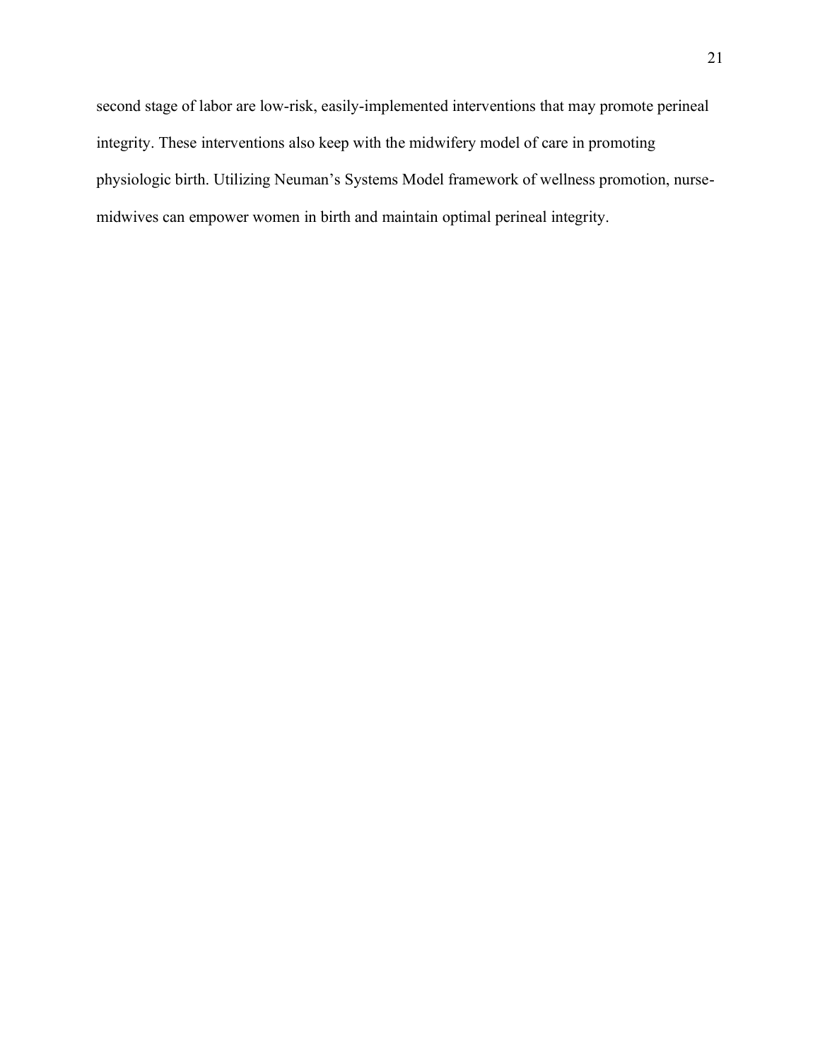second stage of labor are low-risk, easily-implemented interventions that may promote perineal integrity. These interventions also keep with the midwifery model of care in promoting physiologic birth. Utilizing Neuman's Systems Model framework of wellness promotion, nurse-midwives can empower women in birth and maintain optimal perineal integrity.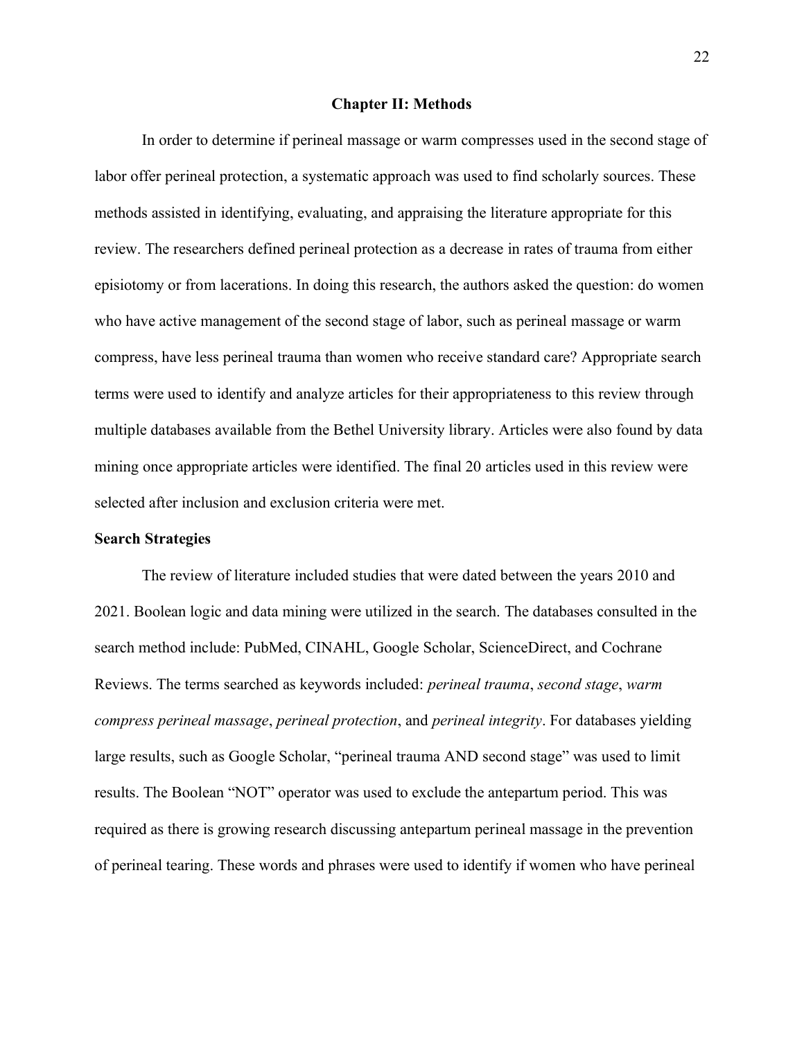# Chapter II: Methods

In order to determine if perineal massage or warm compresses used in the second stage of labor offer perineal protection, a systematic approach was used to find scholarly sources. These methods assisted in identifying, evaluating, and appraising the literature appropriate for this review. The researchers defined perineal protection as a decrease in rates of trauma from either episiotomy or from lacerations. In doing this research, the authors asked the question: do women who have active management of the second stage of labor, such as perineal massage or warm compress, have less perineal trauma than women who receive standard care? Appropriate search terms were used to identify and analyze articles for their appropriateness to this review through multiple databases available from the Bethel University library. Articles were also found by data mining once appropriate articles were identified. The final 20 articles used in this review were selected after inclusion and exclusion criteria were met.

## Search Strategies

The review of literature included studies that were dated between the years 2010 and 2021. Boolean logic and data mining were utilized in the search. The databases consulted in the search method include: PubMed, CINAHL, Google Scholar, ScienceDirect, and Cochrane Reviews. The terms searched as keywords included: *perineal trauma*, *second stage*, *warm compress perineal massage*, *perineal protection*, and *perineal integrity*. For databases yielding large results, such as Google Scholar, "perineal trauma AND second stage" was used to limit results. The Boolean "NOT" operator was used to exclude the antepartum period. This was required as there is growing research discussing antepartum perineal massage in the prevention of perineal tearing. These words and phrases were used to identify if women who have perineal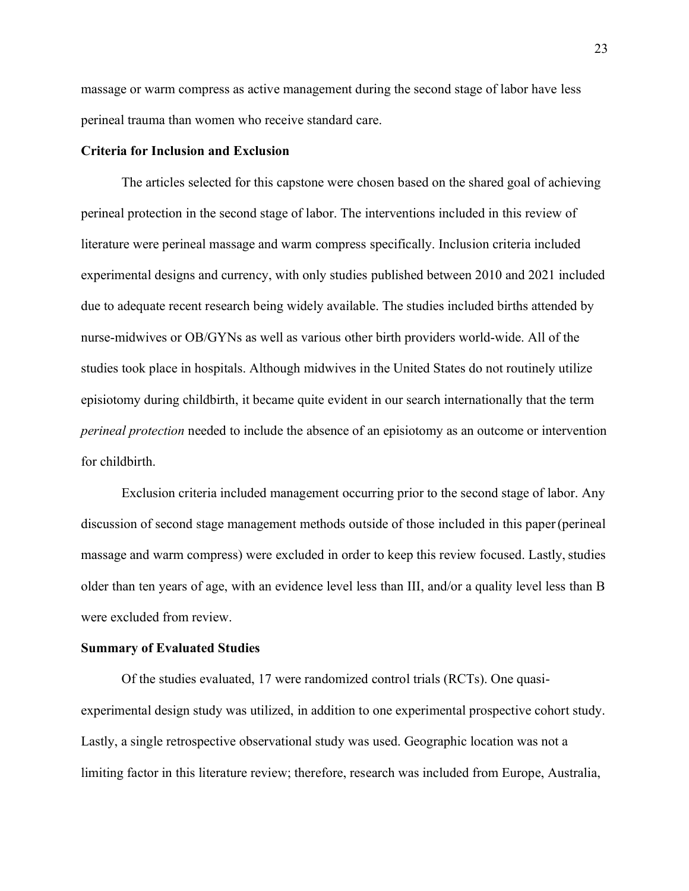massage or warm compress as active management during the second stage of labor have less perineal trauma than women who receive standard care.

**Criteria for Inclusion and Exclusion**

The articles selected for this capstone were chosen based on the shared goal of achieving perineal protection in the second stage of labor. The interventions included in this review of literature were perineal massage and warm compress specifically. Inclusion criteria included experimental designs and currency, with only studies published between 2010 and 2021 included due to adequate recent research being widely available. The studies included births attended by nurse-midwives or OB/GYNs as well as various other birth providers world-wide. All of the studies took place in hospitals. Although midwives in the United States do not routinely utilize episiotomy during childbirth, it became quite evident in our search internationally that the term *perineal protection* needed to include the absence of an episiotomy as an outcome or intervention for childbirth.

Exclusion criteria included management occurring prior to the second stage of labor. Any discussion of second stage management methods outside of those included in this paper (perineal massage and warm compress) were excluded in order to keep this review focused. Lastly, studies older than ten years of age, with an evidence level less than III, and/or a quality level less than B were excluded from review.

**Summary of Evaluated Studies**

Of the studies evaluated, 17 were randomized control trials (RCTs). One quasi-experimental design study was utilized, in addition to one experimental prospective cohort study. Lastly, a single retrospective observational study was used. Geographic location was not a limiting factor in this literature review; therefore, research was included from Europe, Australia,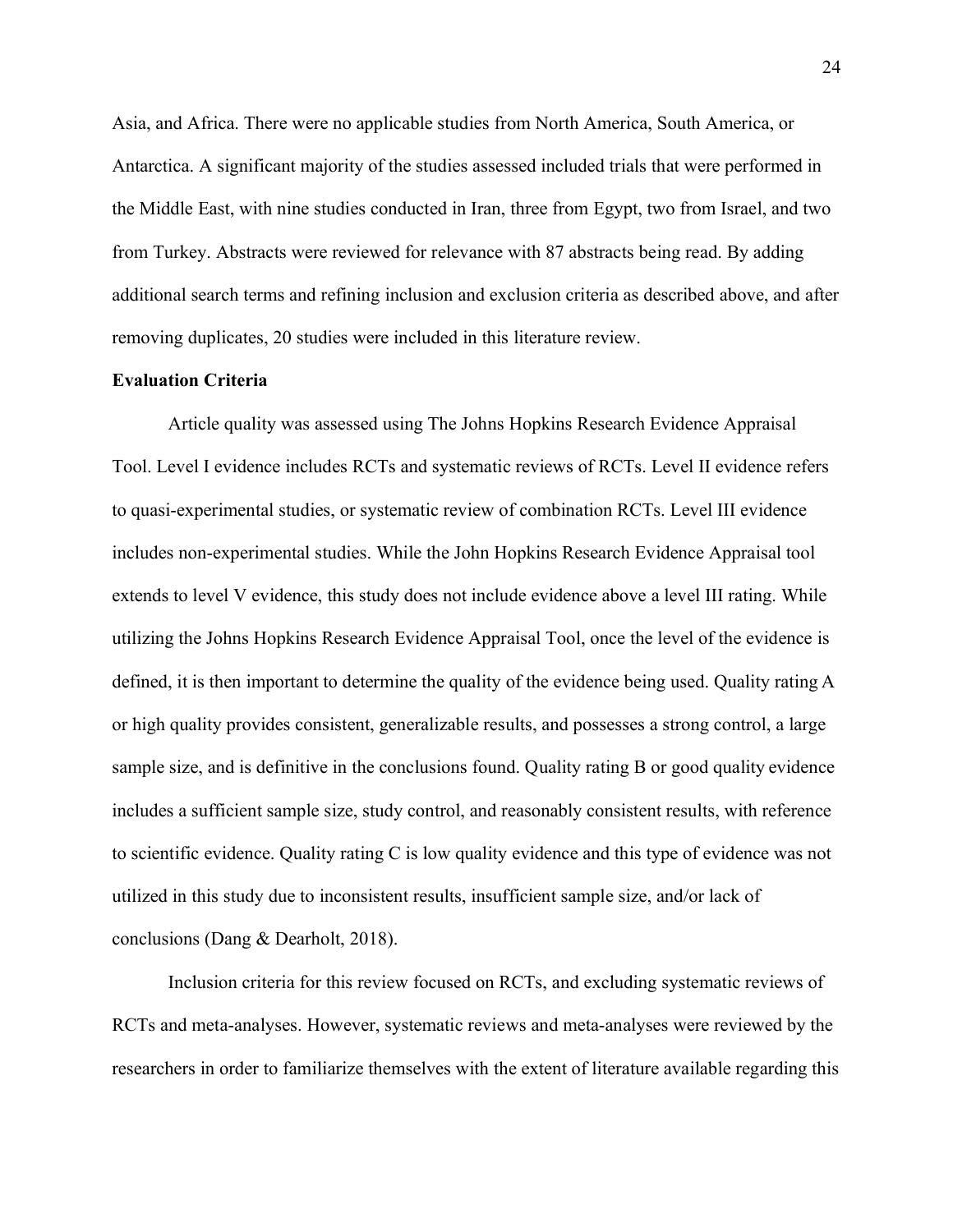Asia, and Africa. There were no applicable studies from North America, South America, or Antarctica. A significant majority of the studies assessed included trials that were performed in the Middle East, with nine studies conducted in Iran, three from Egypt, two from Israel, and two from Turkey. Abstracts were reviewed for relevance with 87 abstracts being read. By adding additional search terms and refining inclusion and exclusion criteria as described above, and after removing duplicates, 20 studies were included in this literature review.

**Evaluation Criteria**

Article quality was assessed using The Johns Hopkins Research Evidence Appraisal Tool. Level I evidence includes RCTs and systematic reviews of RCTs. Level II evidence refers to quasi-experimental studies, or systematic review of combination RCTs. Level III evidence includes non-experimental studies. While the John Hopkins Research Evidence Appraisal tool extends to level V evidence, this study does not include evidence above a level III rating. While utilizing the Johns Hopkins Research Evidence Appraisal Tool, once the level of the evidence is defined, it is then important to determine the quality of the evidence being used. Quality rating A or high quality provides consistent, generalizable results, and possesses a strong control, a large sample size, and is definitive in the conclusions found. Quality rating B or good quality evidence includes a sufficient sample size, study control, and reasonably consistent results, with reference to scientific evidence. Quality rating C is low quality evidence and this type of evidence was not utilized in this study due to inconsistent results, insufficient sample size, and/or lack of conclusions (Dang & Dearholt, 2018).

Inclusion criteria for this review focused on RCTs, and excluding systematic reviews of RCTs and meta-analyses. However, systematic reviews and meta-analyses were reviewed by the researchers in order to familiarize themselves with the extent of literature available regarding this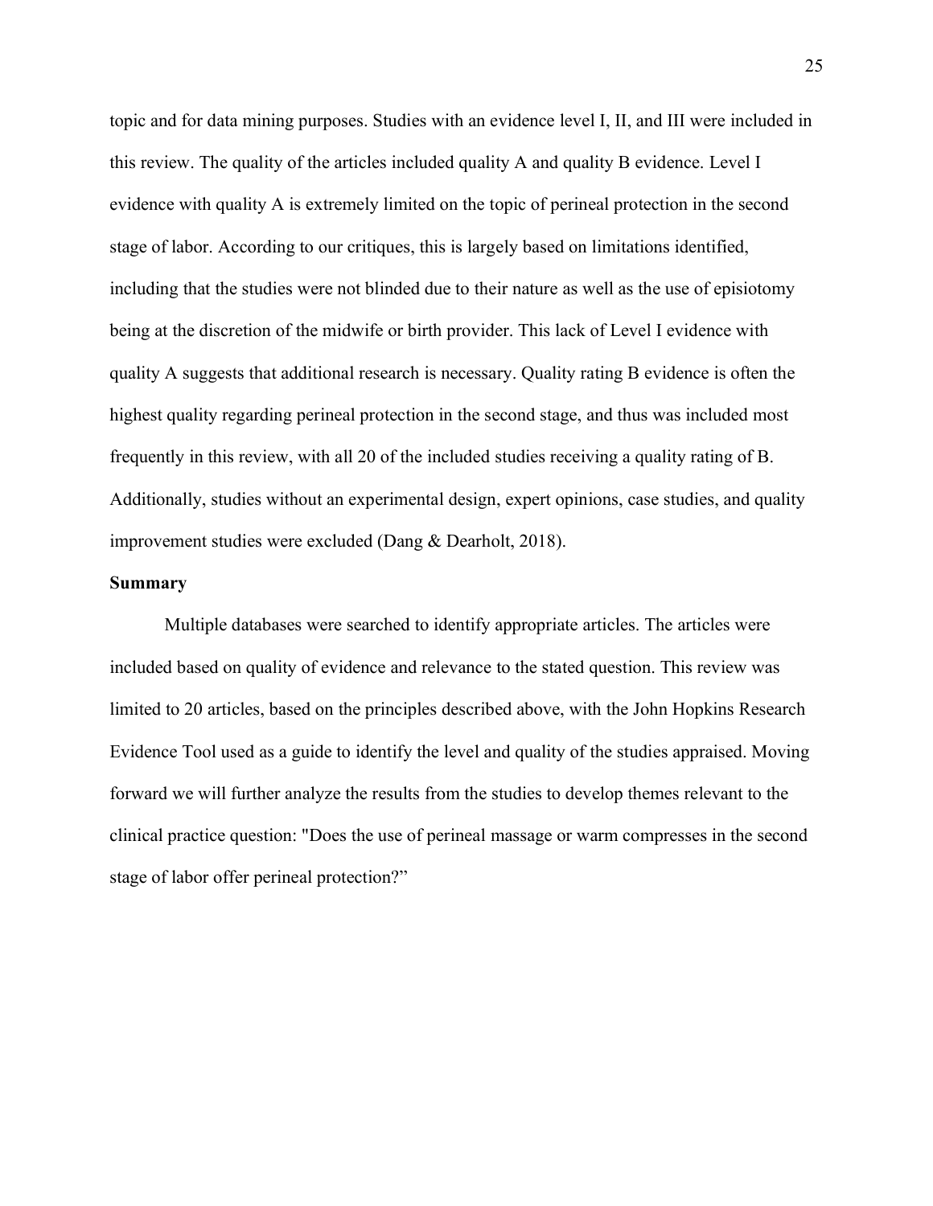topic and for data mining purposes. Studies with an evidence level I, II, and III were included in this review. The quality of the articles included quality A and quality B evidence. Level I evidence with quality A is extremely limited on the topic of perineal protection in the second stage of labor. According to our critiques, this is largely based on limitations identified, including that the studies were not blinded due to their nature as well as the use of episiotomy being at the discretion of the midwife or birth provider. This lack of Level I evidence with quality A suggests that additional research is necessary. Quality rating B evidence is often the highest quality regarding perineal protection in the second stage, and thus was included most frequently in this review, with all 20 of the included studies receiving a quality rating of B. Additionally, studies without an experimental design, expert opinions, case studies, and quality improvement studies were excluded (Dang & Dearholt, 2018).

### Summary

Multiple databases were searched to identify appropriate articles. The articles were included based on quality of evidence and relevance to the stated question. This review was limited to 20 articles, based on the principles described above, with the John Hopkins Research Evidence Tool used as a guide to identify the level and quality of the studies appraised. Moving forward we will further analyze the results from the studies to develop themes relevant to the clinical practice question: "Does the use of perineal massage or warm compresses in the second stage of labor offer perineal protection?”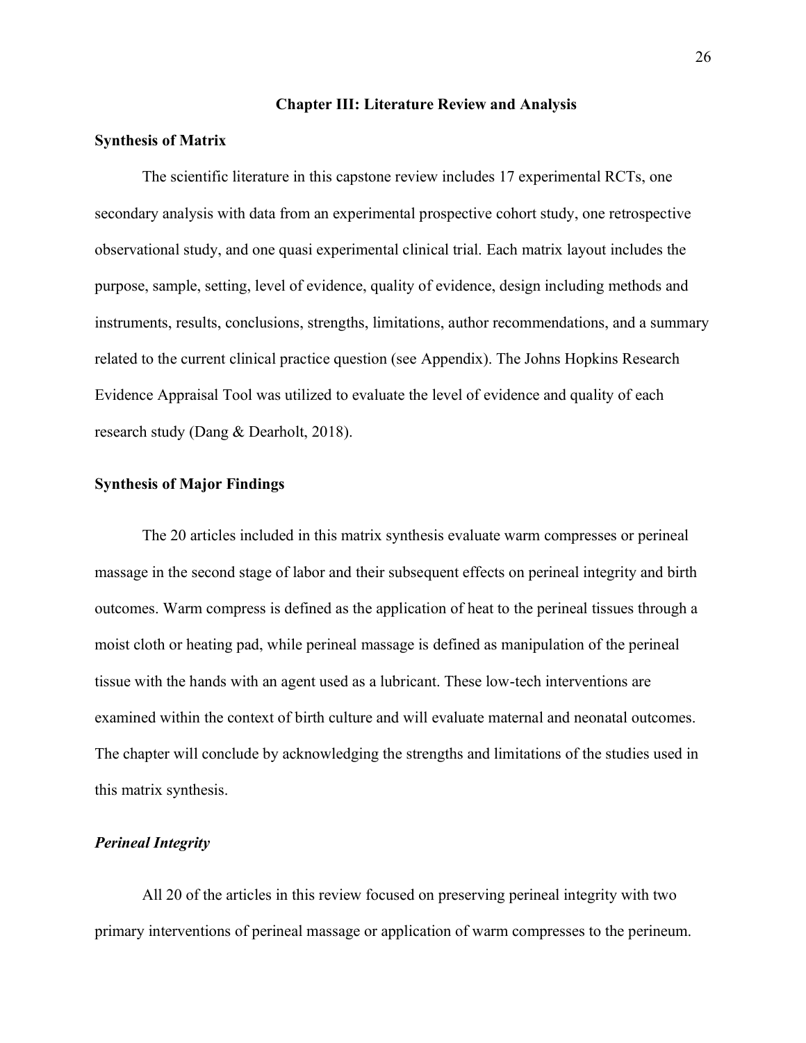# Chapter III: Literature Review and Analysis

## Synthesis of Matrix

The scientific literature in this capstone review includes 17 experimental RCTs, one secondary analysis with data from an experimental prospective cohort study, one retrospective observational study, and one quasi experimental clinical trial. Each matrix layout includes the purpose, sample, setting, level of evidence, quality of evidence, design including methods and instruments, results, conclusions, strengths, limitations, author recommendations, and a summary related to the current clinical practice question (see Appendix). The Johns Hopkins Research Evidence Appraisal Tool was utilized to evaluate the level of evidence and quality of each research study (Dang & Dearholt, 2018).

## Synthesis of Major Findings

The 20 articles included in this matrix synthesis evaluate warm compresses or perineal massage in the second stage of labor and their subsequent effects on perineal integrity and birth outcomes. Warm compress is defined as the application of heat to the perineal tissues through a moist cloth or heating pad, while perineal massage is defined as manipulation of the perineal tissue with the hands with an agent used as a lubricant. These low-tech interventions are examined within the context of birth culture and will evaluate maternal and neonatal outcomes. The chapter will conclude by acknowledging the strengths and limitations of the studies used in this matrix synthesis.

### *Perineal Integrity*

All 20 of the articles in this review focused on preserving perineal integrity with two primary interventions of perineal massage or application of warm compresses to the perineum.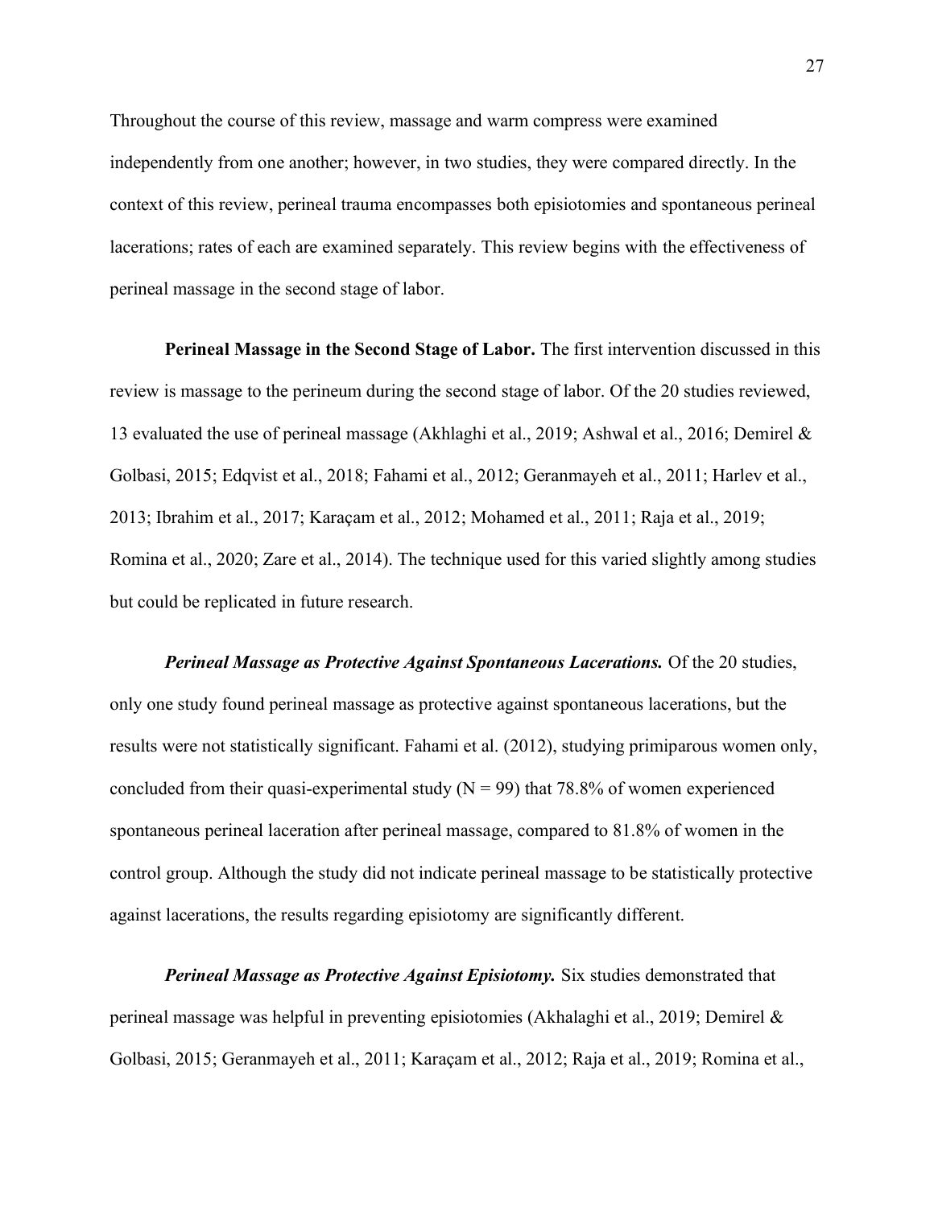Throughout the course of this review, massage and warm compress were examined independently from one another; however, in two studies, they were compared directly. In the context of this review, perineal trauma encompasses both episiotomies and spontaneous perineal lacerations; rates of each are examined separately. This review begins with the effectiveness of perineal massage in the second stage of labor.

**Perineal Massage in the Second Stage of Labor.** The first intervention discussed in this review is massage to the perineum during the second stage of labor. Of the 20 studies reviewed, 13 evaluated the use of perineal massage (Akhlaghi et al., 2019; Ashwal et al., 2016; Demirel & Golbasi, 2015; Edqvist et al., 2018; Fahami et al., 2012; Geranmayeh et al., 2011; Harlev et al., 2013; Ibrahim et al., 2017; Karaçam et al., 2012; Mohamed et al., 2011; Raja et al., 2019; Romina et al., 2020; Zare et al., 2014). The technique used for this varied slightly among studies but could be replicated in future research.

***Perineal Massage as Protective Against Spontaneous Lacerations.*** Of the 20 studies, only one study found perineal massage as protective against spontaneous lacerations, but the results were not statistically significant. Fahami et al. (2012), studying primiparous women only, concluded from their quasi-experimental study (N = 99) that 78.8% of women experienced spontaneous perineal laceration after perineal massage, compared to 81.8% of women in the control group. Although the study did not indicate perineal massage to be statistically protective against lacerations, the results regarding episiotomy are significantly different.

***Perineal Massage as Protective Against Episiotomy.*** Six studies demonstrated that perineal massage was helpful in preventing episiotomies (Akhalaghi et al., 2019; Demirel & Golbasi, 2015; Geranmayeh et al., 2011; Karaçam et al., 2012; Raja et al., 2019; Romina et al.,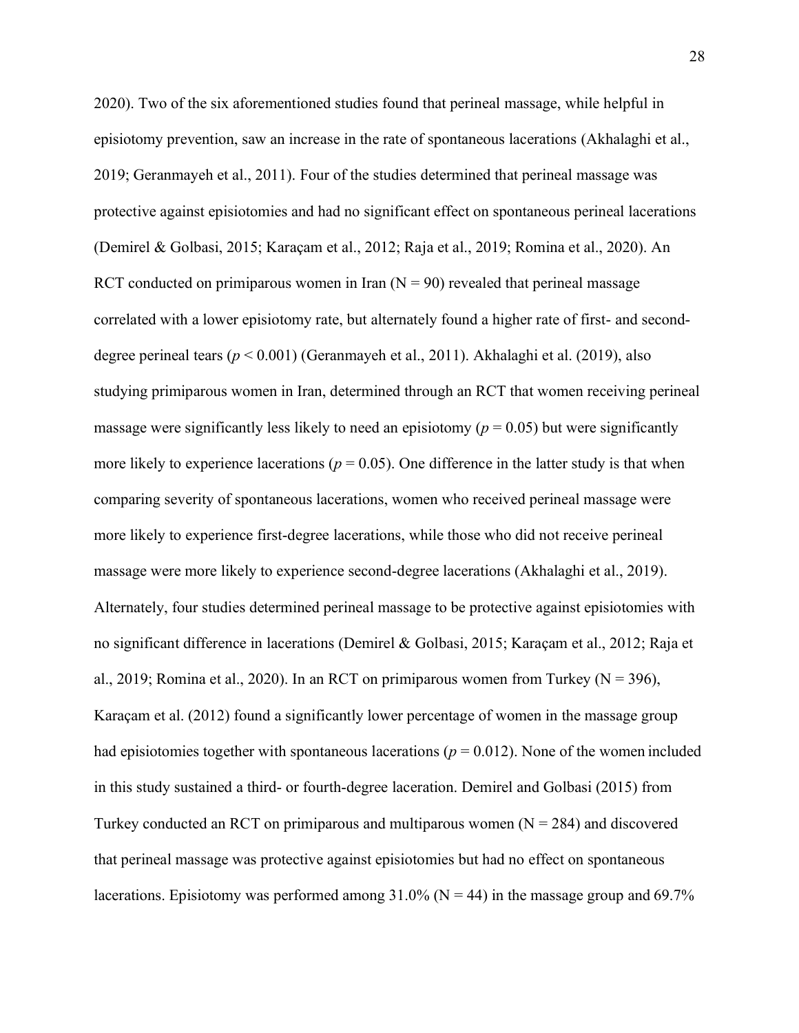2020). Two of the six aforementioned studies found that perineal massage, while helpful in episiotomy prevention, saw an increase in the rate of spontaneous lacerations (Akhalaghi et al., 2019; Geranmayeh et al., 2011). Four of the studies determined that perineal massage was protective against episiotomies and had no significant effect on spontaneous perineal lacerations (Demirel & Golbasi, 2015; Karaçam et al., 2012; Raja et al., 2019; Romina et al., 2020). An RCT conducted on primiparous women in Iran (N = 90) revealed that perineal massage correlated with a lower episiotomy rate, but alternately found a higher rate of first- and second-degree perineal tears ($p < 0.001$) (Geranmayeh et al., 2011). Akhalaghi et al. (2019), also studying primiparous women in Iran, determined through an RCT that women receiving perineal massage were significantly less likely to need an episiotomy ($p = 0.05$) but were significantly more likely to experience lacerations ($p = 0.05$). One difference in the latter study is that when comparing severity of spontaneous lacerations, women who received perineal massage were more likely to experience first-degree lacerations, while those who did not receive perineal massage were more likely to experience second-degree lacerations (Akhalaghi et al., 2019). Alternately, four studies determined perineal massage to be protective against episiotomies with no significant difference in lacerations (Demirel & Golbasi, 2015; Karaçam et al., 2012; Raja et al., 2019; Romina et al., 2020). In an RCT on primiparous women from Turkey (N = 396), Karaçam et al. (2012) found a significantly lower percentage of women in the massage group had episiotomies together with spontaneous lacerations ($p = 0.012$). None of the women included in this study sustained a third- or fourth-degree laceration. Demirel and Golbasi (2015) from Turkey conducted an RCT on primiparous and multiparous women (N = 284) and discovered that perineal massage was protective against episiotomies but had no effect on spontaneous lacerations. Episiotomy was performed among 31.0% (N = 44) in the massage group and 69.7%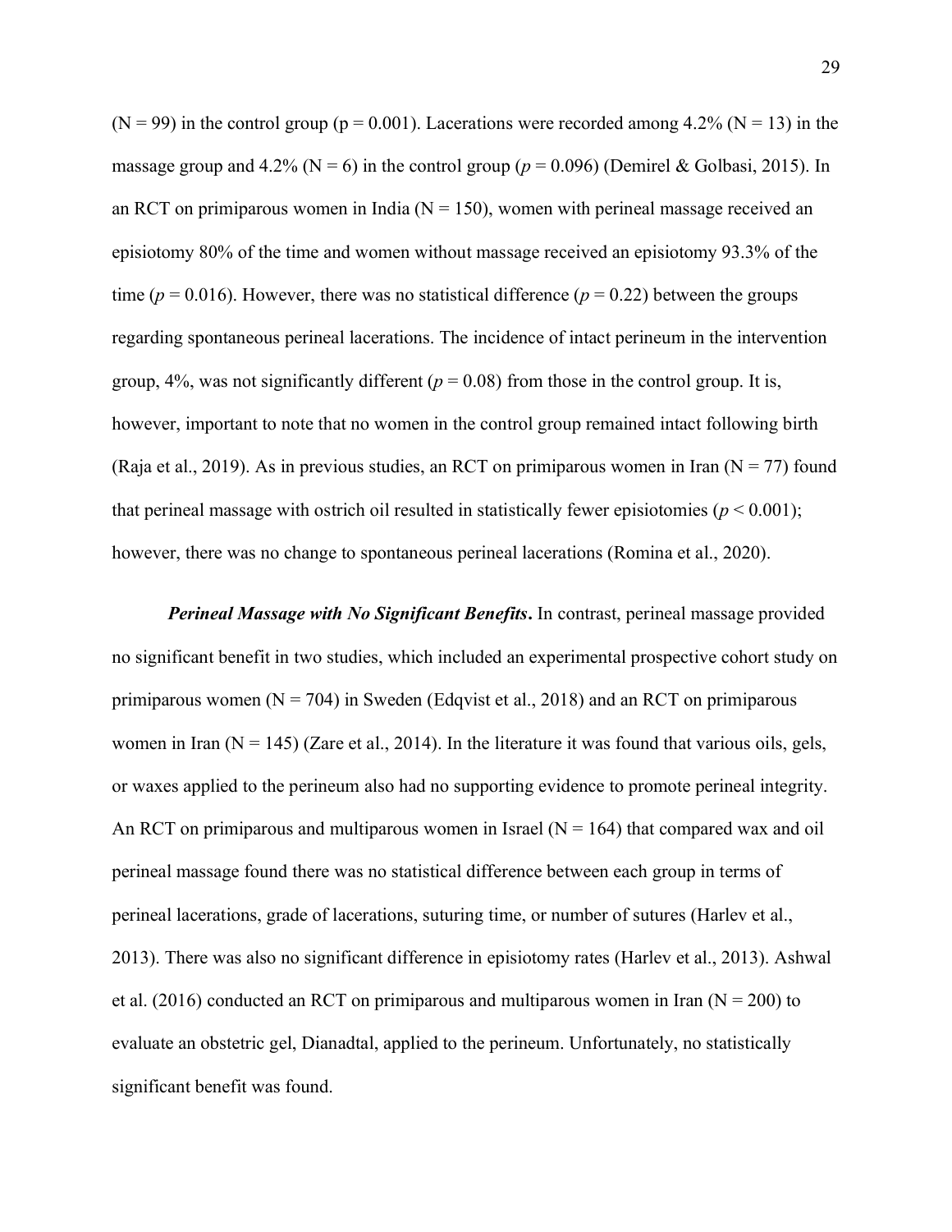(N = 99) in the control group (p = 0.001). Lacerations were recorded among 4.2% (N = 13) in the massage group and 4.2% (N = 6) in the control group ($p = 0.096$) (Demirel & Golbasi, 2015). In an RCT on primiparous women in India (N = 150), women with perineal massage received an episiotomy 80% of the time and women without massage received an episiotomy 93.3% of the time ($p = 0.016$). However, there was no statistical difference ($p = 0.22$) between the groups regarding spontaneous perineal lacerations. The incidence of intact perineum in the intervention group, 4%, was not significantly different ($p = 0.08$) from those in the control group. It is, however, important to note that no women in the control group remained intact following birth (Raja et al., 2019). As in previous studies, an RCT on primiparous women in Iran (N = 77) found that perineal massage with ostrich oil resulted in statistically fewer episiotomies ($p < 0.001$); however, there was no change to spontaneous perineal lacerations (Romina et al., 2020).

***Perineal Massage with No Significant Benefits*****.** In contrast, perineal massage provided no significant benefit in two studies, which included an experimental prospective cohort study on primiparous women (N = 704) in Sweden (Edqvist et al., 2018) and an RCT on primiparous women in Iran (N = 145) (Zare et al., 2014). In the literature it was found that various oils, gels, or waxes applied to the perineum also had no supporting evidence to promote perineal integrity. An RCT on primiparous and multiparous women in Israel (N = 164) that compared wax and oil perineal massage found there was no statistical difference between each group in terms of perineal lacerations, grade of lacerations, suturing time, or number of sutures (Harlev et al., 2013). There was also no significant difference in episiotomy rates (Harlev et al., 2013). Ashwal et al. (2016) conducted an RCT on primiparous and multiparous women in Iran (N = 200) to evaluate an obstetric gel, Dianadtal, applied to the perineum. Unfortunately, no statistically significant benefit was found.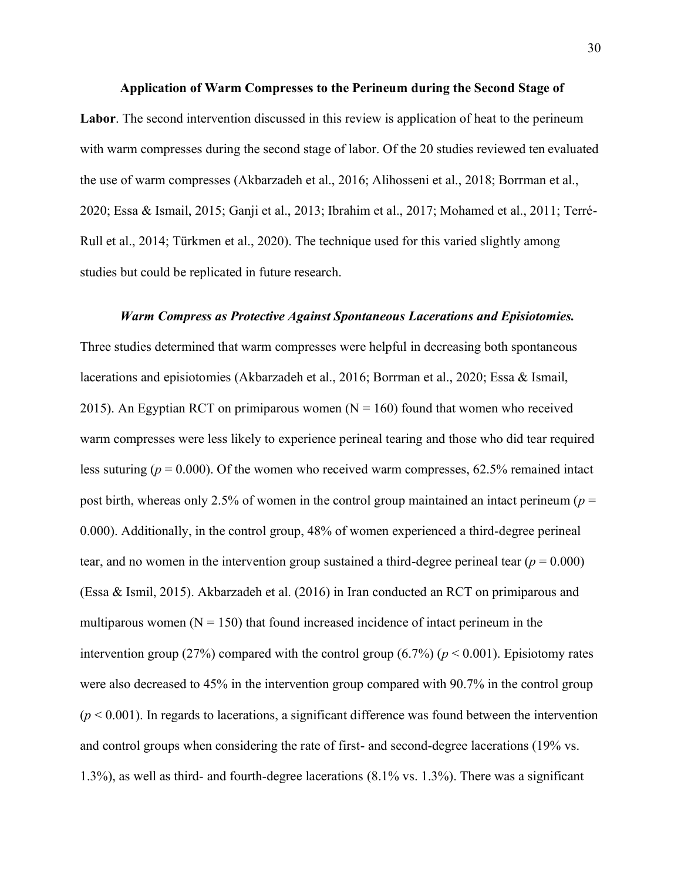**Application of Warm Compresses to the Perineum during the Second Stage of Labor**. The second intervention discussed in this review is application of heat to the perineum with warm compresses during the second stage of labor. Of the 20 studies reviewed ten evaluated the use of warm compresses (Akbarzadeh et al., 2016; Alihosseni et al., 2018; Borrman et al., 2020; Essa & Ismail, 2015; Ganji et al., 2013; Ibrahim et al., 2017; Mohamed et al., 2011; Terré-Rull et al., 2014; Türkmen et al., 2020). The technique used for this varied slightly among studies but could be replicated in future research.

***Warm Compress as Protective Against Spontaneous Lacerations and Episiotomies.*** Three studies determined that warm compresses were helpful in decreasing both spontaneous lacerations and episiotomies (Akbarzadeh et al., 2016; Borrman et al., 2020; Essa & Ismail, 2015). An Egyptian RCT on primiparous women (N = 160) found that women who received warm compresses were less likely to experience perineal tearing and those who did tear required less suturing ($p = 0.000$). Of the women who received warm compresses, 62.5% remained intact post birth, whereas only 2.5% of women in the control group maintained an intact perineum ($p = 0.000$). Additionally, in the control group, 48% of women experienced a third-degree perineal tear, and no women in the intervention group sustained a third-degree perineal tear ($p = 0.000$) (Essa & Ismil, 2015). Akbarzadeh et al. (2016) in Iran conducted an RCT on primiparous and multiparous women (N = 150) that found increased incidence of intact perineum in the intervention group (27%) compared with the control group (6.7%) ($p < 0.001$). Episiotomy rates were also decreased to 45% in the intervention group compared with 90.7% in the control group ($p < 0.001$). In regards to lacerations, a significant difference was found between the intervention and control groups when considering the rate of first- and second-degree lacerations (19% vs. 1.3%), as well as third- and fourth-degree lacerations (8.1% vs. 1.3%). There was a significant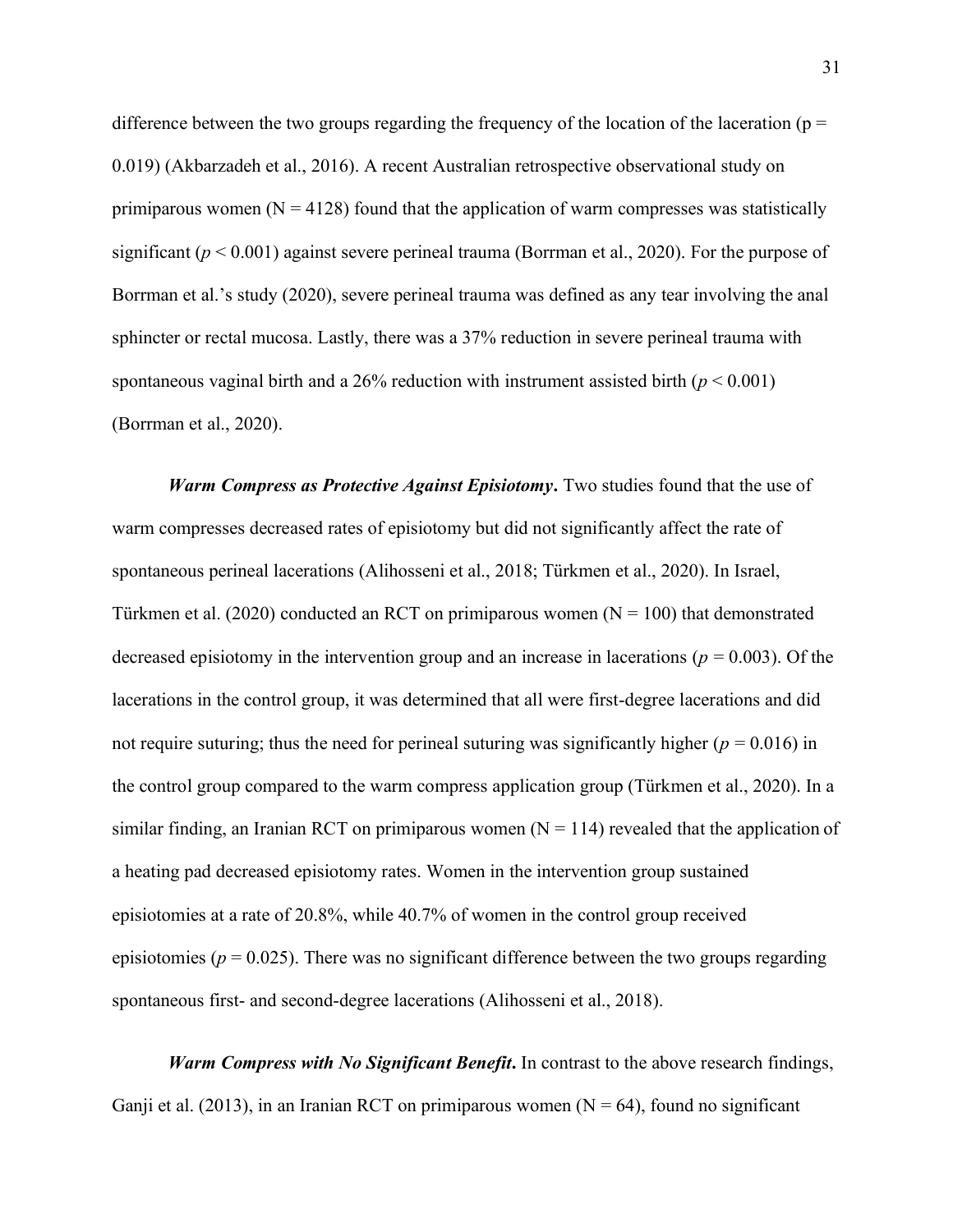difference between the two groups regarding the frequency of the location of the laceration ($p = 0.019$) (Akbarzadeh et al., 2016). A recent Australian retrospective observational study on primiparous women (N = 4128) found that the application of warm compresses was statistically significant ($p < 0.001$) against severe perineal trauma (Borrman et al., 2020). For the purpose of Borrman et al.'s study (2020), severe perineal trauma was defined as any tear involving the anal sphincter or rectal mucosa. Lastly, there was a 37% reduction in severe perineal trauma with spontaneous vaginal birth and a 26% reduction with instrument assisted birth ($p < 0.001$) (Borrman et al., 2020).

***Warm Compress as Protective Against Episiotomy*.** Two studies found that the use of warm compresses decreased rates of episiotomy but did not significantly affect the rate of spontaneous perineal lacerations (Alihosseni et al., 2018; Türkmen et al., 2020). In Israel, Türkmen et al. (2020) conducted an RCT on primiparous women (N = 100) that demonstrated decreased episiotomy in the intervention group and an increase in lacerations ($p = 0.003$). Of the lacerations in the control group, it was determined that all were first-degree lacerations and did not require suturing; thus the need for perineal suturing was significantly higher ($p = 0.016$) in the control group compared to the warm compress application group (Türkmen et al., 2020). In a similar finding, an Iranian RCT on primiparous women (N = 114) revealed that the application of a heating pad decreased episiotomy rates. Women in the intervention group sustained episiotomies at a rate of 20.8%, while 40.7% of women in the control group received episiotomies ($p = 0.025$). There was no significant difference between the two groups regarding spontaneous first- and second-degree lacerations (Alihosseni et al., 2018).

***Warm Compress with No Significant Benefit*.** In contrast to the above research findings, Ganji et al. (2013), in an Iranian RCT on primiparous women (N = 64), found no significant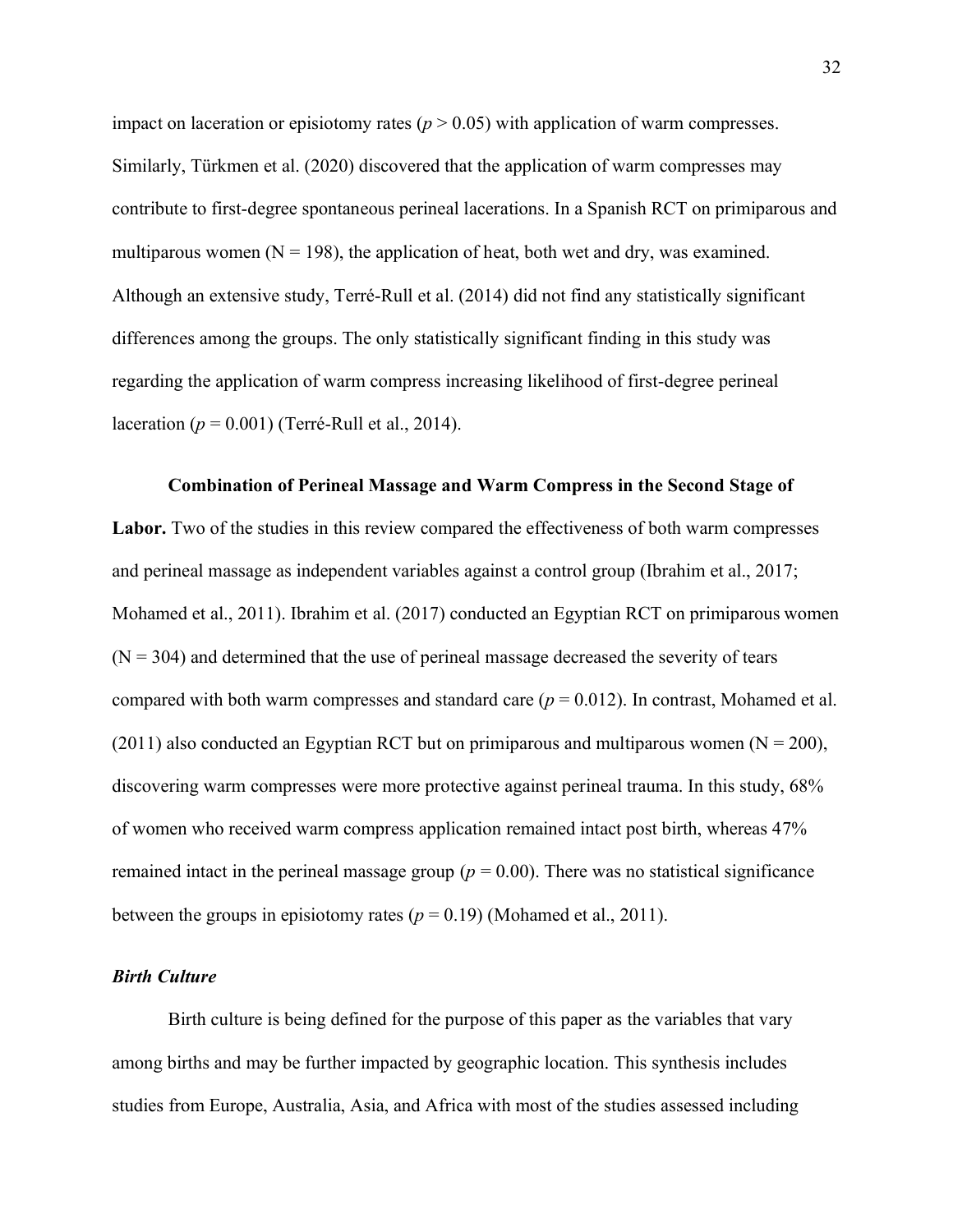impact on laceration or episiotomy rates ($p > 0.05$) with application of warm compresses. Similarly, Türkmen et al. (2020) discovered that the application of warm compresses may contribute to first-degree spontaneous perineal lacerations. In a Spanish RCT on primiparous and multiparous women (N = 198), the application of heat, both wet and dry, was examined. Although an extensive study, Terré-Rull et al. (2014) did not find any statistically significant differences among the groups. The only statistically significant finding in this study was regarding the application of warm compress increasing likelihood of first-degree perineal laceration ($p = 0.001$) (Terré-Rull et al., 2014).

**Combination of Perineal Massage and Warm Compress in the Second Stage of Labor.** Two of the studies in this review compared the effectiveness of both warm compresses and perineal massage as independent variables against a control group (Ibrahim et al., 2017; Mohamed et al., 2011). Ibrahim et al. (2017) conducted an Egyptian RCT on primiparous women (N = 304) and determined that the use of perineal massage decreased the severity of tears compared with both warm compresses and standard care ($p = 0.012$). In contrast, Mohamed et al. (2011) also conducted an Egyptian RCT but on primiparous and multiparous women (N = 200), discovering warm compresses were more protective against perineal trauma. In this study, 68% of women who received warm compress application remained intact post birth, whereas 47% remained intact in the perineal massage group ($p = 0.00$). There was no statistical significance between the groups in episiotomy rates ($p = 0.19$) (Mohamed et al., 2011).

***Birth Culture***

Birth culture is being defined for the purpose of this paper as the variables that vary among births and may be further impacted by geographic location. This synthesis includes studies from Europe, Australia, Asia, and Africa with most of the studies assessed including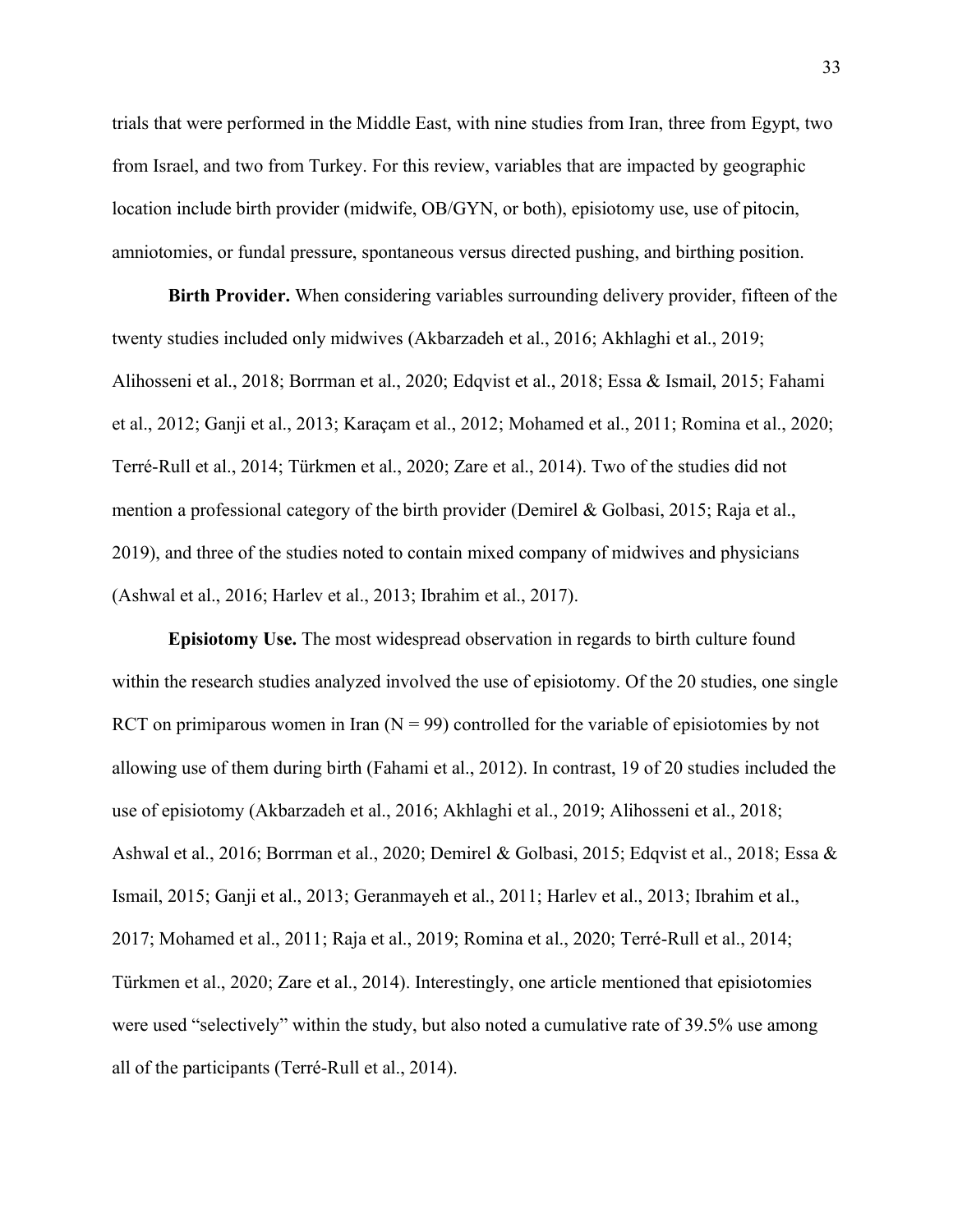trials that were performed in the Middle East, with nine studies from Iran, three from Egypt, two from Israel, and two from Turkey. For this review, variables that are impacted by geographic location include birth provider (midwife, OB/GYN, or both), episiotomy use, use of pitocin, amniotomies, or fundal pressure, spontaneous versus directed pushing, and birthing position.

**Birth Provider.** When considering variables surrounding delivery provider, fifteen of the twenty studies included only midwives (Akbarzadeh et al., 2016; Akhlaghi et al., 2019; Alihosseni et al., 2018; Borrman et al., 2020; Edqvist et al., 2018; Essa & Ismail, 2015; Fahami et al., 2012; Ganji et al., 2013; Karaçam et al., 2012; Mohamed et al., 2011; Romina et al., 2020; Terré-Rull et al., 2014; Türkmen et al., 2020; Zare et al., 2014). Two of the studies did not mention a professional category of the birth provider (Demirel & Golbasi, 2015; Raja et al., 2019), and three of the studies noted to contain mixed company of midwives and physicians (Ashwal et al., 2016; Harlev et al., 2013; Ibrahim et al., 2017).

**Episiotomy Use.** The most widespread observation in regards to birth culture found within the research studies analyzed involved the use of episiotomy. Of the 20 studies, one single RCT on primiparous women in Iran (N = 99) controlled for the variable of episiotomies by not allowing use of them during birth (Fahami et al., 2012). In contrast, 19 of 20 studies included the use of episiotomy (Akbarzadeh et al., 2016; Akhlaghi et al., 2019; Alihosseni et al., 2018; Ashwal et al., 2016; Borrman et al., 2020; Demirel & Golbasi, 2015; Edqvist et al., 2018; Essa & Ismail, 2015; Ganji et al., 2013; Geranmayeh et al., 2011; Harlev et al., 2013; Ibrahim et al., 2017; Mohamed et al., 2011; Raja et al., 2019; Romina et al., 2020; Terré-Rull et al., 2014; Türkmen et al., 2020; Zare et al., 2014). Interestingly, one article mentioned that episiotomies were used "selectively" within the study, but also noted a cumulative rate of 39.5% use among all of the participants (Terré-Rull et al., 2014).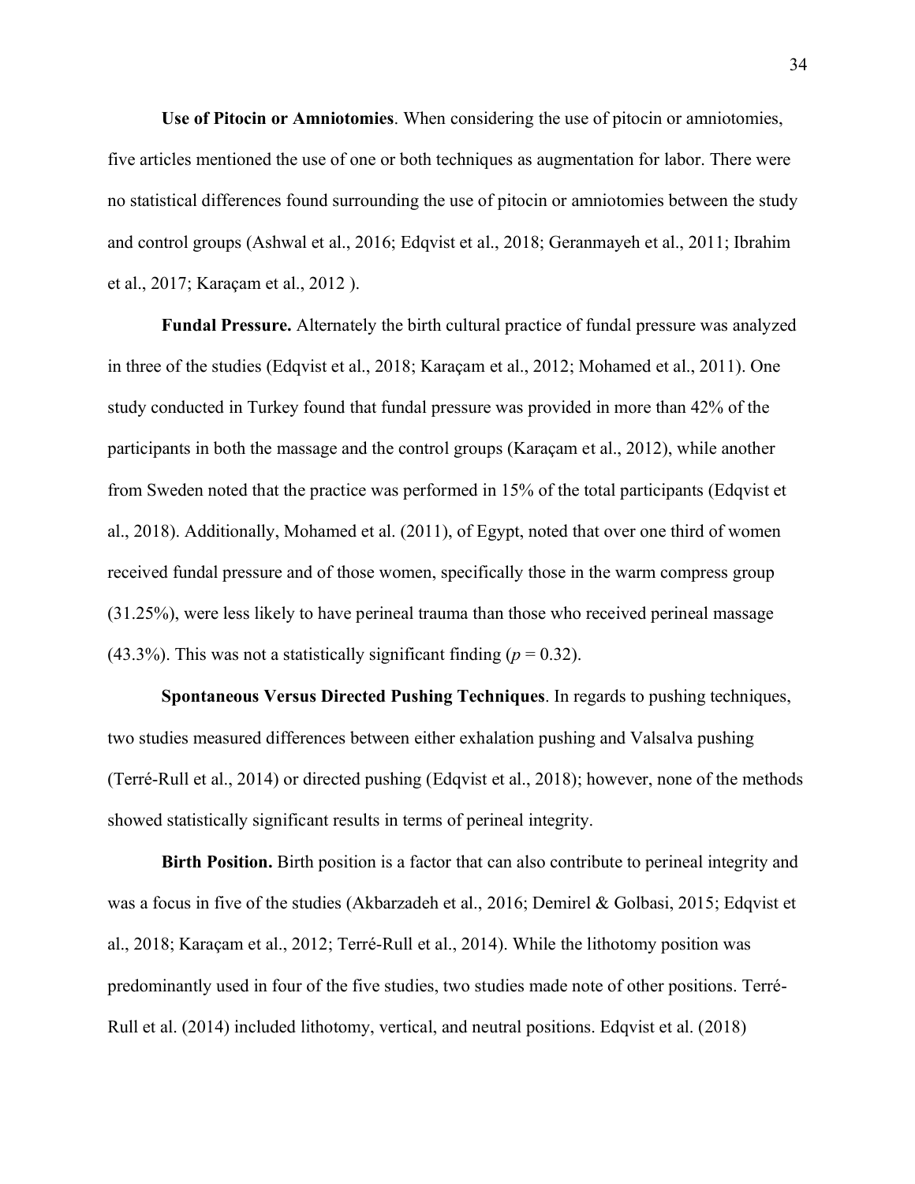**Use of Pitocin or Amniotomies**. When considering the use of pitocin or amniotomies, five articles mentioned the use of one or both techniques as augmentation for labor. There were no statistical differences found surrounding the use of pitocin or amniotomies between the study and control groups (Ashwal et al., 2016; Edqvist et al., 2018; Geranmayeh et al., 2011; Ibrahim et al., 2017; Karaçam et al., 2012 ).

**Fundal Pressure.** Alternately the birth cultural practice of fundal pressure was analyzed in three of the studies (Edqvist et al., 2018; Karaçam et al., 2012; Mohamed et al., 2011). One study conducted in Turkey found that fundal pressure was provided in more than 42% of the participants in both the massage and the control groups (Karaçam et al., 2012), while another from Sweden noted that the practice was performed in 15% of the total participants (Edqvist et al., 2018). Additionally, Mohamed et al. (2011), of Egypt, noted that over one third of women received fundal pressure and of those women, specifically those in the warm compress group (31.25%), were less likely to have perineal trauma than those who received perineal massage (43.3%). This was not a statistically significant finding ($p = 0.32$).

**Spontaneous Versus Directed Pushing Techniques**. In regards to pushing techniques, two studies measured differences between either exhalation pushing and Valsalva pushing (Terré-Rull et al., 2014) or directed pushing (Edqvist et al., 2018); however, none of the methods showed statistically significant results in terms of perineal integrity.

**Birth Position.** Birth position is a factor that can also contribute to perineal integrity and was a focus in five of the studies (Akbarzadeh et al., 2016; Demirel & Golbasi, 2015; Edqvist et al., 2018; Karaçam et al., 2012; Terré-Rull et al., 2014). While the lithotomy position was predominantly used in four of the five studies, two studies made note of other positions. Terré-Rull et al. (2014) included lithotomy, vertical, and neutral positions. Edqvist et al. (2018)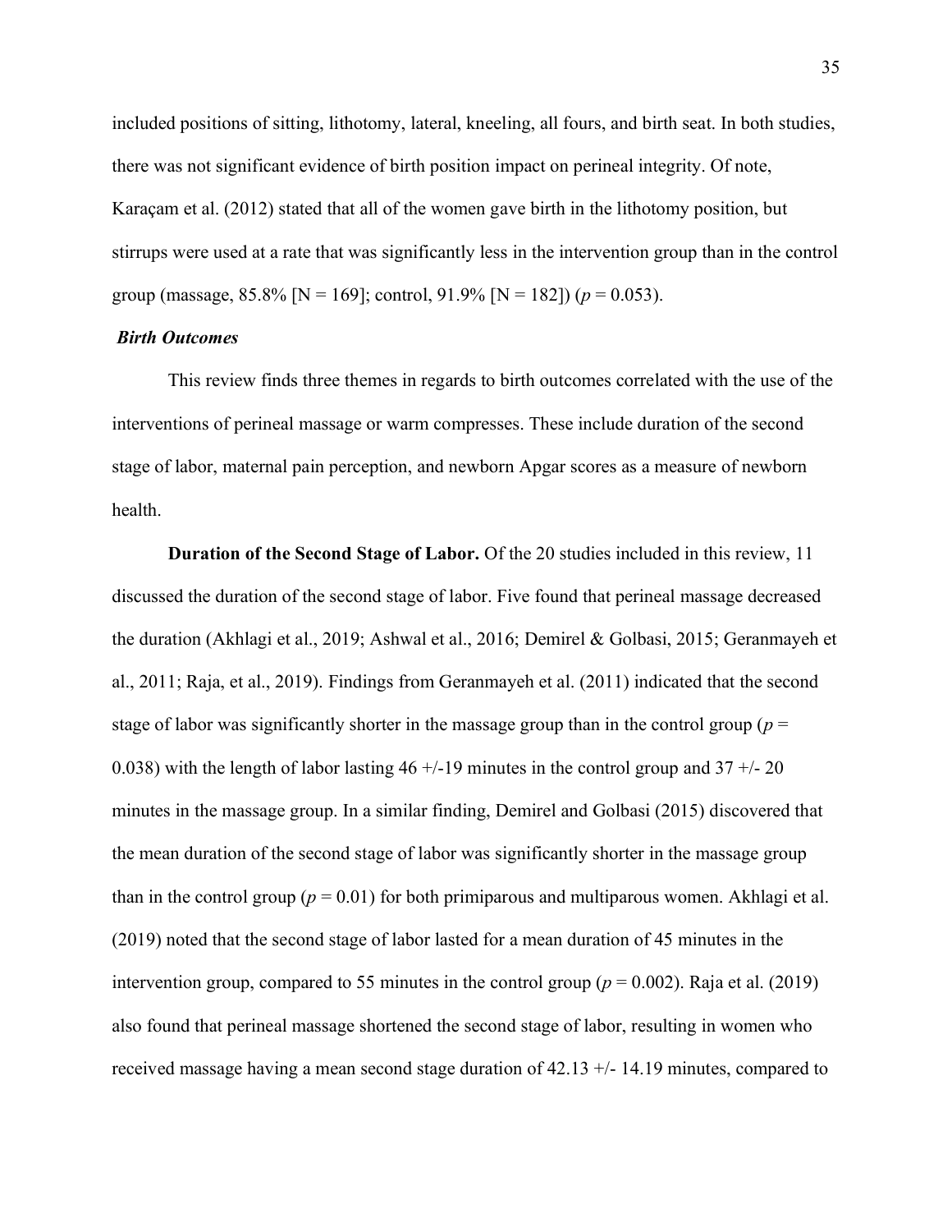included positions of sitting, lithotomy, lateral, kneeling, all fours, and birth seat. In both studies, there was not significant evidence of birth position impact on perineal integrity. Of note, Karaçam et al. (2012) stated that all of the women gave birth in the lithotomy position, but stirrups were used at a rate that was significantly less in the intervention group than in the control group (massage, 85.8% [N = 169]; control, 91.9% [N = 182]) ($p = 0.053$).

### *Birth Outcomes*

This review finds three themes in regards to birth outcomes correlated with the use of the interventions of perineal massage or warm compresses. These include duration of the second stage of labor, maternal pain perception, and newborn Apgar scores as a measure of newborn health.

**Duration of the Second Stage of Labor.** Of the 20 studies included in this review, 11 discussed the duration of the second stage of labor. Five found that perineal massage decreased the duration (Akhlagi et al., 2019; Ashwal et al., 2016; Demirel & Golbasi, 2015; Geranmayeh et al., 2011; Raja, et al., 2019). Findings from Geranmayeh et al. (2011) indicated that the second stage of labor was significantly shorter in the massage group than in the control group ($p = 0.038$) with the length of labor lasting 46 +/-19 minutes in the control group and 37 +/- 20 minutes in the massage group. In a similar finding, Demirel and Golbasi (2015) discovered that the mean duration of the second stage of labor was significantly shorter in the massage group than in the control group ($p = 0.01$) for both primiparous and multiparous women. Akhlagi et al. (2019) noted that the second stage of labor lasted for a mean duration of 45 minutes in the intervention group, compared to 55 minutes in the control group ($p = 0.002$). Raja et al. (2019) also found that perineal massage shortened the second stage of labor, resulting in women who received massage having a mean second stage duration of 42.13 +/- 14.19 minutes, compared to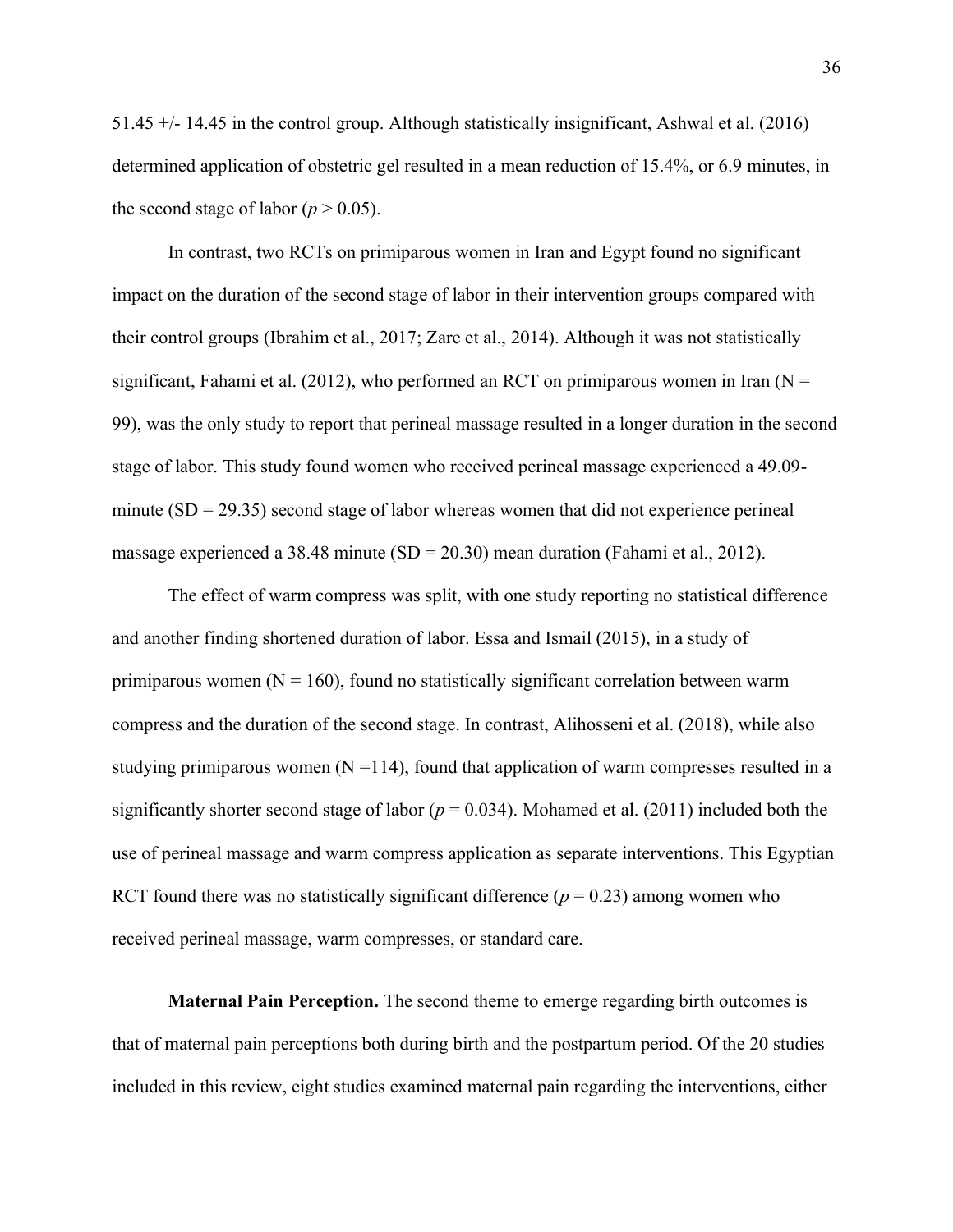51.45 +/- 14.45 in the control group. Although statistically insignificant, Ashwal et al. (2016) determined application of obstetric gel resulted in a mean reduction of 15.4%, or 6.9 minutes, in the second stage of labor ($p > 0.05$).

In contrast, two RCTs on primiparous women in Iran and Egypt found no significant impact on the duration of the second stage of labor in their intervention groups compared with their control groups (Ibrahim et al., 2017; Zare et al., 2014). Although it was not statistically significant, Fahami et al. (2012), who performed an RCT on primiparous women in Iran (N = 99), was the only study to report that perineal massage resulted in a longer duration in the second stage of labor. This study found women who received perineal massage experienced a 49.09-minute (SD = 29.35) second stage of labor whereas women that did not experience perineal massage experienced a 38.48 minute (SD = 20.30) mean duration (Fahami et al., 2012).

The effect of warm compress was split, with one study reporting no statistical difference and another finding shortened duration of labor. Essa and Ismail (2015), in a study of primiparous women (N = 160), found no statistically significant correlation between warm compress and the duration of the second stage. In contrast, Alihosseni et al. (2018), while also studying primiparous women (N =114), found that application of warm compresses resulted in a significantly shorter second stage of labor ($p = 0.034$). Mohamed et al. (2011) included both the use of perineal massage and warm compress application as separate interventions. This Egyptian RCT found there was no statistically significant difference ($p = 0.23$) among women who received perineal massage, warm compresses, or standard care.

**Maternal Pain Perception.** The second theme to emerge regarding birth outcomes is that of maternal pain perceptions both during birth and the postpartum period. Of the 20 studies included in this review, eight studies examined maternal pain regarding the interventions, either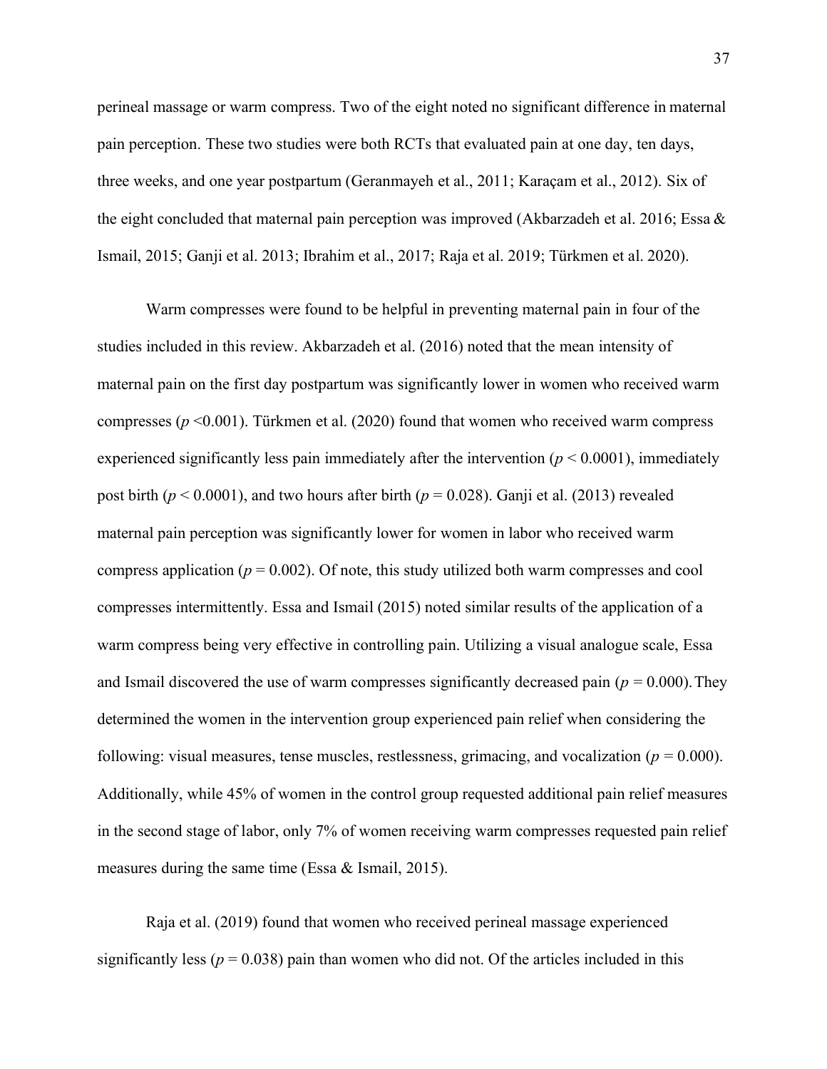perineal massage or warm compress. Two of the eight noted no significant difference in maternal pain perception. These two studies were both RCTs that evaluated pain at one day, ten days, three weeks, and one year postpartum (Geranmayeh et al., 2011; Karaçam et al., 2012). Six of the eight concluded that maternal pain perception was improved (Akbarzadeh et al. 2016; Essa & Ismail, 2015; Ganji et al. 2013; Ibrahim et al., 2017; Raja et al. 2019; Türkmen et al. 2020).

Warm compresses were found to be helpful in preventing maternal pain in four of the studies included in this review. Akbarzadeh et al. (2016) noted that the mean intensity of maternal pain on the first day postpartum was significantly lower in women who received warm compresses ($p$ <0.001). Türkmen et al. (2020) found that women who received warm compress experienced significantly less pain immediately after the intervention ($p < 0.0001$), immediately post birth ($p < 0.0001$), and two hours after birth ($p = 0.028$). Ganji et al. (2013) revealed maternal pain perception was significantly lower for women in labor who received warm compress application ($p = 0.002$). Of note, this study utilized both warm compresses and cool compresses intermittently. Essa and Ismail (2015) noted similar results of the application of a warm compress being very effective in controlling pain. Utilizing a visual analogue scale, Essa and Ismail discovered the use of warm compresses significantly decreased pain ($p = 0.000$). They determined the women in the intervention group experienced pain relief when considering the following: visual measures, tense muscles, restlessness, grimacing, and vocalization ($p = 0.000$). Additionally, while 45% of women in the control group requested additional pain relief measures in the second stage of labor, only 7% of women receiving warm compresses requested pain relief measures during the same time (Essa & Ismail, 2015).

Raja et al. (2019) found that women who received perineal massage experienced significantly less ($p = 0.038$) pain than women who did not. Of the articles included in this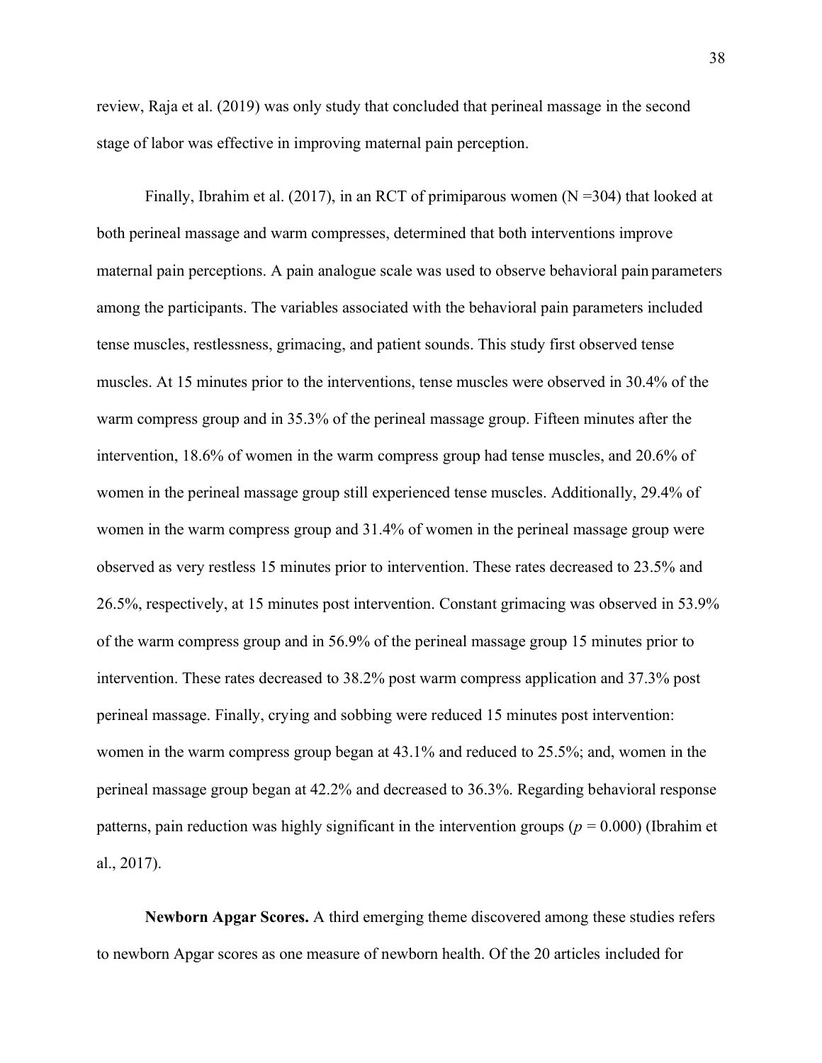review, Raja et al. (2019) was only study that concluded that perineal massage in the second stage of labor was effective in improving maternal pain perception.

Finally, Ibrahim et al. (2017), in an RCT of primiparous women (N =304) that looked at both perineal massage and warm compresses, determined that both interventions improve maternal pain perceptions. A pain analogue scale was used to observe behavioral pain parameters among the participants. The variables associated with the behavioral pain parameters included tense muscles, restlessness, grimacing, and patient sounds. This study first observed tense muscles. At 15 minutes prior to the interventions, tense muscles were observed in 30.4% of the warm compress group and in 35.3% of the perineal massage group. Fifteen minutes after the intervention, 18.6% of women in the warm compress group had tense muscles, and 20.6% of women in the perineal massage group still experienced tense muscles. Additionally, 29.4% of women in the warm compress group and 31.4% of women in the perineal massage group were observed as very restless 15 minutes prior to intervention. These rates decreased to 23.5% and 26.5%, respectively, at 15 minutes post intervention. Constant grimacing was observed in 53.9% of the warm compress group and in 56.9% of the perineal massage group 15 minutes prior to intervention. These rates decreased to 38.2% post warm compress application and 37.3% post perineal massage. Finally, crying and sobbing were reduced 15 minutes post intervention: women in the warm compress group began at 43.1% and reduced to 25.5%; and, women in the perineal massage group began at 42.2% and decreased to 36.3%. Regarding behavioral response patterns, pain reduction was highly significant in the intervention groups ($p = 0.000$) (Ibrahim et al., 2017).

**Newborn Apgar Scores.** A third emerging theme discovered among these studies refers to newborn Apgar scores as one measure of newborn health. Of the 20 articles included for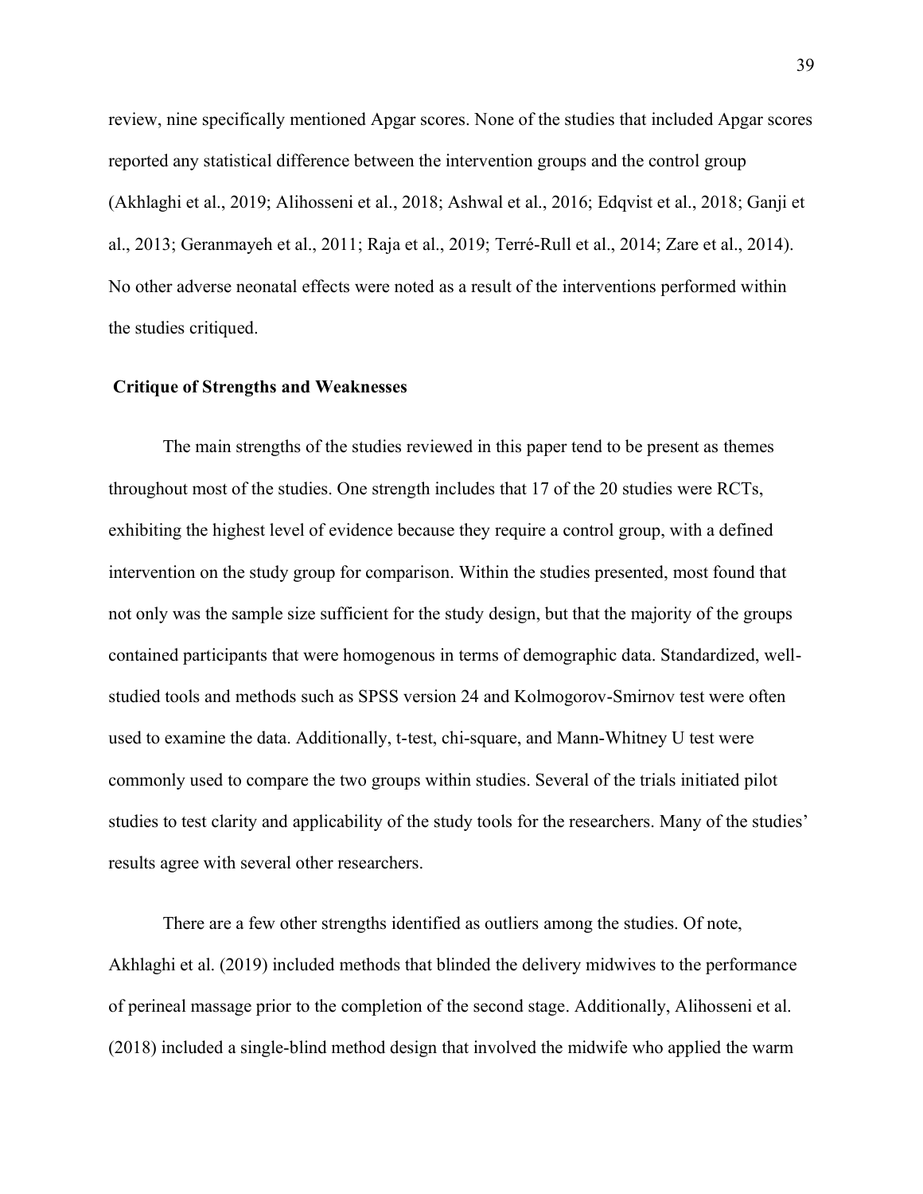review, nine specifically mentioned Apgar scores. None of the studies that included Apgar scores reported any statistical difference between the intervention groups and the control group (Akhlaghi et al., 2019; Alihosseni et al., 2018; Ashwal et al., 2016; Edqvist et al., 2018; Ganji et al., 2013; Geranmayeh et al., 2011; Raja et al., 2019; Terré-Rull et al., 2014; Zare et al., 2014). No other adverse neonatal effects were noted as a result of the interventions performed within the studies critiqued.

## Critique of Strengths and Weaknesses

The main strengths of the studies reviewed in this paper tend to be present as themes throughout most of the studies. One strength includes that 17 of the 20 studies were RCTs, exhibiting the highest level of evidence because they require a control group, with a defined intervention on the study group for comparison. Within the studies presented, most found that not only was the sample size sufficient for the study design, but that the majority of the groups contained participants that were homogenous in terms of demographic data. Standardized, well-studied tools and methods such as SPSS version 24 and Kolmogorov-Smirnov test were often used to examine the data. Additionally, t-test, chi-square, and Mann-Whitney U test were commonly used to compare the two groups within studies. Several of the trials initiated pilot studies to test clarity and applicability of the study tools for the researchers. Many of the studies' results agree with several other researchers.

There are a few other strengths identified as outliers among the studies. Of note, Akhlaghi et al. (2019) included methods that blinded the delivery midwives to the performance of perineal massage prior to the completion of the second stage. Additionally, Alihosseni et al. (2018) included a single-blind method design that involved the midwife who applied the warm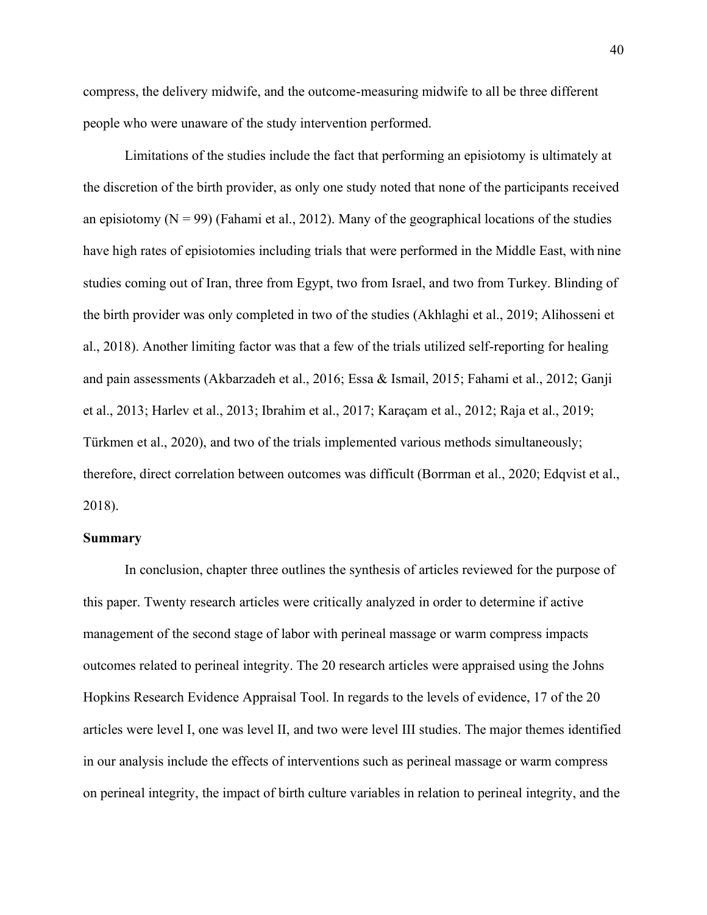compress, the delivery midwife, and the outcome-measuring midwife to all be three different people who were unaware of the study intervention performed.

Limitations of the studies include the fact that performing an episiotomy is ultimately at the discretion of the birth provider, as only one study noted that none of the participants received an episiotomy (N = 99) (Fahami et al., 2012). Many of the geographical locations of the studies have high rates of episiotomies including trials that were performed in the Middle East, with nine studies coming out of Iran, three from Egypt, two from Israel, and two from Turkey. Blinding of the birth provider was only completed in two of the studies (Akhlaghi et al., 2019; Alihosseni et al., 2018). Another limiting factor was that a few of the trials utilized self-reporting for healing and pain assessments (Akbarzadeh et al., 2016; Essa & Ismail, 2015; Fahami et al., 2012; Ganji et al., 2013; Harlev et al., 2013; Ibrahim et al., 2017; Karaçam et al., 2012; Raja et al., 2019; Türkmen et al., 2020), and two of the trials implemented various methods simultaneously; therefore, direct correlation between outcomes was difficult (Borrman et al., 2020; Edqvist et al., 2018).

## Summary

In conclusion, chapter three outlines the synthesis of articles reviewed for the purpose of this paper. Twenty research articles were critically analyzed in order to determine if active management of the second stage of labor with perineal massage or warm compress impacts outcomes related to perineal integrity. The 20 research articles were appraised using the Johns Hopkins Research Evidence Appraisal Tool. In regards to the levels of evidence, 17 of the 20 articles were level I, one was level II, and two were level III studies. The major themes identified in our analysis include the effects of interventions such as perineal massage or warm compress on perineal integrity, the impact of birth culture variables in relation to perineal integrity, and the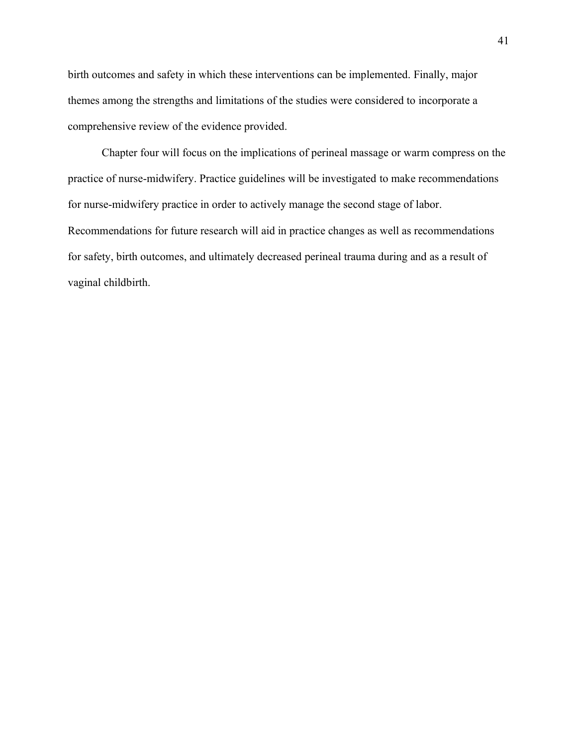birth outcomes and safety in which these interventions can be implemented. Finally, major themes among the strengths and limitations of the studies were considered to incorporate a comprehensive review of the evidence provided.

Chapter four will focus on the implications of perineal massage or warm compress on the practice of nurse-midwifery. Practice guidelines will be investigated to make recommendations for nurse-midwifery practice in order to actively manage the second stage of labor. Recommendations for future research will aid in practice changes as well as recommendations for safety, birth outcomes, and ultimately decreased perineal trauma during and as a result of vaginal childbirth.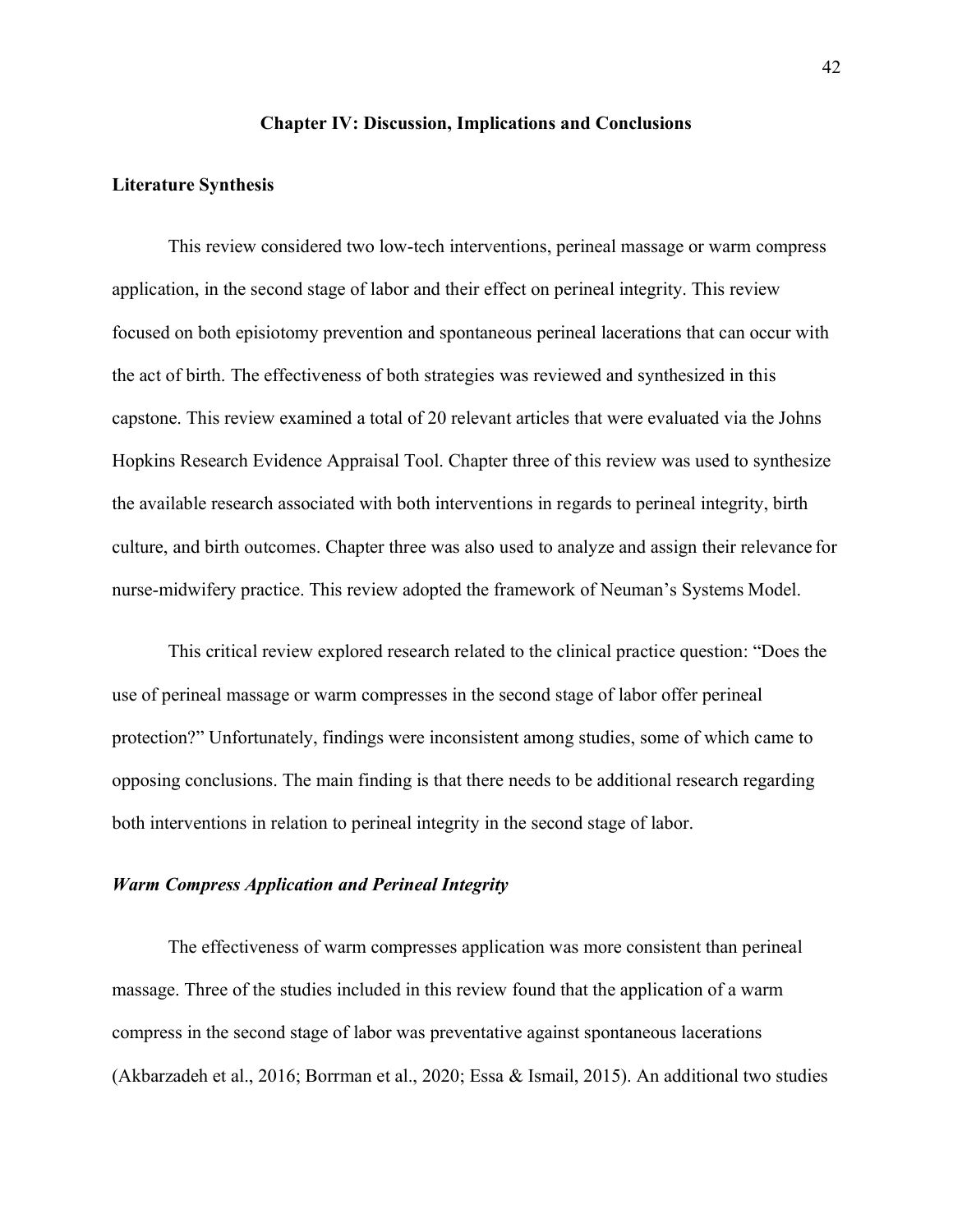# Chapter IV: Discussion, Implications and Conclusions

## Literature Synthesis

This review considered two low-tech interventions, perineal massage or warm compress application, in the second stage of labor and their effect on perineal integrity. This review focused on both episiotomy prevention and spontaneous perineal lacerations that can occur with the act of birth. The effectiveness of both strategies was reviewed and synthesized in this capstone. This review examined a total of 20 relevant articles that were evaluated via the Johns Hopkins Research Evidence Appraisal Tool. Chapter three of this review was used to synthesize the available research associated with both interventions in regards to perineal integrity, birth culture, and birth outcomes. Chapter three was also used to analyze and assign their relevance for nurse-midwifery practice. This review adopted the framework of Neuman's Systems Model.

This critical review explored research related to the clinical practice question: "Does the use of perineal massage or warm compresses in the second stage of labor offer perineal protection?" Unfortunately, findings were inconsistent among studies, some of which came to opposing conclusions. The main finding is that there needs to be additional research regarding both interventions in relation to perineal integrity in the second stage of labor.

### *Warm Compress Application and Perineal Integrity*

The effectiveness of warm compresses application was more consistent than perineal massage. Three of the studies included in this review found that the application of a warm compress in the second stage of labor was preventative against spontaneous lacerations (Akbarzadeh et al., 2016; Borrman et al., 2020; Essa & Ismail, 2015). An additional two studies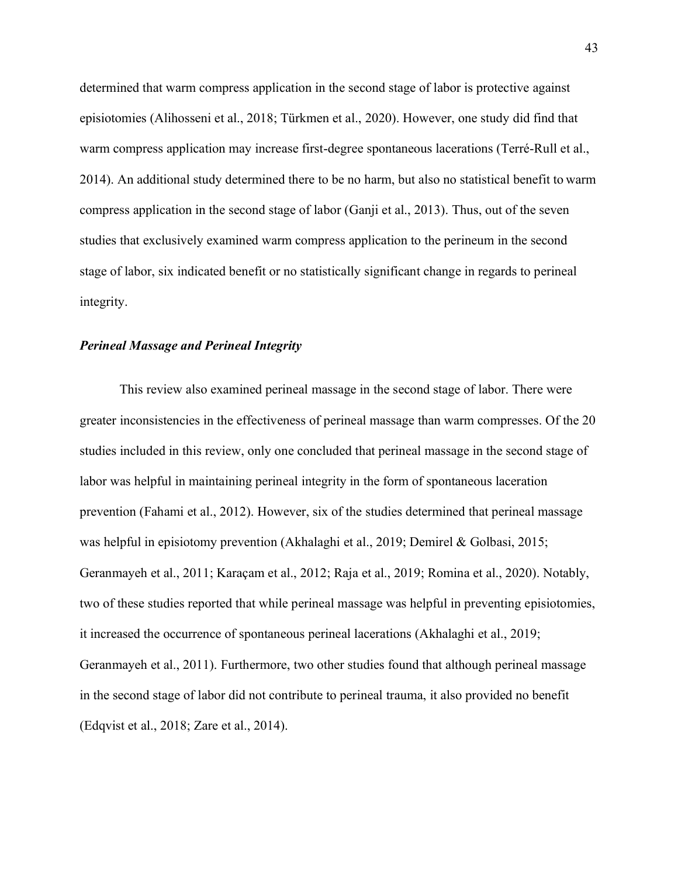determined that warm compress application in the second stage of labor is protective against episiotomies (Alihosseni et al., 2018; Türkmen et al., 2020). However, one study did find that warm compress application may increase first-degree spontaneous lacerations (Terré-Rull et al., 2014). An additional study determined there to be no harm, but also no statistical benefit to warm compress application in the second stage of labor (Ganji et al., 2013). Thus, out of the seven studies that exclusively examined warm compress application to the perineum in the second stage of labor, six indicated benefit or no statistically significant change in regards to perineal integrity.

### ***Perineal Massage and Perineal Integrity***

This review also examined perineal massage in the second stage of labor. There were greater inconsistencies in the effectiveness of perineal massage than warm compresses. Of the 20 studies included in this review, only one concluded that perineal massage in the second stage of labor was helpful in maintaining perineal integrity in the form of spontaneous laceration prevention (Fahami et al., 2012). However, six of the studies determined that perineal massage was helpful in episiotomy prevention (Akhalaghi et al., 2019; Demirel & Golbasi, 2015; Geranmayeh et al., 2011; Karaçam et al., 2012; Raja et al., 2019; Romina et al., 2020). Notably, two of these studies reported that while perineal massage was helpful in preventing episiotomies, it increased the occurrence of spontaneous perineal lacerations (Akhalaghi et al., 2019; Geranmayeh et al., 2011). Furthermore, two other studies found that although perineal massage in the second stage of labor did not contribute to perineal trauma, it also provided no benefit (Edqvist et al., 2018; Zare et al., 2014).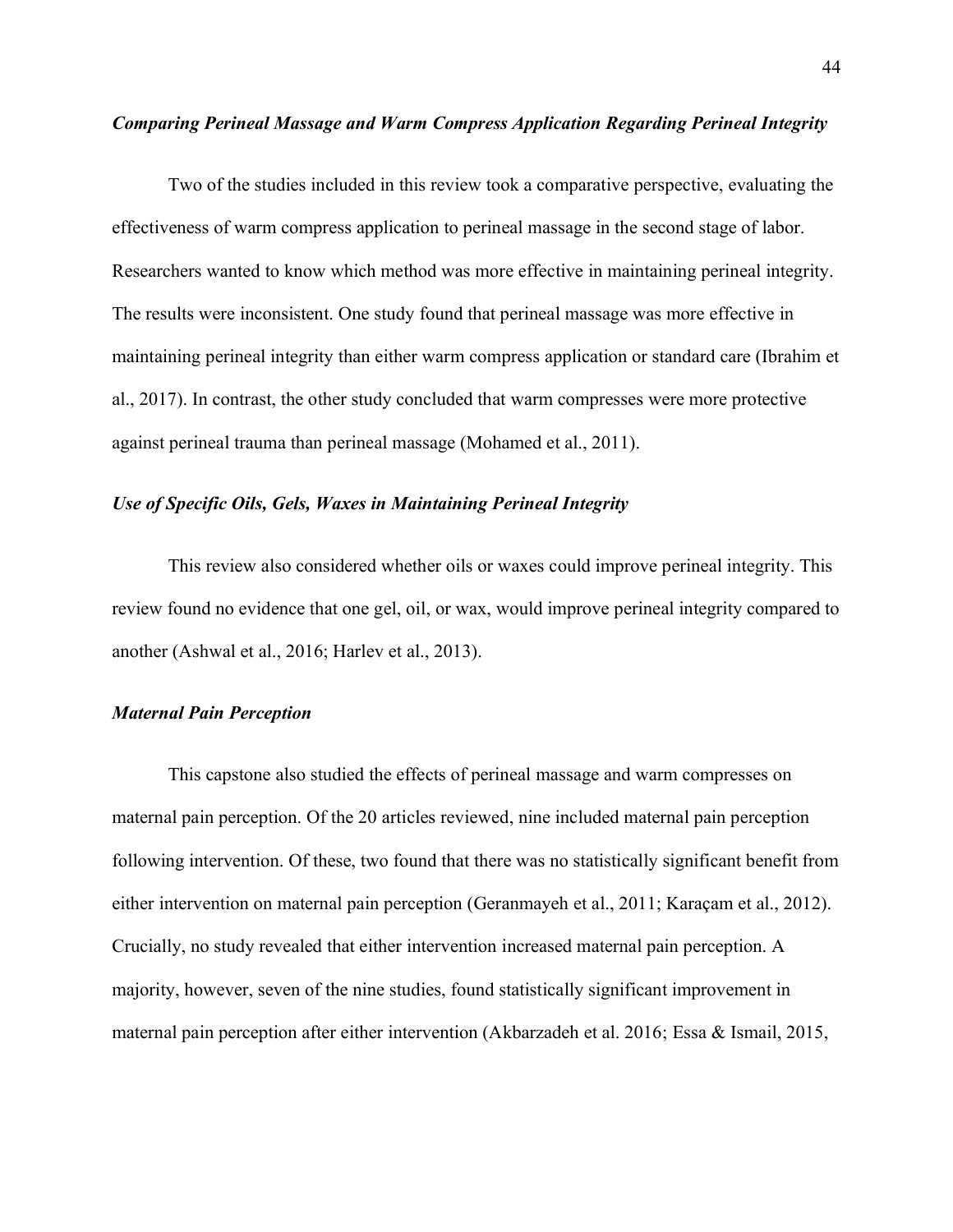### *Comparing Perineal Massage and Warm Compress Application Regarding Perineal Integrity*

Two of the studies included in this review took a comparative perspective, evaluating the effectiveness of warm compress application to perineal massage in the second stage of labor. Researchers wanted to know which method was more effective in maintaining perineal integrity. The results were inconsistent. One study found that perineal massage was more effective in maintaining perineal integrity than either warm compress application or standard care (Ibrahim et al., 2017). In contrast, the other study concluded that warm compresses were more protective against perineal trauma than perineal massage (Mohamed et al., 2011).

### *Use of Specific Oils, Gels, Waxes in Maintaining Perineal Integrity*

This review also considered whether oils or waxes could improve perineal integrity. This review found no evidence that one gel, oil, or wax, would improve perineal integrity compared to another (Ashwal et al., 2016; Harlev et al., 2013).

### *Maternal Pain Perception*

This capstone also studied the effects of perineal massage and warm compresses on maternal pain perception. Of the 20 articles reviewed, nine included maternal pain perception following intervention. Of these, two found that there was no statistically significant benefit from either intervention on maternal pain perception (Geranmayeh et al., 2011; Karaçam et al., 2012). Crucially, no study revealed that either intervention increased maternal pain perception. A majority, however, seven of the nine studies, found statistically significant improvement in maternal pain perception after either intervention (Akbarzadeh et al. 2016; Essa & Ismail, 2015,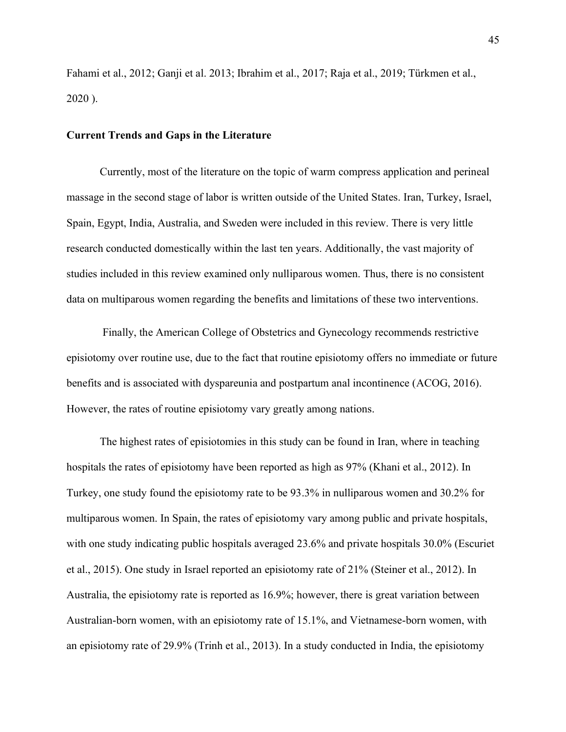Fahami et al., 2012; Ganji et al. 2013; Ibrahim et al., 2017; Raja et al., 2019; Türkmen et al., 2020 ).

### Current Trends and Gaps in the Literature

Currently, most of the literature on the topic of warm compress application and perineal massage in the second stage of labor is written outside of the United States. Iran, Turkey, Israel, Spain, Egypt, India, Australia, and Sweden were included in this review. There is very little research conducted domestically within the last ten years. Additionally, the vast majority of studies included in this review examined only nulliparous women. Thus, there is no consistent data on multiparous women regarding the benefits and limitations of these two interventions.

Finally, the American College of Obstetrics and Gynecology recommends restrictive episiotomy over routine use, due to the fact that routine episiotomy offers no immediate or future benefits and is associated with dyspareunia and postpartum anal incontinence (ACOG, 2016). However, the rates of routine episiotomy vary greatly among nations.

The highest rates of episiotomies in this study can be found in Iran, where in teaching hospitals the rates of episiotomy have been reported as high as 97% (Khani et al., 2012). In Turkey, one study found the episiotomy rate to be 93.3% in nulliparous women and 30.2% for multiparous women. In Spain, the rates of episiotomy vary among public and private hospitals, with one study indicating public hospitals averaged 23.6% and private hospitals 30.0% (Escuriet et al., 2015). One study in Israel reported an episiotomy rate of 21% (Steiner et al., 2012). In Australia, the episiotomy rate is reported as 16.9%; however, there is great variation between Australian-born women, with an episiotomy rate of 15.1%, and Vietnamese-born women, with an episiotomy rate of 29.9% (Trinh et al., 2013). In a study conducted in India, the episiotomy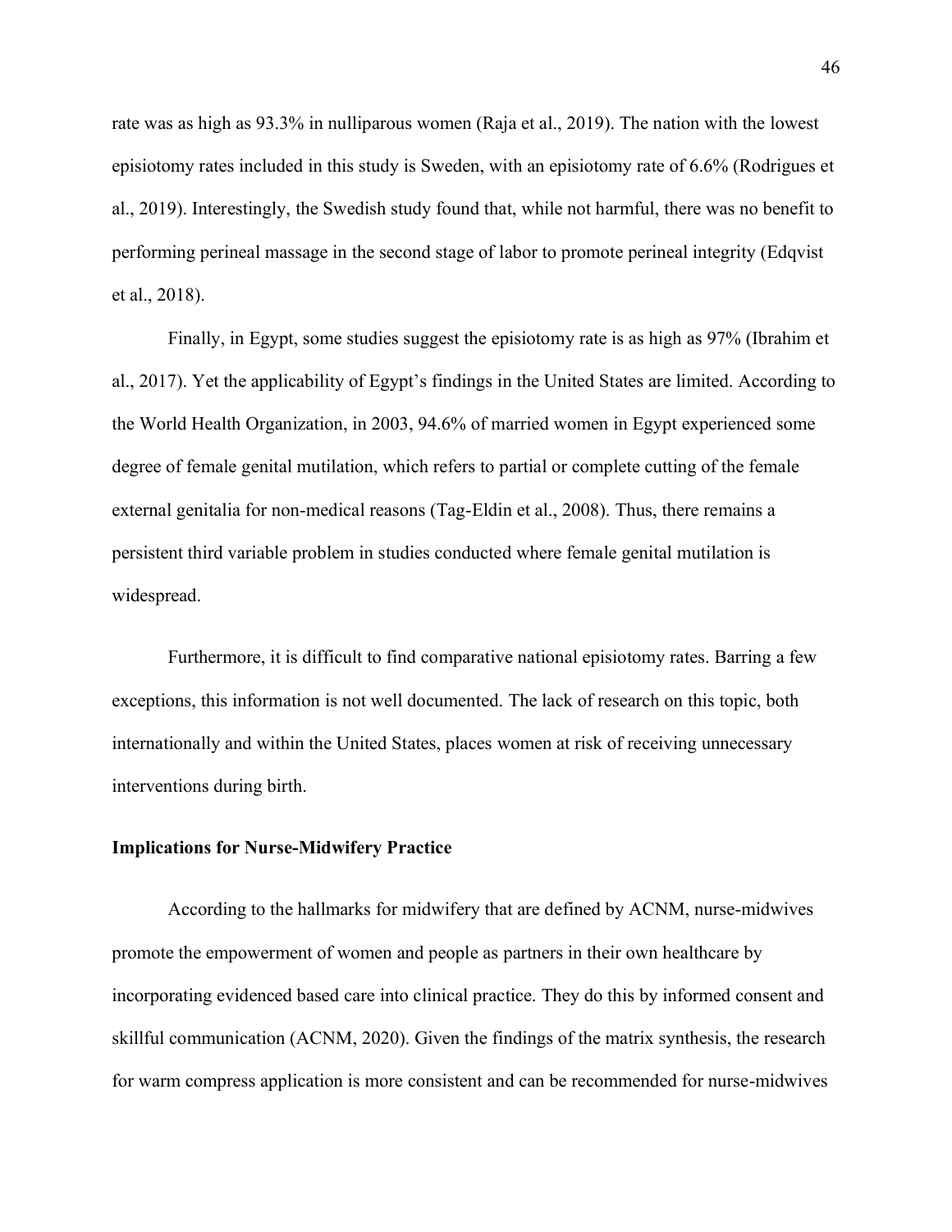rate was as high as 93.3% in nulliparous women (Raja et al., 2019). The nation with the lowest episiotomy rates included in this study is Sweden, with an episiotomy rate of 6.6% (Rodrigues et al., 2019). Interestingly, the Swedish study found that, while not harmful, there was no benefit to performing perineal massage in the second stage of labor to promote perineal integrity (Edqvist et al., 2018).

Finally, in Egypt, some studies suggest the episiotomy rate is as high as 97% (Ibrahim et al., 2017). Yet the applicability of Egypt's findings in the United States are limited. According to the World Health Organization, in 2003, 94.6% of married women in Egypt experienced some degree of female genital mutilation, which refers to partial or complete cutting of the female external genitalia for non-medical reasons (Tag-Eldin et al., 2008). Thus, there remains a persistent third variable problem in studies conducted where female genital mutilation is widespread.

Furthermore, it is difficult to find comparative national episiotomy rates. Barring a few exceptions, this information is not well documented. The lack of research on this topic, both internationally and within the United States, places women at risk of receiving unnecessary interventions during birth.

**Implications for Nurse-Midwifery Practice**

According to the hallmarks for midwifery that are defined by ACNM, nurse-midwives promote the empowerment of women and people as partners in their own healthcare by incorporating evidenced based care into clinical practice. They do this by informed consent and skillful communication (ACNM, 2020). Given the findings of the matrix synthesis, the research for warm compress application is more consistent and can be recommended for nurse-midwives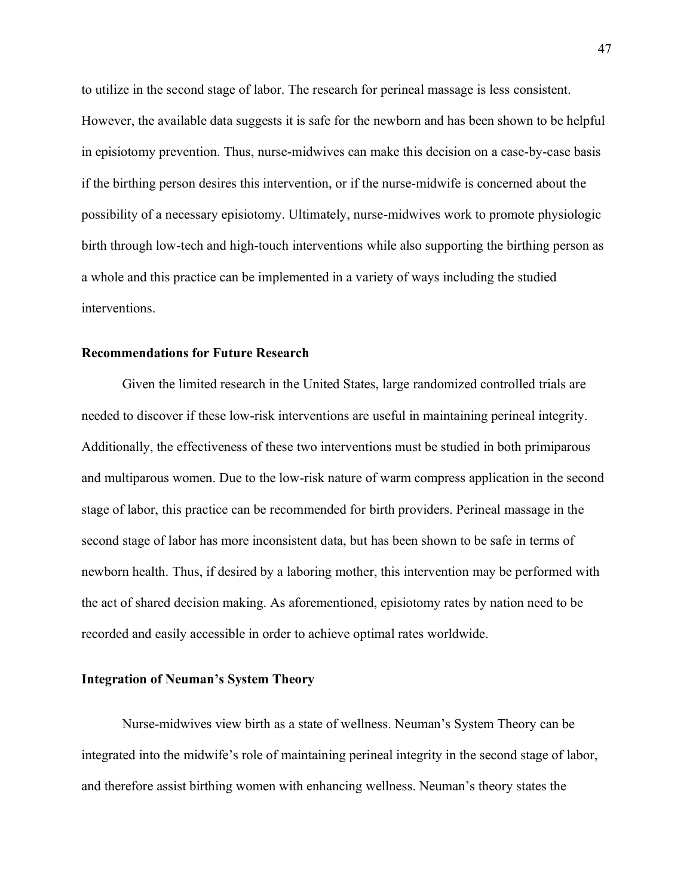to utilize in the second stage of labor. The research for perineal massage is less consistent. However, the available data suggests it is safe for the newborn and has been shown to be helpful in episiotomy prevention. Thus, nurse-midwives can make this decision on a case-by-case basis if the birthing person desires this intervention, or if the nurse-midwife is concerned about the possibility of a necessary episiotomy. Ultimately, nurse-midwives work to promote physiologic birth through low-tech and high-touch interventions while also supporting the birthing person as a whole and this practice can be implemented in a variety of ways including the studied interventions.

### Recommendations for Future Research

Given the limited research in the United States, large randomized controlled trials are needed to discover if these low-risk interventions are useful in maintaining perineal integrity. Additionally, the effectiveness of these two interventions must be studied in both primiparous and multiparous women. Due to the low-risk nature of warm compress application in the second stage of labor, this practice can be recommended for birth providers. Perineal massage in the second stage of labor has more inconsistent data, but has been shown to be safe in terms of newborn health. Thus, if desired by a laboring mother, this intervention may be performed with the act of shared decision making. As aforementioned, episiotomy rates by nation need to be recorded and easily accessible in order to achieve optimal rates worldwide.

### Integration of Neuman's System Theory

Nurse-midwives view birth as a state of wellness. Neuman's System Theory can be integrated into the midwife's role of maintaining perineal integrity in the second stage of labor, and therefore assist birthing women with enhancing wellness. Neuman's theory states the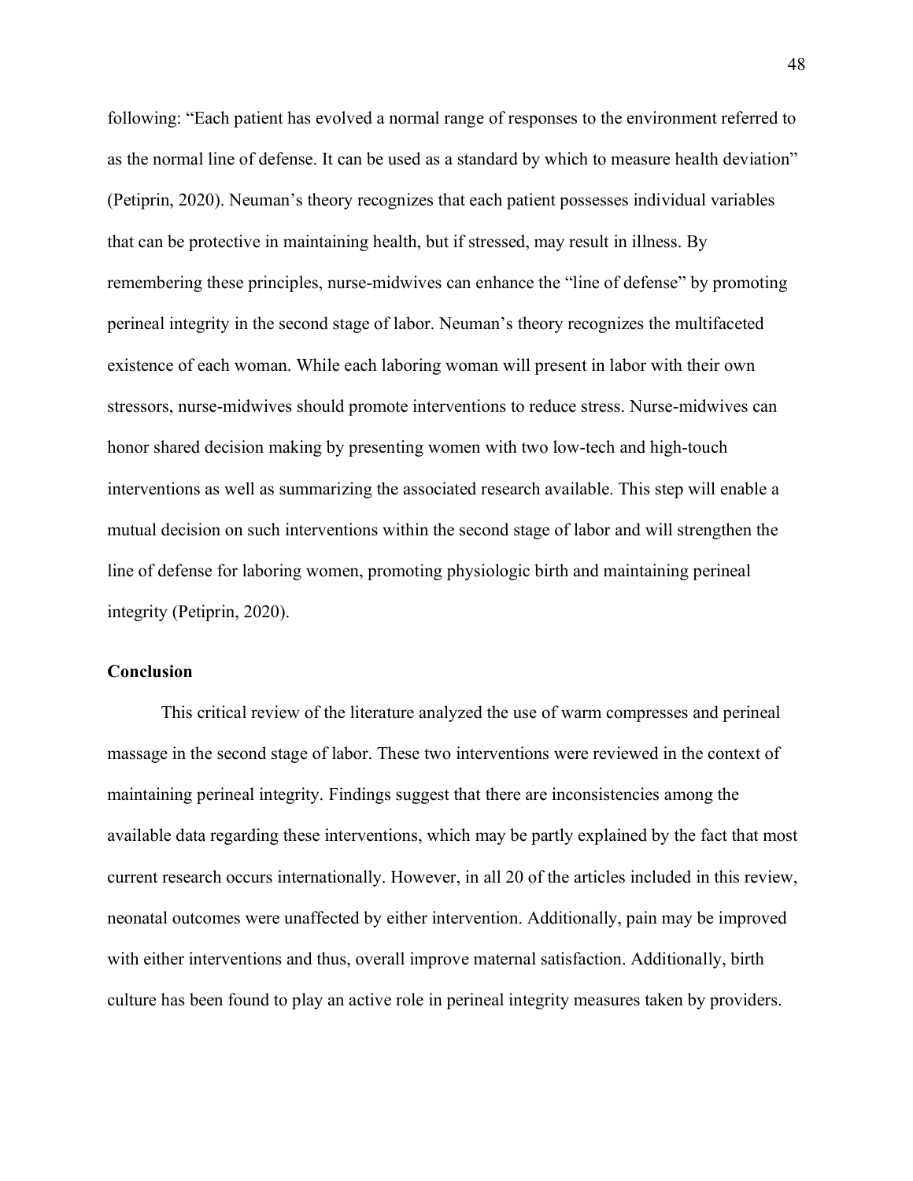following: "Each patient has evolved a normal range of responses to the environment referred to as the normal line of defense. It can be used as a standard by which to measure health deviation" (Petiprin, 2020). Neuman's theory recognizes that each patient possesses individual variables that can be protective in maintaining health, but if stressed, may result in illness. By remembering these principles, nurse-midwives can enhance the "line of defense" by promoting perineal integrity in the second stage of labor. Neuman's theory recognizes the multifaceted existence of each woman. While each laboring woman will present in labor with their own stressors, nurse-midwives should promote interventions to reduce stress. Nurse-midwives can honor shared decision making by presenting women with two low-tech and high-touch interventions as well as summarizing the associated research available. This step will enable a mutual decision on such interventions within the second stage of labor and will strengthen the line of defense for laboring women, promoting physiologic birth and maintaining perineal integrity (Petiprin, 2020).

## Conclusion

This critical review of the literature analyzed the use of warm compresses and perineal massage in the second stage of labor. These two interventions were reviewed in the context of maintaining perineal integrity. Findings suggest that there are inconsistencies among the available data regarding these interventions, which may be partly explained by the fact that most current research occurs internationally. However, in all 20 of the articles included in this review, neonatal outcomes were unaffected by either intervention. Additionally, pain may be improved with either interventions and thus, overall improve maternal satisfaction. Additionally, birth culture has been found to play an active role in perineal integrity measures taken by providers.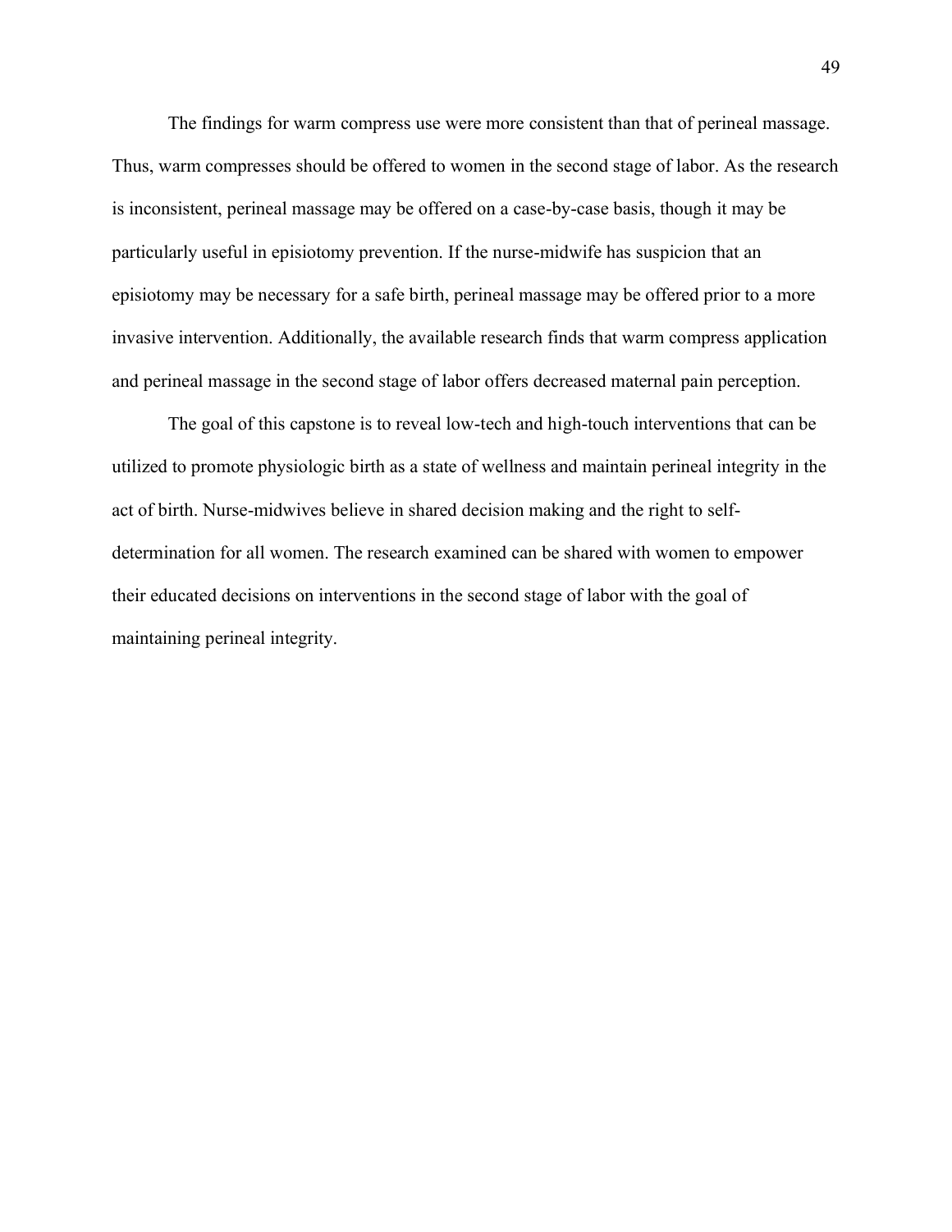The findings for warm compress use were more consistent than that of perineal massage. Thus, warm compresses should be offered to women in the second stage of labor. As the research is inconsistent, perineal massage may be offered on a case-by-case basis, though it may be particularly useful in episiotomy prevention. If the nurse-midwife has suspicion that an episiotomy may be necessary for a safe birth, perineal massage may be offered prior to a more invasive intervention. Additionally, the available research finds that warm compress application and perineal massage in the second stage of labor offers decreased maternal pain perception.

The goal of this capstone is to reveal low-tech and high-touch interventions that can be utilized to promote physiologic birth as a state of wellness and maintain perineal integrity in the act of birth. Nurse-midwives believe in shared decision making and the right to self-determination for all women. The research examined can be shared with women to empower their educated decisions on interventions in the second stage of labor with the goal of maintaining perineal integrity.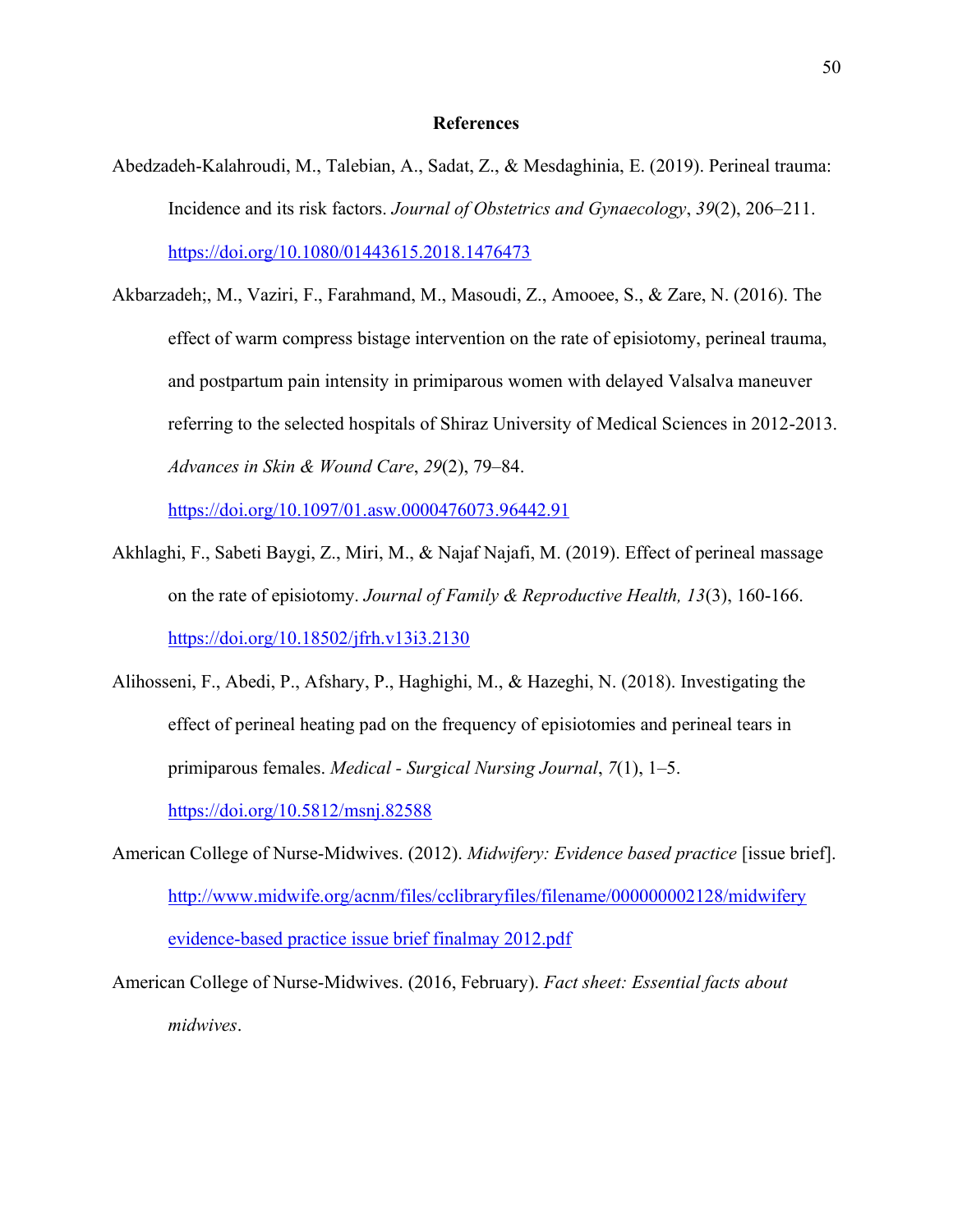# References

Abedzadeh-Kalahroudi, M., Talebian, A., Sadat, Z., & Mesdaghinia, E. (2019). Perineal trauma: Incidence and its risk factors. *Journal of Obstetrics and Gynaecology*, *39*(2), 206–211. https://doi.org/10.1080/01443615.2018.1476473

Akbarzadeh;, M., Vaziri, F., Farahmand, M., Masoudi, Z., Amooee, S., & Zare, N. (2016). The effect of warm compress bistage intervention on the rate of episiotomy, perineal trauma, and postpartum pain intensity in primiparous women with delayed Valsalva maneuver referring to the selected hospitals of Shiraz University of Medical Sciences in 2012-2013. *Advances in Skin & Wound Care*, *29*(2), 79–84. https://doi.org/10.1097/01.asw.0000476073.96442.91

Akhlaghi, F., Sabeti Baygi, Z., Miri, M., & Najaf Najafi, M. (2019). Effect of perineal massage on the rate of episiotomy. *Journal of Family & Reproductive Health, 13*(3), 160-166. https://doi.org/10.18502/jfrh.v13i3.2130

Alihosseni, F., Abedi, P., Afshary, P., Haghighi, M., & Hazeghi, N. (2018). Investigating the effect of perineal heating pad on the frequency of episiotomies and perineal tears in primiparous females. *Medical - Surgical Nursing Journal*, *7*(1), 1–5. https://doi.org/10.5812/msnj.82588

American College of Nurse-Midwives. (2012). *Midwifery: Evidence based practice* [issue brief]. http://www.midwife.org/acnm/files/cclibraryfiles/filename/000000002128/midwifery evidence-based practice issue brief finalmay 2012.pdf

American College of Nurse-Midwives. (2016, February). *Fact sheet: Essential facts about midwives*.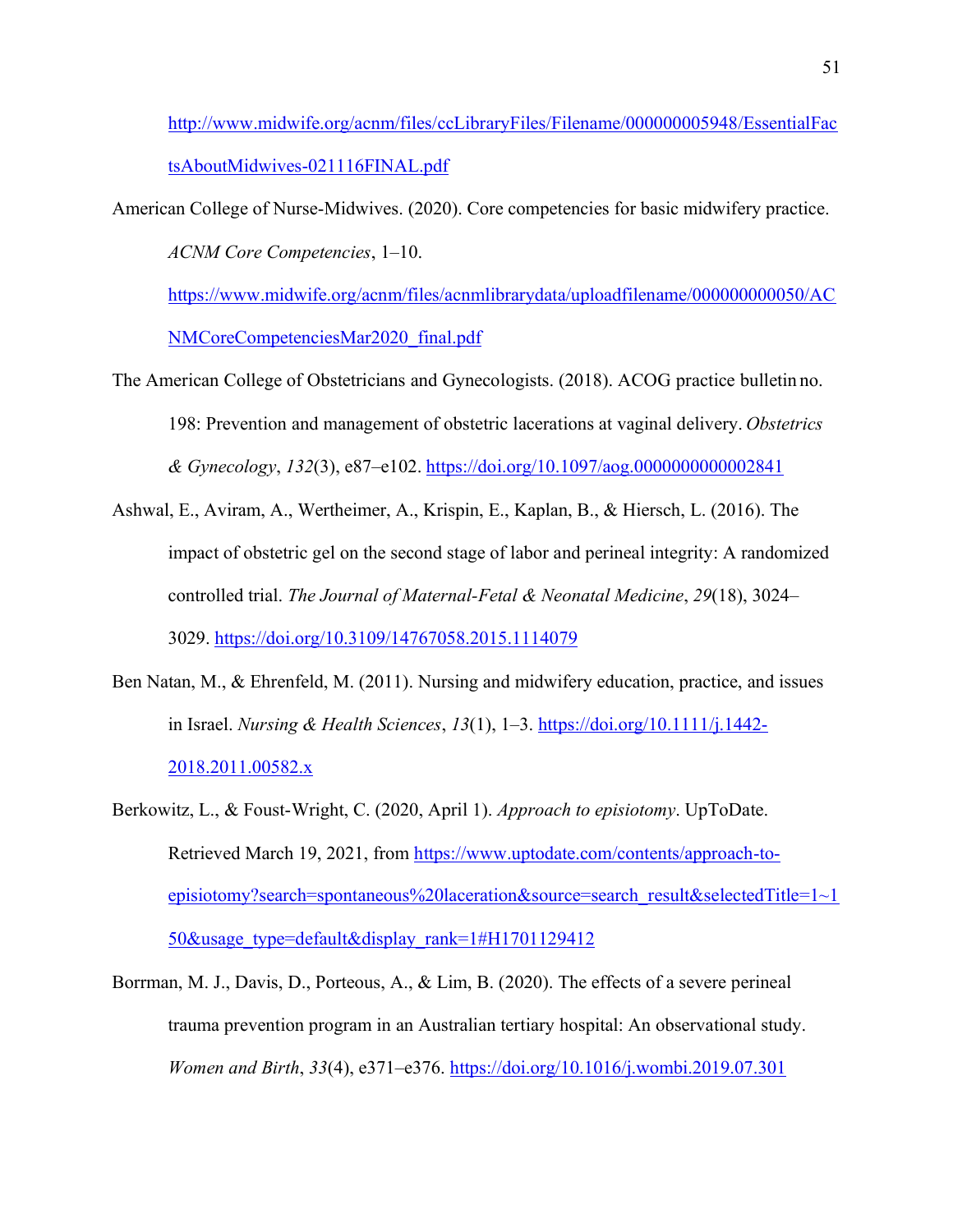http://www.midwife.org/acnm/files/ccLibraryFiles/Filename/000000005948/EssentialFactsAboutMidwives-021116FINAL.pdf

American College of Nurse-Midwives. (2020). Core competencies for basic midwifery practice. *ACNM Core Competencies*, 1–10. https://www.midwife.org/acnm/files/acnmlibrarydata/uploadfilename/000000000050/ACNMCoreCompetenciesMar2020_final.pdf

The American College of Obstetricians and Gynecologists. (2018). ACOG practice bulletin no. 198: Prevention and management of obstetric lacerations at vaginal delivery. *Obstetrics & Gynecology*, *132*(3), e87–e102. https://doi.org/10.1097/aog.0000000000002841

Ashwal, E., Aviram, A., Wertheimer, A., Krispin, E., Kaplan, B., & Hiersch, L. (2016). The impact of obstetric gel on the second stage of labor and perineal integrity: A randomized controlled trial. *The Journal of Maternal-Fetal & Neonatal Medicine*, *29*(18), 3024–3029. https://doi.org/10.3109/14767058.2015.1114079

Ben Natan, M., & Ehrenfeld, M. (2011). Nursing and midwifery education, practice, and issues in Israel. *Nursing & Health Sciences*, *13*(1), 1–3. https://doi.org/10.1111/j.1442-2018.2011.00582.x

Berkowitz, L., & Foust-Wright, C. (2020, April 1). *Approach to episiotomy*. UpToDate. Retrieved March 19, 2021, from https://www.uptodate.com/contents/approach-to-episiotomy?search=spontaneous%20laceration&source=search_result&selectedTitle=1~150&usage_type=default&display_rank=1#H1701129412

Borrman, M. J., Davis, D., Porteous, A., & Lim, B. (2020). The effects of a severe perineal trauma prevention program in an Australian tertiary hospital: An observational study. *Women and Birth*, *33*(4), e371–e376. https://doi.org/10.1016/j.wombi.2019.07.301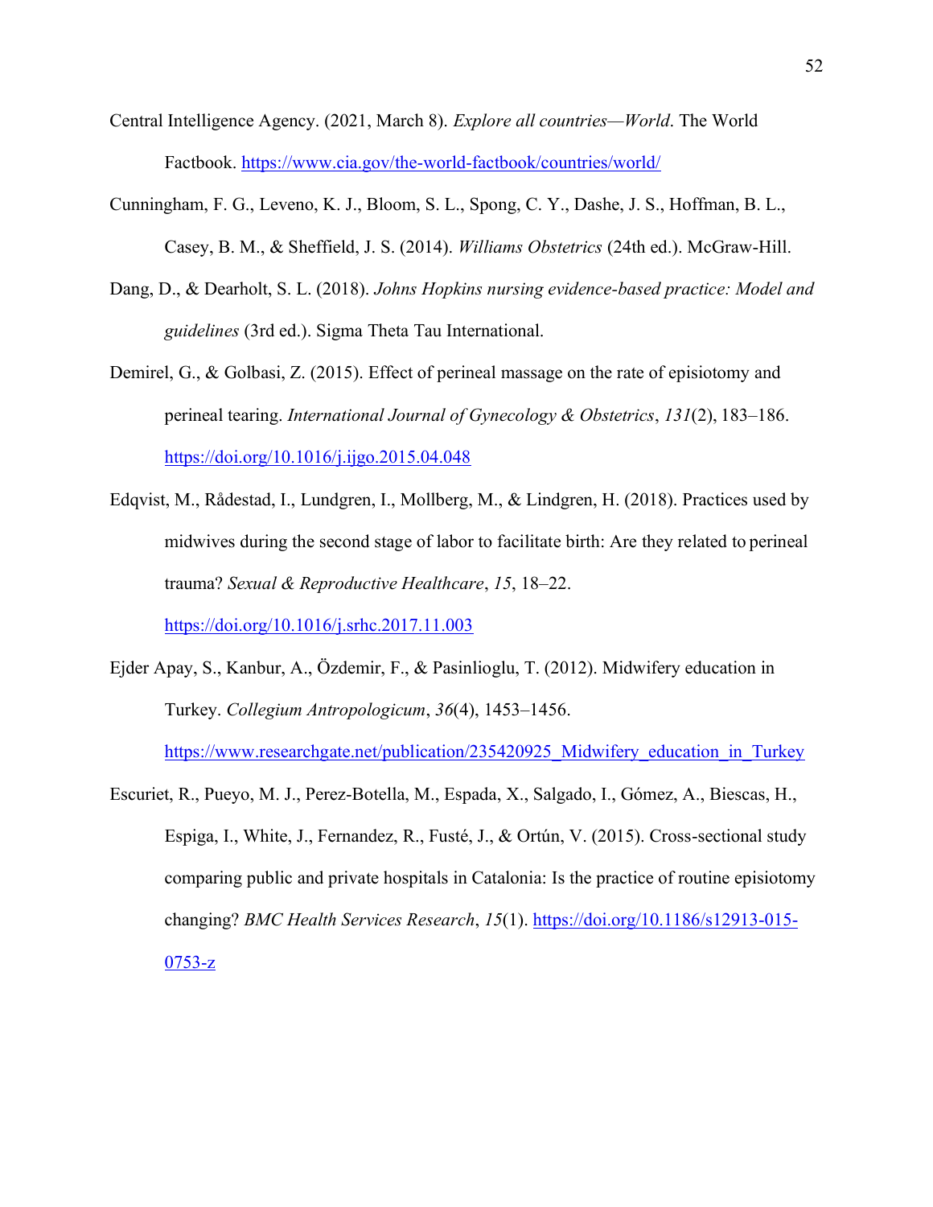Central Intelligence Agency. (2021, March 8). *Explore all countries—World*. The World Factbook. https://www.cia.gov/the-world-factbook/countries/world/

Cunningham, F. G., Leveno, K. J., Bloom, S. L., Spong, C. Y., Dashe, J. S., Hoffman, B. L., Casey, B. M., & Sheffield, J. S. (2014). *Williams Obstetrics* (24th ed.). McGraw-Hill.

Dang, D., & Dearholt, S. L. (2018). *Johns Hopkins nursing evidence-based practice: Model and guidelines* (3rd ed.). Sigma Theta Tau International.

Demirel, G., & Golbasi, Z. (2015). Effect of perineal massage on the rate of episiotomy and perineal tearing. *International Journal of Gynecology & Obstetrics*, *131*(2), 183–186. https://doi.org/10.1016/j.ijgo.2015.04.048

Edqvist, M., Rådestad, I., Lundgren, I., Mollberg, M., & Lindgren, H. (2018). Practices used by midwives during the second stage of labor to facilitate birth: Are they related to perineal trauma? *Sexual & Reproductive Healthcare*, *15*, 18–22. https://doi.org/10.1016/j.srhc.2017.11.003

Ejder Apay, S., Kanbur, A., Özdemir, F., & Pasinlioglu, T. (2012). Midwifery education in Turkey. *Collegium Antropologicum*, *36*(4), 1453–1456. https://www.researchgate.net/publication/235420925_Midwifery_education_in_Turkey

Escuriet, R., Pueyo, M. J., Perez-Botella, M., Espada, X., Salgado, I., Gómez, A., Biescas, H., Espiga, I., White, J., Fernandez, R., Fusté, J., & Ortún, V. (2015). Cross-sectional study comparing public and private hospitals in Catalonia: Is the practice of routine episiotomy changing? *BMC Health Services Research*, *15*(1). https://doi.org/10.1186/s12913-015-0753-z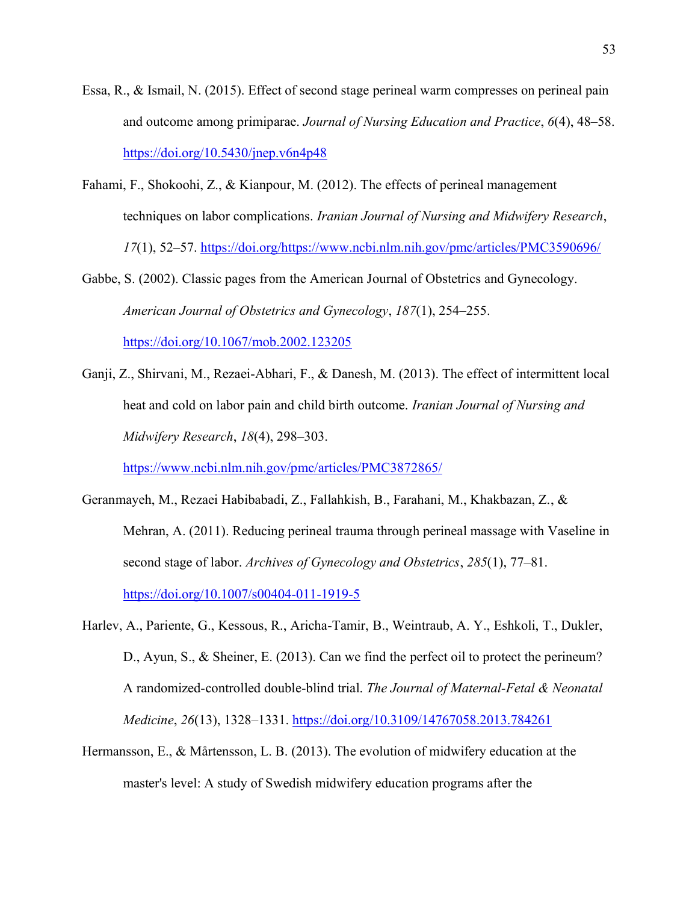Essa, R., & Ismail, N. (2015). Effect of second stage perineal warm compresses on perineal pain and outcome among primiparae. *Journal of Nursing Education and Practice*, *6*(4), 48–58. https://doi.org/10.5430/jnep.v6n4p48

Fahami, F., Shokoohi, Z., & Kianpour, M. (2012). The effects of perineal management techniques on labor complications. *Iranian Journal of Nursing and Midwifery Research*, *17*(1), 52–57. https://doi.org/https://www.ncbi.nlm.nih.gov/pmc/articles/PMC3590696/

Gabbe, S. (2002). Classic pages from the American Journal of Obstetrics and Gynecology. *American Journal of Obstetrics and Gynecology*, *187*(1), 254–255. https://doi.org/10.1067/mob.2002.123205

Ganji, Z., Shirvani, M., Rezaei-Abhari, F., & Danesh, M. (2013). The effect of intermittent local heat and cold on labor pain and child birth outcome. *Iranian Journal of Nursing and Midwifery Research*, *18*(4), 298–303. https://www.ncbi.nlm.nih.gov/pmc/articles/PMC3872865/

Geranmayeh, M., Rezaei Habibabadi, Z., Fallahkish, B., Farahani, M., Khakbazan, Z., & Mehran, A. (2011). Reducing perineal trauma through perineal massage with Vaseline in second stage of labor. *Archives of Gynecology and Obstetrics*, *285*(1), 77–81. https://doi.org/10.1007/s00404-011-1919-5

Harlev, A., Pariente, G., Kessous, R., Aricha-Tamir, B., Weintraub, A. Y., Eshkoli, T., Dukler, D., Ayun, S., & Sheiner, E. (2013). Can we find the perfect oil to protect the perineum? A randomized-controlled double-blind trial. *The Journal of Maternal-Fetal & Neonatal Medicine*, *26*(13), 1328–1331. https://doi.org/10.3109/14767058.2013.784261

Hermansson, E., & Mårtensson, L. B. (2013). The evolution of midwifery education at the master's level: A study of Swedish midwifery education programs after the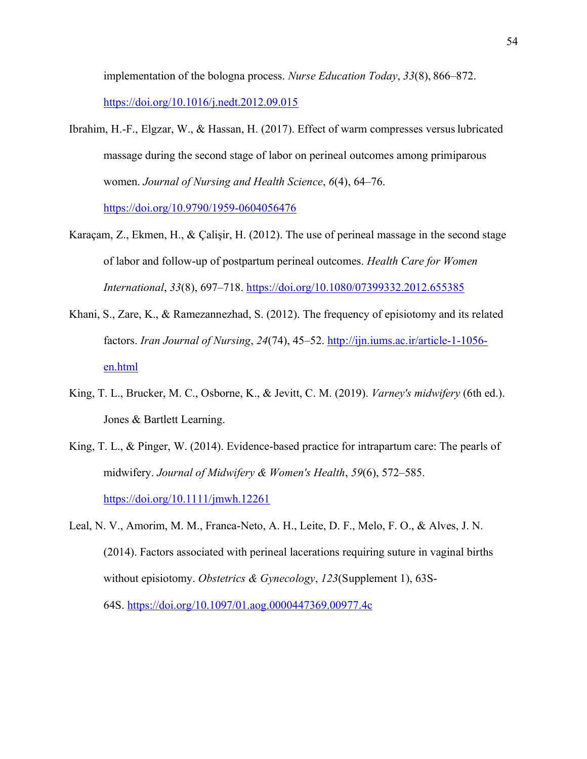implementation of the bologna process. *Nurse Education Today*, *33*(8), 866–872. https://doi.org/10.1016/j.nedt.2012.09.015

Ibrahim, H.-F., Elgzar, W., & Hassan, H. (2017). Effect of warm compresses versus lubricated massage during the second stage of labor on perineal outcomes among primiparous women. *Journal of Nursing and Health Science*, *6*(4), 64–76. https://doi.org/10.9790/1959-0604056476

Karaçam, Z., Ekmen, H., & Çalişir, H. (2012). The use of perineal massage in the second stage of labor and follow-up of postpartum perineal outcomes. *Health Care for Women International*, *33*(8), 697–718. https://doi.org/10.1080/07399332.2012.655385

Khani, S., Zare, K., & Ramezannezhad, S. (2012). The frequency of episiotomy and its related factors. *Iran Journal of Nursing*, *24*(74), 45–52. http://ijn.iums.ac.ir/article-1-1056-en.html

King, T. L., Brucker, M. C., Osborne, K., & Jevitt, C. M. (2019). *Varney's midwifery* (6th ed.). Jones & Bartlett Learning.

King, T. L., & Pinger, W. (2014). Evidence-based practice for intrapartum care: The pearls of midwifery. *Journal of Midwifery & Women's Health*, *59*(6), 572–585. https://doi.org/10.1111/jmwh.12261

Leal, N. V., Amorim, M. M., Franca-Neto, A. H., Leite, D. F., Melo, F. O., & Alves, J. N. (2014). Factors associated with perineal lacerations requiring suture in vaginal births without episiotomy. *Obstetrics & Gynecology*, *123*(Supplement 1), 63S-64S. https://doi.org/10.1097/01.aog.0000447369.00977.4c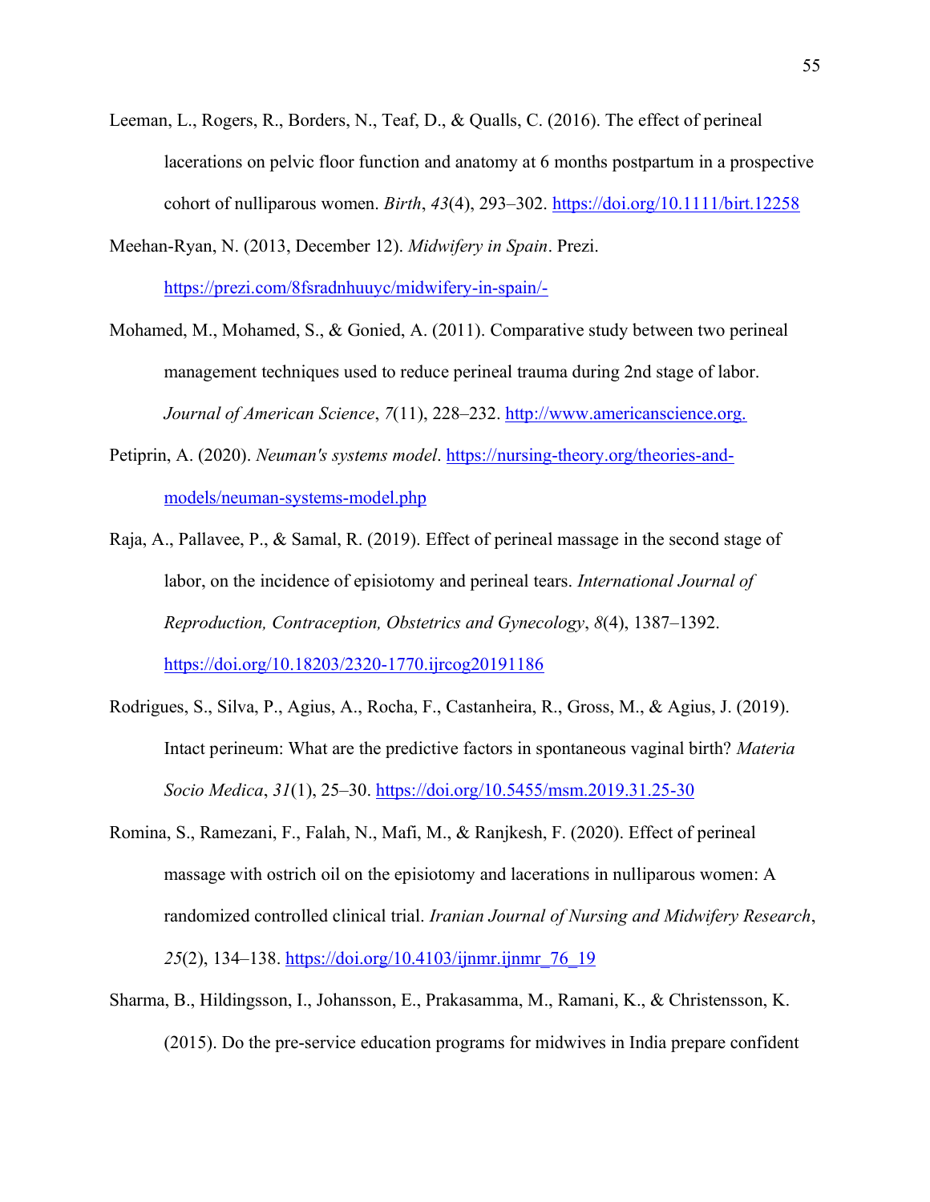Leeman, L., Rogers, R., Borders, N., Teaf, D., & Qualls, C. (2016). The effect of perineal lacerations on pelvic floor function and anatomy at 6 months postpartum in a prospective cohort of nulliparous women. *Birth*, *43*(4), 293–302. https://doi.org/10.1111/birt.12258

Meehan-Ryan, N. (2013, December 12). *Midwifery in Spain*. Prezi. https://prezi.com/8fsradnhuuyc/midwifery-in-spain/-

Mohamed, M., Mohamed, S., & Gonied, A. (2011). Comparative study between two perineal management techniques used to reduce perineal trauma during 2nd stage of labor. *Journal of American Science*, *7*(11), 228–232. http://www.americanscience.org.

Petiprin, A. (2020). *Neuman's systems model*. https://nursing-theory.org/theories-and-models/neuman-systems-model.php

Raja, A., Pallavee, P., & Samal, R. (2019). Effect of perineal massage in the second stage of labor, on the incidence of episiotomy and perineal tears. *International Journal of Reproduction, Contraception, Obstetrics and Gynecology*, *8*(4), 1387–1392. https://doi.org/10.18203/2320-1770.ijrcog20191186

Rodrigues, S., Silva, P., Agius, A., Rocha, F., Castanheira, R., Gross, M., & Agius, J. (2019). Intact perineum: What are the predictive factors in spontaneous vaginal birth? *Materia Socio Medica*, *31*(1), 25–30. https://doi.org/10.5455/msm.2019.31.25-30

Romina, S., Ramezani, F., Falah, N., Mafi, M., & Ranjkesh, F. (2020). Effect of perineal massage with ostrich oil on the episiotomy and lacerations in nulliparous women: A randomized controlled clinical trial. *Iranian Journal of Nursing and Midwifery Research*, *25*(2), 134–138. https://doi.org/10.4103/ijnmr.ijnmr_76_19

Sharma, B., Hildingsson, I., Johansson, E., Prakasamma, M., Ramani, K., & Christensson, K. (2015). Do the pre-service education programs for midwives in India prepare confident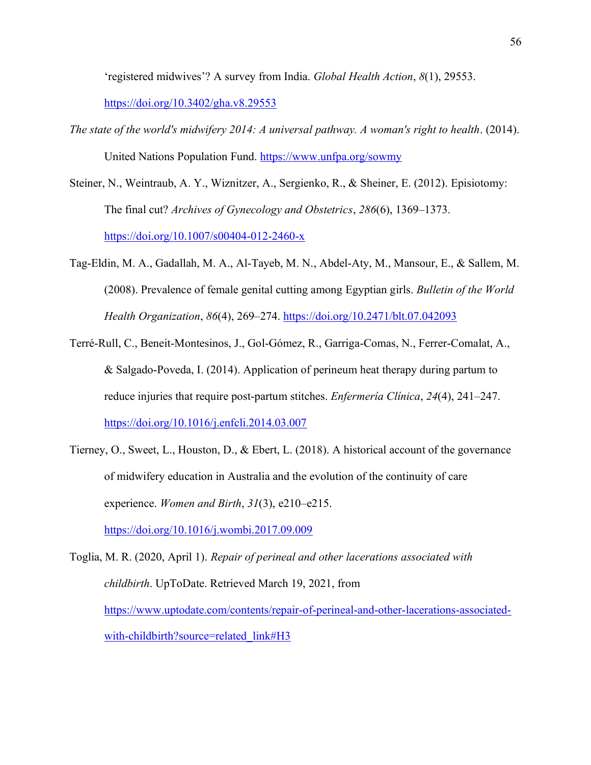'registered midwives'? A survey from India. *Global Health Action*, *8*(1), 29553. https://doi.org/10.3402/gha.v8.29553

*The state of the world's midwifery 2014: A universal pathway. A woman's right to health*. (2014). United Nations Population Fund. https://www.unfpa.org/sowmy

Steiner, N., Weintraub, A. Y., Wiznitzer, A., Sergienko, R., & Sheiner, E. (2012). Episiotomy: The final cut? *Archives of Gynecology and Obstetrics*, *286*(6), 1369–1373. https://doi.org/10.1007/s00404-012-2460-x

Tag-Eldin, M. A., Gadallah, M. A., Al-Tayeb, M. N., Abdel-Aty, M., Mansour, E., & Sallem, M. (2008). Prevalence of female genital cutting among Egyptian girls. *Bulletin of the World Health Organization*, *86*(4), 269–274. https://doi.org/10.2471/blt.07.042093

Terré-Rull, C., Beneit-Montesinos, J., Gol-Gómez, R., Garriga-Comas, N., Ferrer-Comalat, A., & Salgado-Poveda, I. (2014). Application of perineum heat therapy during partum to reduce injuries that require post-partum stitches. *Enfermería Clínica*, *24*(4), 241–247. https://doi.org/10.1016/j.enfcli.2014.03.007

Tierney, O., Sweet, L., Houston, D., & Ebert, L. (2018). A historical account of the governance of midwifery education in Australia and the evolution of the continuity of care experience. *Women and Birth*, *31*(3), e210–e215. https://doi.org/10.1016/j.wombi.2017.09.009

Toglia, M. R. (2020, April 1). *Repair of perineal and other lacerations associated with childbirth*. UpToDate. Retrieved March 19, 2021, from https://www.uptodate.com/contents/repair-of-perineal-and-other-lacerations-associated-with-childbirth?source=related_link#H3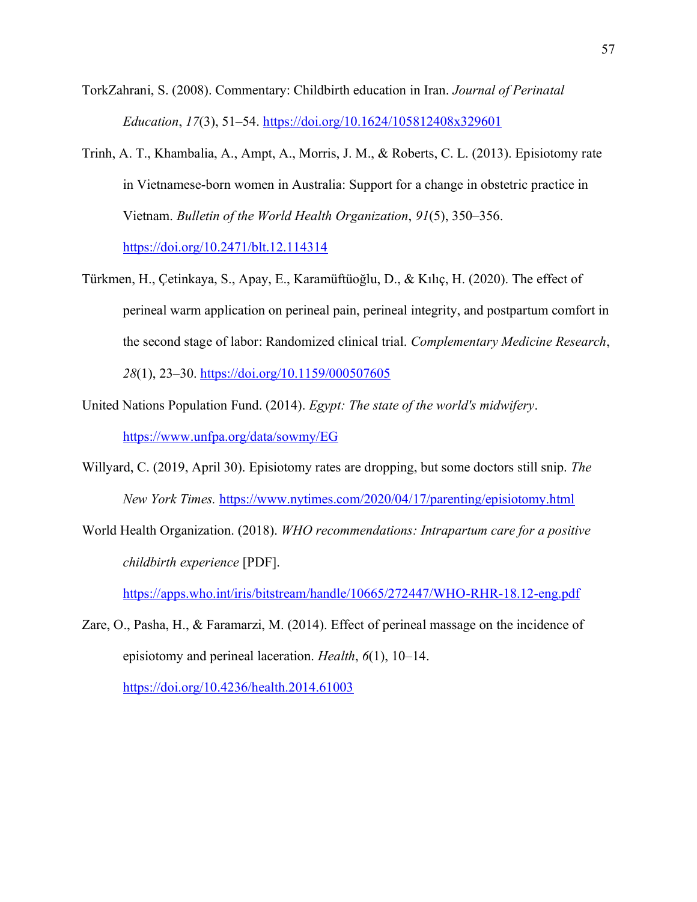TorkZahrani, S. (2008). Commentary: Childbirth education in Iran. *Journal of Perinatal Education*, *17*(3), 51–54. https://doi.org/10.1624/105812408x329601

Trinh, A. T., Khambalia, A., Ampt, A., Morris, J. M., & Roberts, C. L. (2013). Episiotomy rate in Vietnamese-born women in Australia: Support for a change in obstetric practice in Vietnam. *Bulletin of the World Health Organization*, *91*(5), 350–356. https://doi.org/10.2471/blt.12.114314

Türkmen, H., Çetinkaya, S., Apay, E., Karamüftüoğlu, D., & Kılıç, H. (2020). The effect of perineal warm application on perineal pain, perineal integrity, and postpartum comfort in the second stage of labor: Randomized clinical trial. *Complementary Medicine Research*, *28*(1), 23–30. https://doi.org/10.1159/000507605

United Nations Population Fund. (2014). *Egypt: The state of the world's midwifery*. https://www.unfpa.org/data/sowmy/EG

Willyard, C. (2019, April 30). Episiotomy rates are dropping, but some doctors still snip. *The New York Times.* https://www.nytimes.com/2020/04/17/parenting/episiotomy.html

World Health Organization. (2018). *WHO recommendations: Intrapartum care for a positive childbirth experience* [PDF]. https://apps.who.int/iris/bitstream/handle/10665/272447/WHO-RHR-18.12-eng.pdf

Zare, O., Pasha, H., & Faramarzi, M. (2014). Effect of perineal massage on the incidence of episiotomy and perineal laceration. *Health*, *6*(1), 10–14. https://doi.org/10.4236/health.2014.61003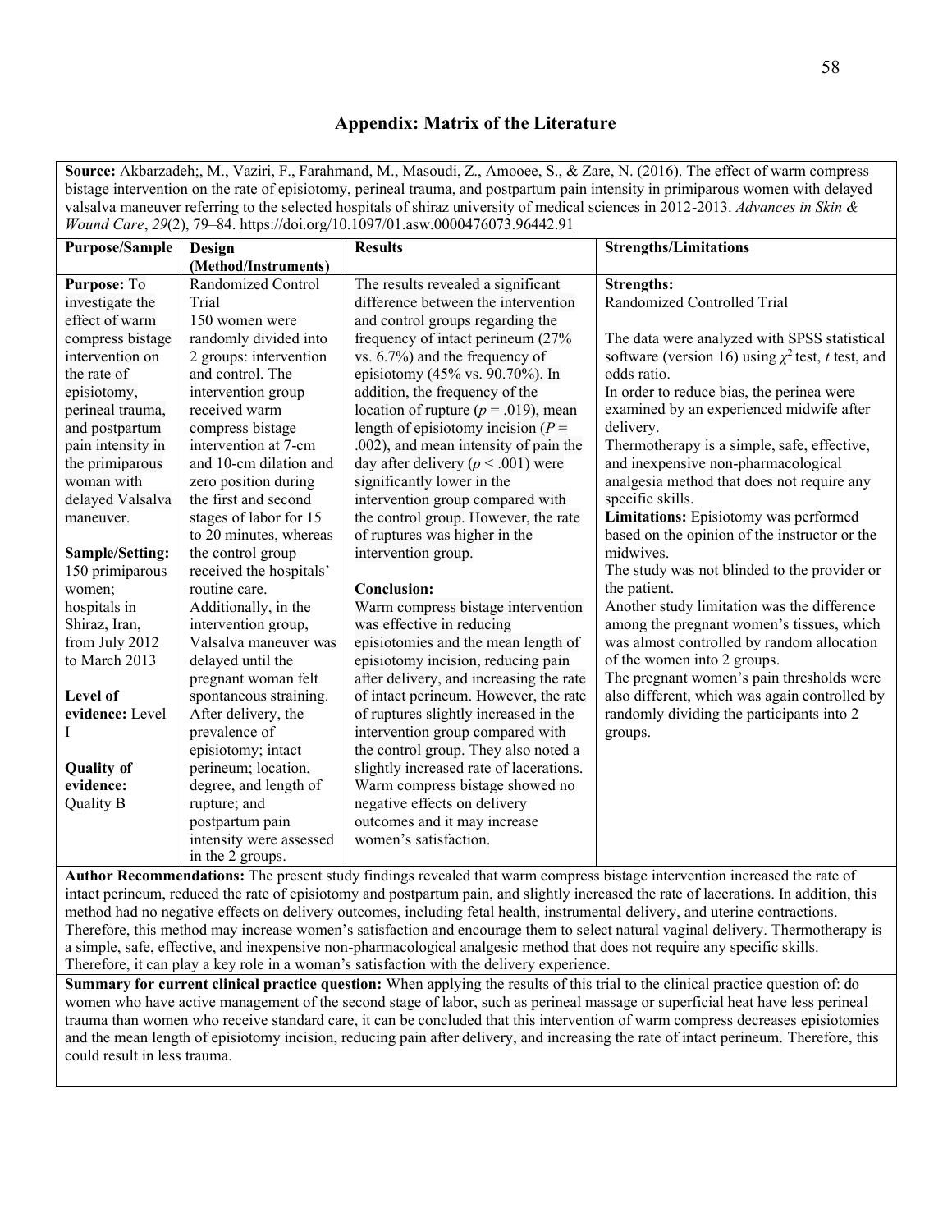## Appendix: Matrix of the Literature

**Source:** Akbarzadeh;, M., Vaziri, F., Farahmand, M., Masoudi, Z., Amooee, S., & Zare, N. (2016). The effect of warm compress bistage intervention on the rate of episiotomy, perineal trauma, and postpartum pain intensity in primiparous women with delayed valsalva maneuver referring to the selected hospitals of shiraz university of medical sciences in 2012-2013. *Advances in Skin & Wound Care*, *29*(2), 79–84. https://doi.org/10.1097/01.asw.0000476073.96442.91

| Purpose/Sample | Design (Method/Instruments) | Results | Strengths/Limitations |
|---|---|---|---|
| **Purpose:** To investigate the effect of warm compress bistage intervention on the rate of episiotomy, perineal trauma, and postpartum pain intensity in the primiparous woman with delayed Valsalva maneuver.<br><br>**Sample/Setting:** 150 primiparous women; hospitals in Shiraz, Iran, from July 2012 to March 2013<br><br>**Level of evidence:** Level I<br><br>**Quality of evidence:** Quality B | Randomized Control Trial<br>150 women were randomly divided into 2 groups: intervention and control. The intervention group received warm compress bistage intervention at 7-cm and 10-cm dilation and zero position during the first and second stages of labor for 15 to 20 minutes, whereas the control group received the hospitals' routine care.<br>Additionally, in the intervention group, Valsalva maneuver was delayed until the pregnant woman felt spontaneous straining. After delivery, the prevalence of episiotomy; intact perineum; location, degree, and length of rupture; and postpartum pain intensity were assessed in the 2 groups. | The results revealed a significant difference between the intervention and control groups regarding the frequency of intact perineum (27% vs. 6.7%) and the frequency of episiotomy (45% vs. 90.70%). In addition, the frequency of the location of rupture ($p = .019$), mean length of episiotomy incision ($P = .002$), and mean intensity of pain the day after delivery ($p < .001$) were significantly lower in the intervention group compared with the control group. However, the rate of ruptures was higher in the intervention group.<br><br>**Conclusion:**<br>Warm compress bistage intervention was effective in reducing episiotomies and the mean length of episiotomy incision, reducing pain after delivery, and increasing the rate of intact perineum. However, the rate of ruptures slightly increased in the intervention group compared with the control group. They also noted a slightly increased rate of lacerations. Warm compress bistage showed no negative effects on delivery outcomes and it may increase women's satisfaction. | **Strengths:**<br>Randomized Controlled Trial<br><br>The data were analyzed with SPSS statistical software (version 16) using $\chi^2$ test, *t* test, and odds ratio.<br>In order to reduce bias, the perinea were examined by an experienced midwife after delivery.<br>Thermotherapy is a simple, safe, effective, and inexpensive non-pharmacological analgesia method that does not require any specific skills.<br>**Limitations:** Episiotomy was performed based on the opinion of the instructor or the midwives.<br>The study was not blinded to the provider or the patient.<br>Another study limitation was the difference among the pregnant women's tissues, which was almost controlled by random allocation of the women into 2 groups.<br>The pregnant women's pain thresholds were also different, which was again controlled by randomly dividing the participants into 2 groups. |

**Author Recommendations:** The present study findings revealed that warm compress bistage intervention increased the rate of intact perineum, reduced the rate of episiotomy and postpartum pain, and slightly increased the rate of lacerations. In addition, this method had no negative effects on delivery outcomes, including fetal health, instrumental delivery, and uterine contractions. Therefore, this method may increase women's satisfaction and encourage them to select natural vaginal delivery. Thermotherapy is a simple, safe, effective, and inexpensive non-pharmacological analgesic method that does not require any specific skills. Therefore, it can play a key role in a woman's satisfaction with the delivery experience.

**Summary for current clinical practice question:** When applying the results of this trial to the clinical practice question of: do women who have active management of the second stage of labor, such as perineal massage or superficial heat have less perineal trauma than women who receive standard care, it can be concluded that this intervention of warm compress decreases episiotomies and the mean length of episiotomy incision, reducing pain after delivery, and increasing the rate of intact perineum. Therefore, this could result in less trauma.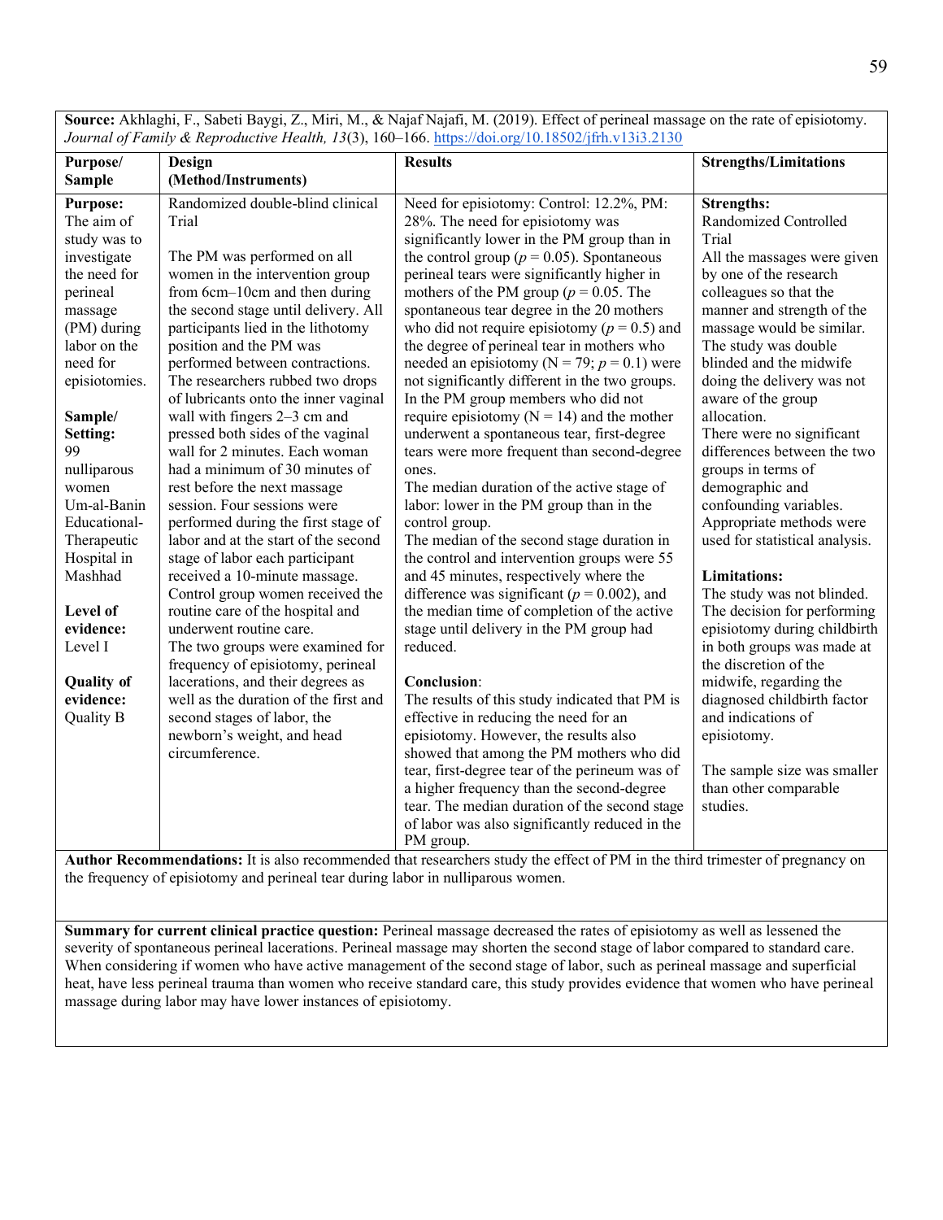**Source:** Akhlaghi, F., Sabeti Baygi, Z., Miri, M., & Najaf Najafi, M. (2019). Effect of perineal massage on the rate of episiotomy. *Journal of Family & Reproductive Health, 13*(3), 160–166. https://doi.org/10.18502/jfrh.v13i3.2130

| Purpose/ Sample | Design (Method/Instruments) | Results | Strengths/Limitations |
|---|---|---|---|
| **Purpose:** The aim of study was to investigate the need for perineal massage (PM) during labor on the need for episiotomies.<br><br>**Sample/ Setting:** 99 nulliparous women Um-al-Banin Educational-Therapeutic Hospital in Mashhad<br><br>**Level of evidence:** Level I<br><br>**Quality of evidence:** Quality B | Randomized double-blind clinical Trial<br><br>The PM was performed on all women in the intervention group from 6cm–10cm and then during the second stage until delivery. All participants lied in the lithotomy position and the PM was performed between contractions. The researchers rubbed two drops of lubricants onto the inner vaginal wall with fingers 2–3 cm and pressed both sides of the vaginal wall for 2 minutes. Each woman had a minimum of 30 minutes of rest before the next massage session. Four sessions were performed during the first stage of labor and at the start of the second stage of labor each participant received a 10-minute massage. Control group women received the routine care of the hospital and underwent routine care. The two groups were examined for frequency of episiotomy, perineal lacerations, and their degrees as well as the duration of the first and second stages of labor, the newborn's weight, and head circumference. | Need for episiotomy: Control: 12.2%, PM: 28%. The need for episiotomy was significantly lower in the PM group than in the control group ($p = 0.05$). Spontaneous perineal tears were significantly higher in mothers of the PM group ($p = 0.05$. The spontaneous tear degree in the 20 mothers who did not require episiotomy ($p = 0.5$) and the degree of perineal tear in mothers who needed an episiotomy ($N = 79$; $p = 0.1$) were not significantly different in the two groups. In the PM group members who did not require episiotomy ($N = 14$) and the mother underwent a spontaneous tear, first-degree tears were more frequent than second-degree ones. The median duration of the active stage of labor: lower in the PM group than in the control group. The median of the second stage duration in the control and intervention groups were 55 and 45 minutes, respectively where the difference was significant ($p = 0.002$), and the median time of completion of the active stage until delivery in the PM group had reduced.<br><br>**Conclusion**:<br>The results of this study indicated that PM is effective in reducing the need for an episiotomy. However, the results also showed that among the PM mothers who did tear, first-degree tear of the perineum was of a higher frequency than the second-degree tear. The median duration of the second stage of labor was also significantly reduced in the PM group. | **Strengths:**<br>Randomized Controlled Trial<br>All the massages were given by one of the research colleagues so that the manner and strength of the massage would be similar.<br>The study was double blinded and the midwife doing the delivery was not aware of the group allocation.<br>There were no significant differences between the two groups in terms of demographic and confounding variables.<br>Appropriate methods were used for statistical analysis.<br><br>**Limitations:**<br>The study was not blinded.<br>The decision for performing episiotomy during childbirth in both groups was made at the discretion of the midwife, regarding the diagnosed childbirth factor and indications of episiotomy.<br><br>The sample size was smaller than other comparable studies. |

**Author Recommendations:** It is also recommended that researchers study the effect of PM in the third trimester of pregnancy on the frequency of episiotomy and perineal tear during labor in nulliparous women.

**Summary for current clinical practice question:** Perineal massage decreased the rates of episiotomy as well as lessened the severity of spontaneous perineal lacerations. Perineal massage may shorten the second stage of labor compared to standard care. When considering if women who have active management of the second stage of labor, such as perineal massage and superficial heat, have less perineal trauma than women who receive standard care, this study provides evidence that women who have perineal massage during labor may have lower instances of episiotomy.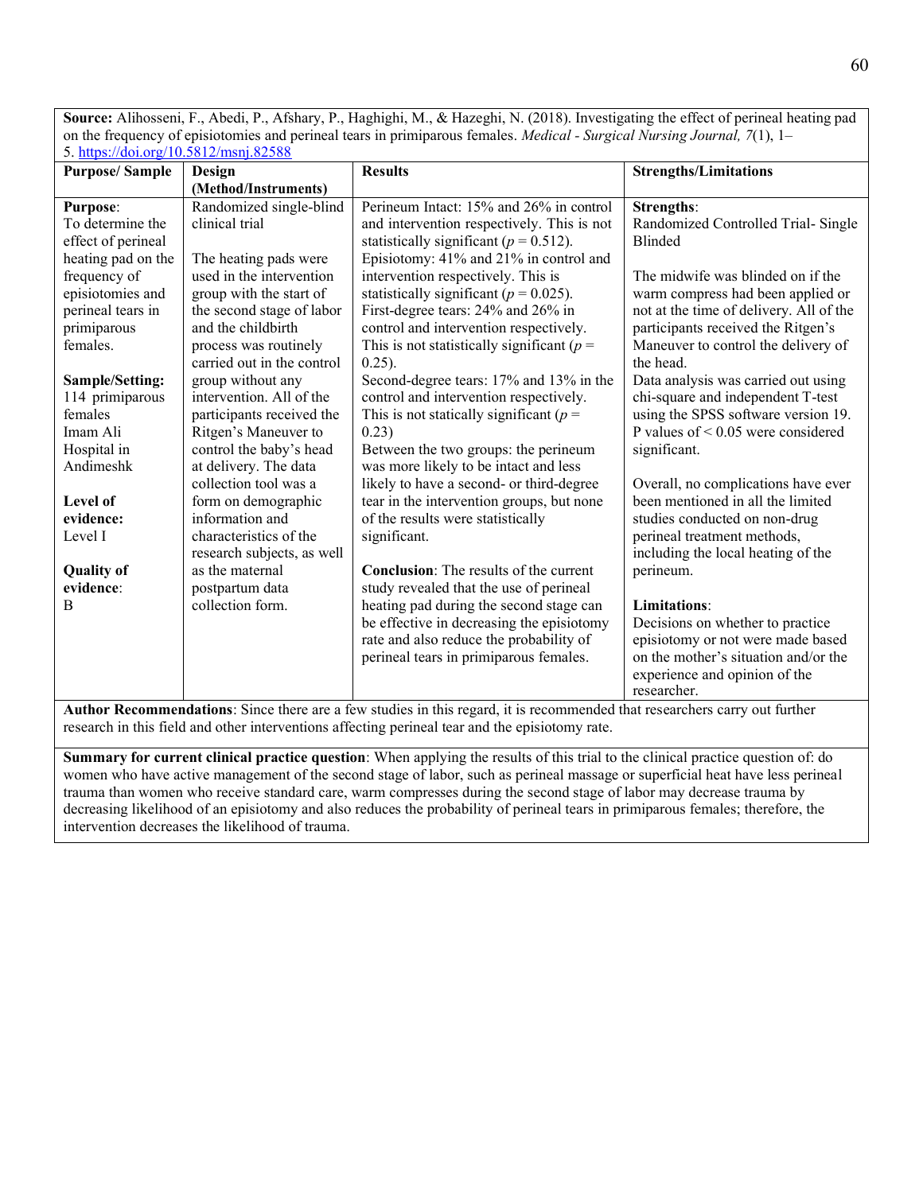**Source:** Alihosseni, F., Abedi, P., Afshary, P., Haghighi, M., & Hazeghi, N. (2018). Investigating the effect of perineal heating pad on the frequency of episiotomies and perineal tears in primiparous females. *Medical - Surgical Nursing Journal, 7*(1), 1–5. https://doi.org/10.5812/msnj.82588

| Purpose/ Sample | Design (Method/Instruments) | Results | Strengths/Limitations |
|---|---|---|---|
| **Purpose**: To determine the effect of perineal heating pad on the frequency of episiotomies and perineal tears in primiparous females.<br><br>**Sample/Setting:** 114 primiparous females Imam Ali Hospital in Andimeshk<br><br>**Level of evidence:** Level I<br><br>**Quality of evidence**: B | Randomized single-blind clinical trial<br><br>The heating pads were used in the intervention group with the start of the second stage of labor and the childbirth process was routinely carried out in the control group without any intervention. All of the participants received the Ritgen's Maneuver to control the baby's head at delivery. The data collection tool was a form on demographic information and characteristics of the research subjects, as well as the maternal postpartum data collection form. | Perineum Intact: 15% and 26% in control and intervention respectively. This is not statistically significant ($p$ = 0.512).<br>Episiotomy: 41% and 21% in control and intervention respectively. This is statistically significant ($p$ = 0.025).<br>First-degree tears: 24% and 26% in control and intervention respectively. This is not statistically significant ($p$ = 0.25).<br>Second-degree tears: 17% and 13% in the control and intervention respectively. This is not statically significant ($p$ = 0.23)<br>Between the two groups: the perineum was more likely to be intact and less likely to have a second- or third-degree tear in the intervention groups, but none of the results were statistically significant.<br><br>**Conclusion**: The results of the current study revealed that the use of perineal heating pad during the second stage can be effective in decreasing the episiotomy rate and also reduce the probability of perineal tears in primiparous females. | **Strengths**: Randomized Controlled Trial- Single Blinded<br><br>The midwife was blinded on if the warm compress had been applied or not at the time of delivery. All of the participants received the Ritgen's Maneuver to control the delivery of the head.<br>Data analysis was carried out using chi-square and independent T-test using the SPSS software version 19. P values of < 0.05 were considered significant.<br><br>Overall, no complications have ever been mentioned in all the limited studies conducted on non-drug perineal treatment methods, including the local heating of the perineum.<br><br>**Limitations**:<br>Decisions on whether to practice episiotomy or not were made based on the mother's situation and/or the experience and opinion of the researcher. |

**Author Recommendations**: Since there are a few studies in this regard, it is recommended that researchers carry out further research in this field and other interventions affecting perineal tear and the episiotomy rate.

**Summary for current clinical practice question**: When applying the results of this trial to the clinical practice question of: do women who have active management of the second stage of labor, such as perineal massage or superficial heat have less perineal trauma than women who receive standard care, warm compresses during the second stage of labor may decrease trauma by decreasing likelihood of an episiotomy and also reduces the probability of perineal tears in primiparous females; therefore, the intervention decreases the likelihood of trauma.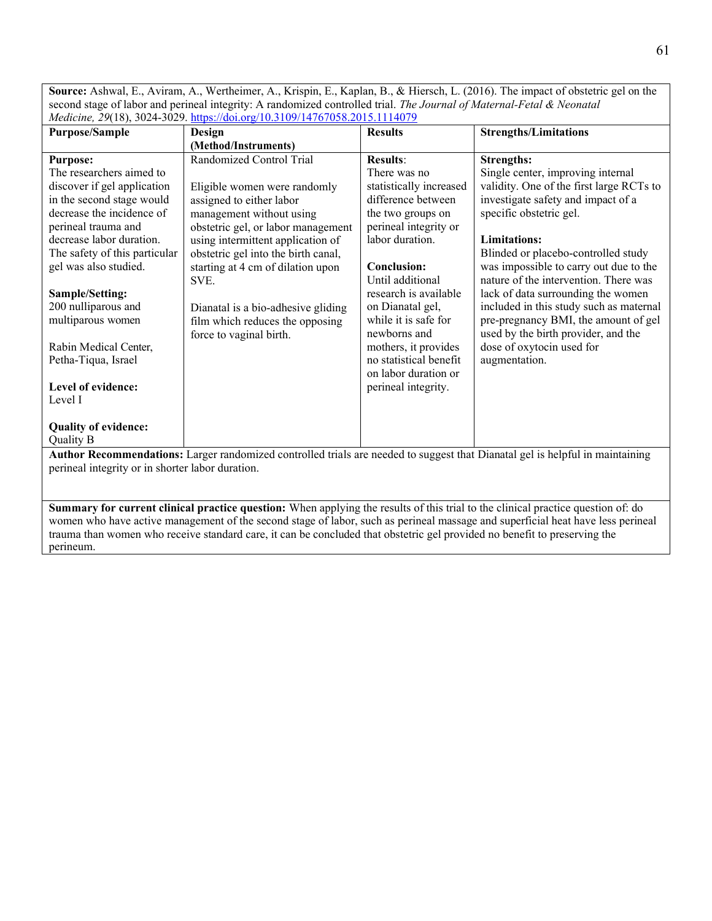**Source:** Ashwal, E., Aviram, A., Wertheimer, A., Krispin, E., Kaplan, B., & Hiersch, L. (2016). The impact of obstetric gel on the second stage of labor and perineal integrity: A randomized controlled trial. *The Journal of Maternal-Fetal & Neonatal Medicine, 29*(18), 3024-3029. https://doi.org/10.3109/14767058.2015.1114079

| **Purpose/Sample** | **Design (Method/Instruments)** | **Results** | **Strengths/Limitations** |
|---|---|---|---|
| **Purpose:** The researchers aimed to discover if gel application in the second stage would decrease the incidence of perineal trauma and decrease labor duration. The safety of this particular gel was also studied.<br><br>**Sample/Setting:** 200 nulliparous and multiparous women<br><br>Rabin Medical Center, Petha-Tiqua, Israel<br><br>**Level of evidence:** Level I<br><br>**Quality of evidence:** Quality B | Randomized Control Trial<br><br>Eligible women were randomly assigned to either labor management without using obstetric gel, or labor management using intermittent application of obstetric gel into the birth canal, starting at 4 cm of dilation upon SVE.<br><br>Dianatal is a bio-adhesive gliding film which reduces the opposing force to vaginal birth. | **Results**: There was no statistically increased difference between the two groups on perineal integrity or labor duration.<br><br>**Conclusion:** Until additional research is available on Dianatal gel, while it is safe for newborns and mothers, it provides no statistical benefit on labor duration or perineal integrity. | **Strengths:** Single center, improving internal validity. One of the first large RCTs to investigate safety and impact of a specific obstetric gel.<br><br>**Limitations:** Blinded or placebo-controlled study was impossible to carry out due to the nature of the intervention. There was lack of data surrounding the women included in this study such as maternal pre-pregnancy BMI, the amount of gel used by the birth provider, and the dose of oxytocin used for augmentation. |

**Author Recommendations:** Larger randomized controlled trials are needed to suggest that Dianatal gel is helpful in maintaining perineal integrity or in shorter labor duration.

**Summary for current clinical practice question:** When applying the results of this trial to the clinical practice question of: do women who have active management of the second stage of labor, such as perineal massage and superficial heat have less perineal trauma than women who receive standard care, it can be concluded that obstetric gel provided no benefit to preserving the perineum.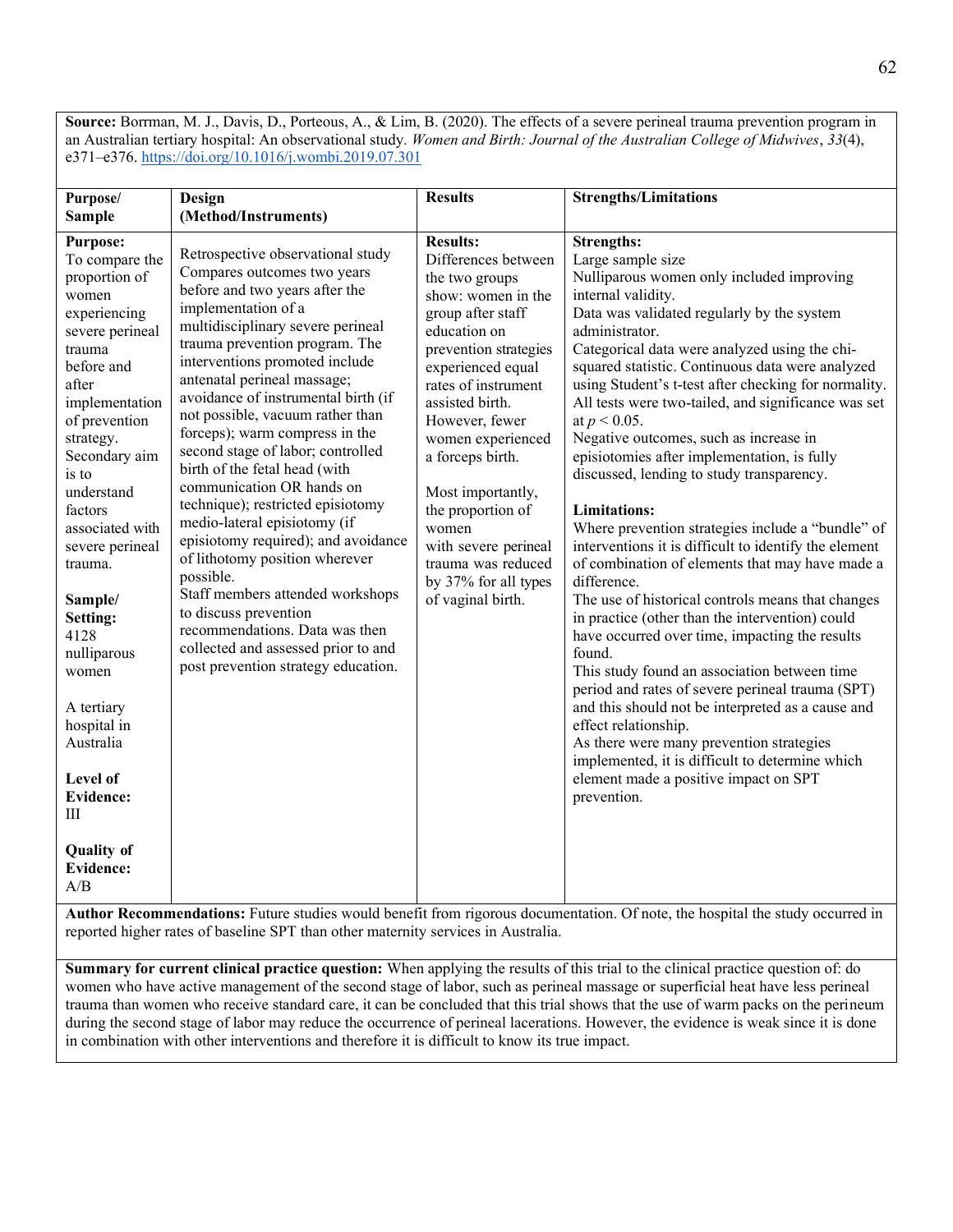**Source:** Borrman, M. J., Davis, D., Porteous, A., & Lim, B. (2020). The effects of a severe perineal trauma prevention program in an Australian tertiary hospital: An observational study. *Women and Birth: Journal of the Australian College of Midwives*, *33*(4), e371–e376. https://doi.org/10.1016/j.wombi.2019.07.301

| Purpose/ Sample | Design (Method/Instruments) | Results | Strengths/Limitations |
| --- | --- | --- | --- |
| **Purpose:** To compare the proportion of women experiencing severe perineal trauma before and after implementation of prevention strategy. Secondary aim is to understand factors associated with severe perineal trauma.<br><br>**Sample/ Setting:** 4128 nulliparous women<br><br>A tertiary hospital in Australia<br><br>**Level of Evidence:** III<br><br>**Quality of Evidence:** A/B | Retrospective observational study Compares outcomes two years before and two years after the implementation of a multidisciplinary severe perineal trauma prevention program. The interventions promoted include antenatal perineal massage; avoidance of instrumental birth (if not possible, vacuum rather than forceps); warm compress in the second stage of labor; controlled birth of the fetal head (with communication OR hands on technique); restricted episiotomy medio-lateral episiotomy (if episiotomy required); and avoidance of lithotomy position wherever possible.<br>Staff members attended workshops to discuss prevention recommendations. Data was then collected and assessed prior to and post prevention strategy education. | **Results:** Differences between the two groups show: women in the group after staff education on prevention strategies experienced equal rates of instrument assisted birth. However, fewer women experienced a forceps birth.<br><br>Most importantly, the proportion of women with severe perineal trauma was reduced by 37% for all types of vaginal birth. | **Strengths:**<br>Large sample size<br>Nulliparous women only included improving internal validity.<br>Data was validated regularly by the system administrator.<br>Categorical data were analyzed using the chi-squared statistic. Continuous data were analyzed using Student's t-test after checking for normality. All tests were two-tailed, and significance was set at $p < 0.05$.<br>Negative outcomes, such as increase in episiotomies after implementation, is fully discussed, lending to study transparency.<br><br>**Limitations:**<br>Where prevention strategies include a "bundle" of interventions it is difficult to identify the element of combination of elements that may have made a difference.<br>The use of historical controls means that changes in practice (other than the intervention) could have occurred over time, impacting the results found.<br>This study found an association between time period and rates of severe perineal trauma (SPT) and this should not be interpreted as a cause and effect relationship.<br>As there were many prevention strategies implemented, it is difficult to determine which element made a positive impact on SPT prevention. |

**Author Recommendations:** Future studies would benefit from rigorous documentation. Of note, the hospital the study occurred in reported higher rates of baseline SPT than other maternity services in Australia.

**Summary for current clinical practice question:** When applying the results of this trial to the clinical practice question of: do women who have active management of the second stage of labor, such as perineal massage or superficial heat have less perineal trauma than women who receive standard care, it can be concluded that this trial shows that the use of warm packs on the perineum during the second stage of labor may reduce the occurrence of perineal lacerations. However, the evidence is weak since it is done in combination with other interventions and therefore it is difficult to know its true impact.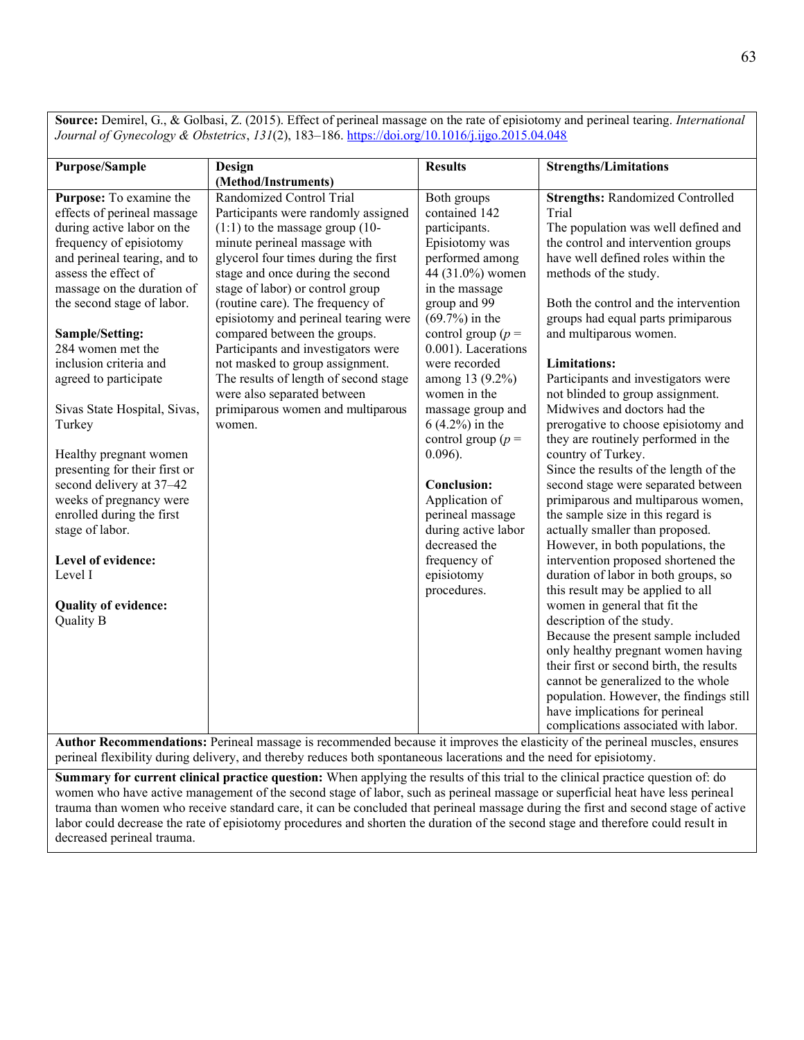**Source:** Demirel, G., & Golbasi, Z. (2015). Effect of perineal massage on the rate of episiotomy and perineal tearing. *International Journal of Gynecology & Obstetrics*, *131*(2), 183–186. https://doi.org/10.1016/j.ijgo.2015.04.048

| Purpose/Sample | Design (Method/Instruments) | Results | Strengths/Limitations |
|---|---|---|---|
| **Purpose:** To examine the effects of perineal massage during active labor on the frequency of episiotomy and perineal tearing, and to assess the effect of massage on the duration of the second stage of labor.<br><br>**Sample/Setting:** 284 women met the inclusion criteria and agreed to participate<br><br>Sivas State Hospital, Sivas, Turkey<br><br>Healthy pregnant women presenting for their first or second delivery at 37–42 weeks of pregnancy were enrolled during the first stage of labor.<br><br>**Level of evidence:** Level I<br><br>**Quality of evidence:** Quality B | Randomized Control Trial<br>Participants were randomly assigned (1:1) to the massage group (10-minute perineal massage with glycerol four times during the first stage and once during the second stage of labor) or control group (routine care). The frequency of episiotomy and perineal tearing were compared between the groups. Participants and investigators were not masked to group assignment. The results of length of second stage were also separated between primiparous women and multiparous women. | Both groups contained 142 participants. Episiotomy was performed among 44 (31.0%) women in the massage group and 99 (69.7%) in the control group ($p$ = 0.001). Lacerations were recorded among 13 (9.2%) women in the massage group and 6 (4.2%) in the control group ($p$ = 0.096).<br><br>**Conclusion:** Application of perineal massage during active labor decreased the frequency of episiotomy procedures. | **Strengths:** Randomized Controlled Trial<br>The population was well defined and the control and intervention groups have well defined roles within the methods of the study.<br><br>Both the control and the intervention groups had equal parts primiparous and multiparous women.<br><br>**Limitations:**<br>Participants and investigators were not blinded to group assignment. Midwives and doctors had the prerogative to choose episiotomy and they are routinely performed in the country of Turkey.<br>Since the results of the length of the second stage were separated between primiparous and multiparous women, the sample size in this regard is actually smaller than proposed. However, in both populations, the intervention proposed shortened the duration of labor in both groups, so this result may be applied to all women in general that fit the description of the study.<br>Because the present sample included only healthy pregnant women having their first or second birth, the results cannot be generalized to the whole population. However, the findings still have implications for perineal complications associated with labor. |

**Author Recommendations:** Perineal massage is recommended because it improves the elasticity of the perineal muscles, ensures perineal flexibility during delivery, and thereby reduces both spontaneous lacerations and the need for episiotomy.

**Summary for current clinical practice question:** When applying the results of this trial to the clinical practice question of: do women who have active management of the second stage of labor, such as perineal massage or superficial heat have less perineal trauma than women who receive standard care, it can be concluded that perineal massage during the first and second stage of active labor could decrease the rate of episiotomy procedures and shorten the duration of the second stage and therefore could result in decreased perineal trauma.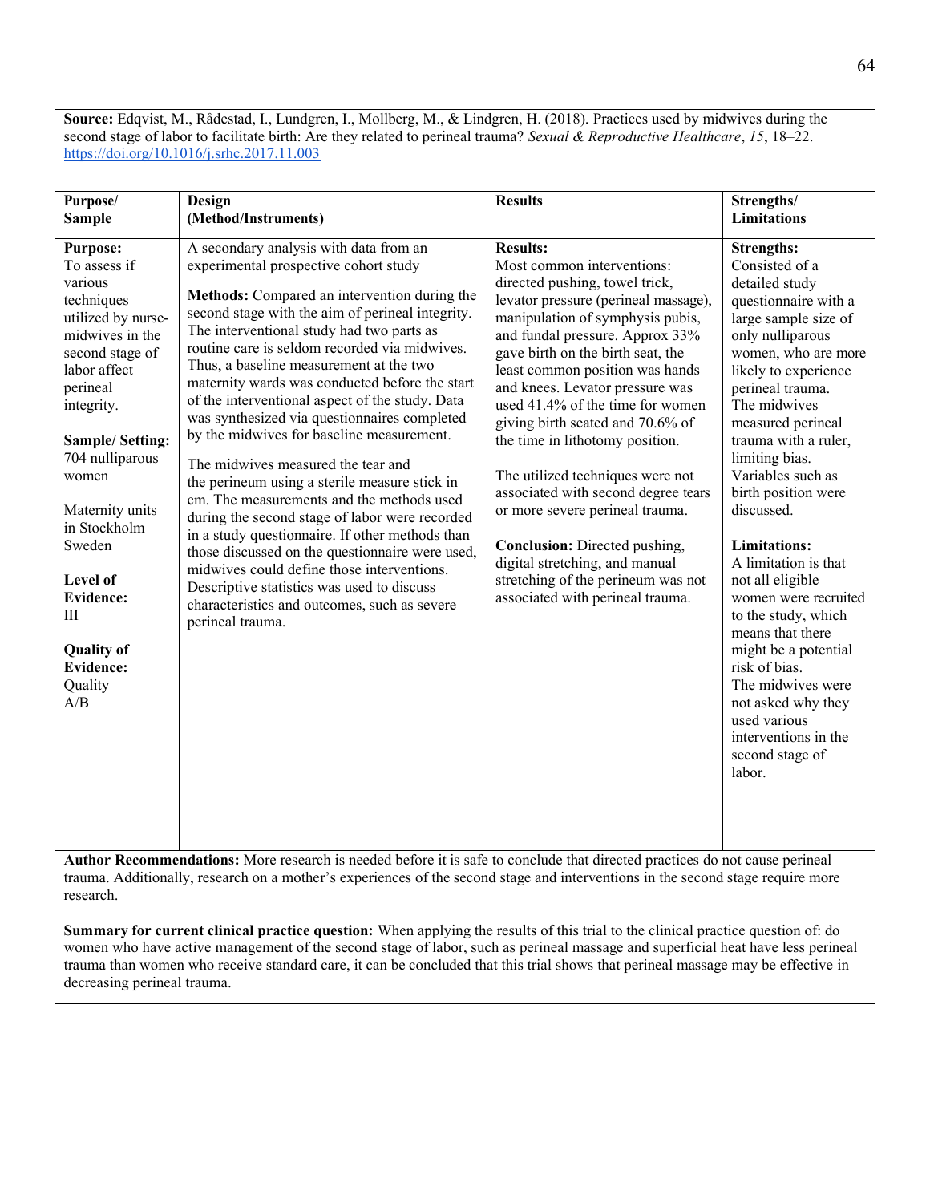**Source:** Edqvist, M., Rådestad, I., Lundgren, I., Mollberg, M., & Lindgren, H. (2018). Practices used by midwives during the second stage of labor to facilitate birth: Are they related to perineal trauma? *Sexual & Reproductive Healthcare*, *15*, 18–22. https://doi.org/10.1016/j.srhc.2017.11.003

| Purpose/ Sample | Design (Method/Instruments) | Results | Strengths/ Limitations |
|---|---|---|---|
| **Purpose:** To assess if various techniques utilized by nurse-midwives in the second stage of labor affect perineal integrity.<br><br>**Sample/ Setting:** 704 nulliparous women<br><br>Maternity units in Stockholm Sweden<br><br>**Level of Evidence:** III<br><br>**Quality of Evidence:** Quality A/B | A secondary analysis with data from an experimental prospective cohort study<br><br>**Methods:** Compared an intervention during the second stage with the aim of perineal integrity. The interventional study had two parts as routine care is seldom recorded via midwives. Thus, a baseline measurement at the two maternity wards was conducted before the start of the interventional aspect of the study. Data was synthesized via questionnaires completed by the midwives for baseline measurement.<br><br>The midwives measured the tear and the perineum using a sterile measure stick in cm. The measurements and the methods used during the second stage of labor were recorded in a study questionnaire. If other methods than those discussed on the questionnaire were used, midwives could define those interventions. Descriptive statistics was used to discuss characteristics and outcomes, such as severe perineal trauma. | **Results:** Most common interventions: directed pushing, towel trick, levator pressure (perineal massage), manipulation of symphysis pubis, and fundal pressure. Approx 33% gave birth on the birth seat, the least common position was hands and knees. Levator pressure was used 41.4% of the time for women giving birth seated and 70.6% of the time in lithotomy position.<br><br>The utilized techniques were not associated with second degree tears or more severe perineal trauma.<br><br>**Conclusion:** Directed pushing, digital stretching, and manual stretching of the perineum was not associated with perineal trauma. | **Strengths:** Consisted of a detailed study questionnaire with a large sample size of only nulliparous women, who are more likely to experience perineal trauma. The midwives measured perineal trauma with a ruler, limiting bias. Variables such as birth position were discussed.<br><br>**Limitations:** A limitation is that not all eligible women were recruited to the study, which means that there might be a potential risk of bias. The midwives were not asked why they used various interventions in the second stage of labor. |

**Author Recommendations:** More research is needed before it is safe to conclude that directed practices do not cause perineal trauma. Additionally, research on a mother's experiences of the second stage and interventions in the second stage require more research.

**Summary for current clinical practice question:** When applying the results of this trial to the clinical practice question of: do women who have active management of the second stage of labor, such as perineal massage and superficial heat have less perineal trauma than women who receive standard care, it can be concluded that this trial shows that perineal massage may be effective in decreasing perineal trauma.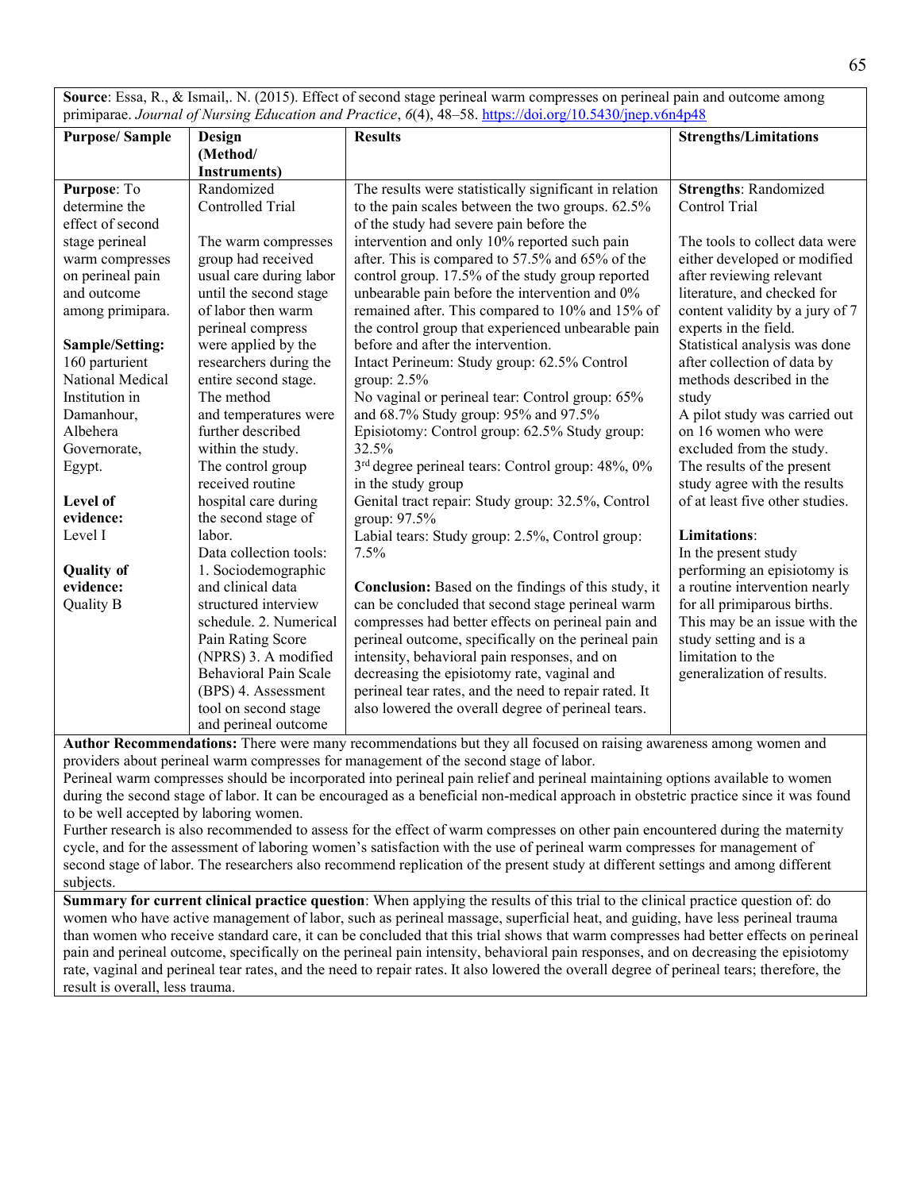| **Source**: Essa, R., & Ismail,. N. (2015). Effect of second stage perineal warm compresses on perineal pain and outcome among primiparae. *Journal of Nursing Education and Practice*, *6*(4), 48–58. https://doi.org/10.5430/jnep.v6n4p48 | | | |
|---|---|---|---|
| **Purpose/ Sample** | **Design (Method/ Instruments)** | **Results** | **Strengths/Limitations** |
| **Purpose**: To determine the effect of second stage perineal warm compresses on perineal pain and outcome among primipara.<br><br>**Sample/Setting:** 160 parturient National Medical Institution in Damanhour, Albehera Governorate, Egypt.<br><br>**Level of evidence:** Level I<br><br>**Quality of evidence:** Quality B | Randomized Controlled Trial<br><br>The warm compresses group had received usual care during labor until the second stage of labor then warm perineal compress were applied by the researchers during the entire second stage. The method and temperatures were further described within the study. The control group received routine hospital care during the second stage of labor.<br>Data collection tools: 1. Sociodemographic and clinical data structured interview schedule. 2. Numerical Pain Rating Score (NPRS) 3. A modified Behavioral Pain Scale (BPS) 4. Assessment tool on second stage and perineal outcome | The results were statistically significant in relation to the pain scales between the two groups. 62.5% of the study had severe pain before the intervention and only 10% reported such pain after. This is compared to 57.5% and 65% of the control group. 17.5% of the study group reported unbearable pain before the intervention and 0% remained after. This compared to 10% and 15% of the control group that experienced unbearable pain before and after the intervention.<br>Intact Perineum: Study group: 62.5% Control group: 2.5%<br>No vaginal or perineal tear: Control group: 65% and 68.7% Study group: 95% and 97.5%<br>Episiotomy: Control group: 62.5% Study group: 32.5%<br>3rd degree perineal tears: Control group: 48%, 0% in the study group<br>Genital tract repair: Study group: 32.5%, Control group: 97.5%<br>Labial tears: Study group: 2.5%, Control group: 7.5%<br><br>**Conclusion:** Based on the findings of this study, it can be concluded that second stage perineal warm compresses had better effects on perineal pain and perineal outcome, specifically on the perineal pain intensity, behavioral pain responses, and on decreasing the episiotomy rate, vaginal and perineal tear rates, and the need to repair rated. It also lowered the overall degree of perineal tears. | **Strengths**: Randomized Control Trial<br><br>The tools to collect data were either developed or modified after reviewing relevant literature, and checked for content validity by a jury of 7 experts in the field.<br>Statistical analysis was done after collection of data by methods described in the study<br>A pilot study was carried out on 16 women who were excluded from the study.<br>The results of the present study agree with the results of at least five other studies.<br><br>**Limitations**:<br>In the present study performing an episiotomy is a routine intervention nearly for all primiparous births. This may be an issue with the study setting and is a limitation to the generalization of results. |
| **Author Recommendations:** There were many recommendations but they all focused on raising awareness among women and providers about perineal warm compresses for management of the second stage of labor.<br>Perineal warm compresses should be incorporated into perineal pain relief and perineal maintaining options available to women during the second stage of labor. It can be encouraged as a beneficial non-medical approach in obstetric practice since it was found to be well accepted by laboring women.<br>Further research is also recommended to assess for the effect of warm compresses on other pain encountered during the maternity cycle, and for the assessment of laboring women's satisfaction with the use of perineal warm compresses for management of second stage of labor. The researchers also recommend replication of the present study at different settings and among different subjects. | | | |
| **Summary for current clinical practice question**: When applying the results of this trial to the clinical practice question of: do women who have active management of labor, such as perineal massage, superficial heat, and guiding, have less perineal trauma than women who receive standard care, it can be concluded that this trial shows that warm compresses had better effects on perineal pain and perineal outcome, specifically on the perineal pain intensity, behavioral pain responses, and on decreasing the episiotomy rate, vaginal and perineal tear rates, and the need to repair rates. It also lowered the overall degree of perineal tears; therefore, the result is overall, less trauma. | | | |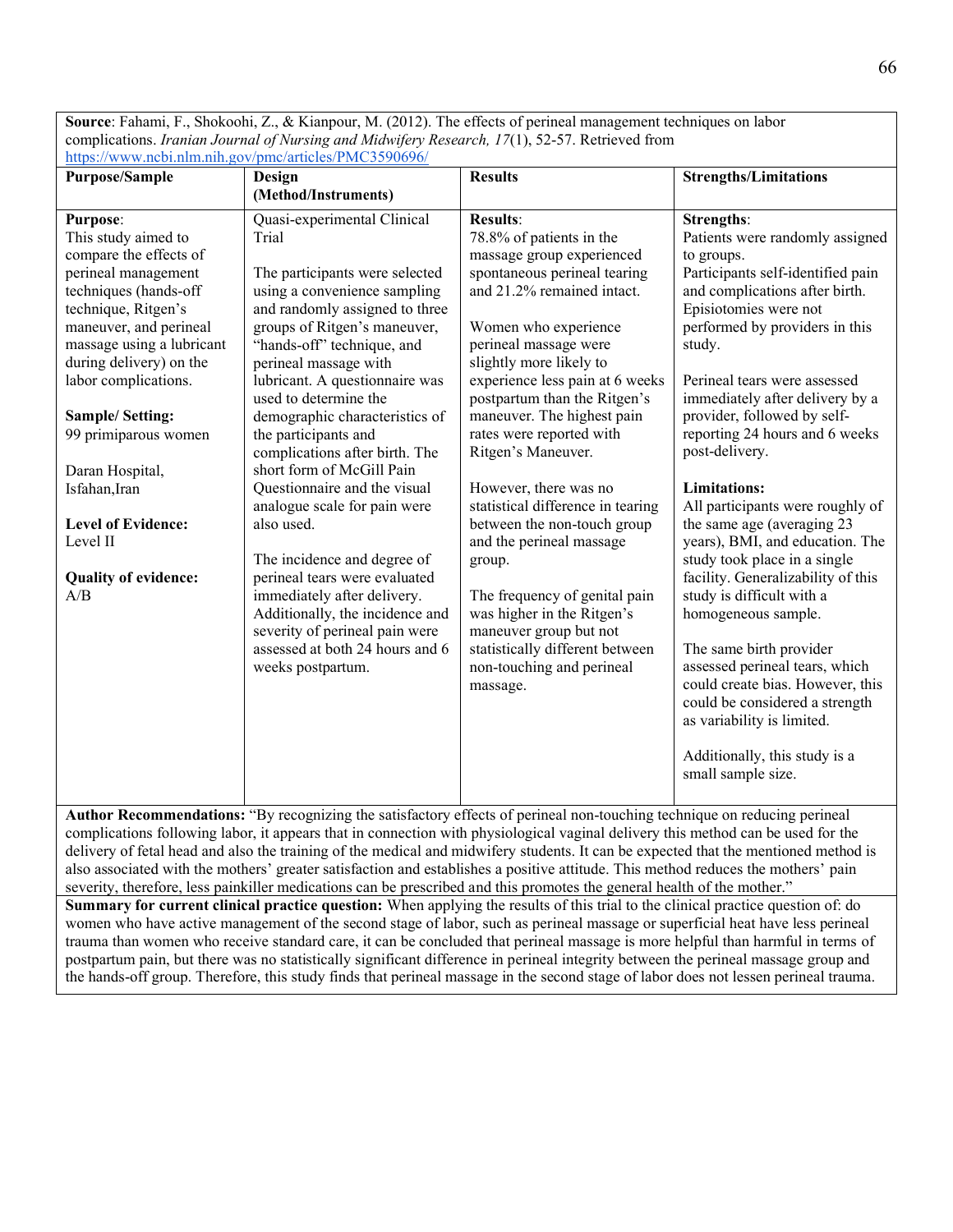**Source**: Fahami, F., Shokoohi, Z., & Kianpour, M. (2012). The effects of perineal management techniques on labor complications. *Iranian Journal of Nursing and Midwifery Research, 17*(1), 52-57. Retrieved from https://www.ncbi.nlm.nih.gov/pmc/articles/PMC3590696/

| Purpose/Sample | Design (Method/Instruments) | Results | Strengths/Limitations |
|---|---|---|---|
| **Purpose**:<br>This study aimed to compare the effects of perineal management techniques (hands-off technique, Ritgen's maneuver, and perineal massage using a lubricant during delivery) on the labor complications.<br><br>**Sample/ Setting:**<br>99 primiparous women<br><br>Daran Hospital, Isfahan,Iran<br><br>**Level of Evidence:**<br>Level II<br><br>**Quality of evidence:**<br>A/B | Quasi-experimental Clinical Trial<br><br>The participants were selected using a convenience sampling and randomly assigned to three groups of Ritgen's maneuver, "hands-off" technique, and perineal massage with lubricant. A questionnaire was used to determine the demographic characteristics of the participants and complications after birth. The short form of McGill Pain Questionnaire and the visual analogue scale for pain were also used.<br><br>The incidence and degree of perineal tears were evaluated immediately after delivery. Additionally, the incidence and severity of perineal pain were assessed at both 24 hours and 6 weeks postpartum. | **Results**:<br>78.8% of patients in the massage group experienced spontaneous perineal tearing and 21.2% remained intact.<br><br>Women who experience perineal massage were slightly more likely to experience less pain at 6 weeks postpartum than the Ritgen's maneuver. The highest pain rates were reported with Ritgen's Maneuver.<br><br>However, there was no statistical difference in tearing between the non-touch group and the perineal massage group.<br><br>The frequency of genital pain was higher in the Ritgen's maneuver group but not statistically different between non-touching and perineal massage. | **Strengths**:<br>Patients were randomly assigned to groups.<br>Participants self-identified pain and complications after birth.<br>Episiotomies were not performed by providers in this study.<br><br>Perineal tears were assessed immediately after delivery by a provider, followed by self-reporting 24 hours and 6 weeks post-delivery.<br><br>**Limitations:**<br>All participants were roughly of the same age (averaging 23 years), BMI, and education. The study took place in a single facility. Generalizability of this study is difficult with a homogeneous sample.<br><br>The same birth provider assessed perineal tears, which could create bias. However, this could be considered a strength as variability is limited.<br><br>Additionally, this study is a small sample size. |

**Author Recommendations:** "By recognizing the satisfactory effects of perineal non-touching technique on reducing perineal complications following labor, it appears that in connection with physiological vaginal delivery this method can be used for the delivery of fetal head and also the training of the medical and midwifery students. It can be expected that the mentioned method is also associated with the mothers' greater satisfaction and establishes a positive attitude. This method reduces the mothers' pain severity, therefore, less painkiller medications can be prescribed and this promotes the general health of the mother."

**Summary for current clinical practice question:** When applying the results of this trial to the clinical practice question of: do women who have active management of the second stage of labor, such as perineal massage or superficial heat have less perineal trauma than women who receive standard care, it can be concluded that perineal massage is more helpful than harmful in terms of postpartum pain, but there was no statistically significant difference in perineal integrity between the perineal massage group and the hands-off group. Therefore, this study finds that perineal massage in the second stage of labor does not lessen perineal trauma.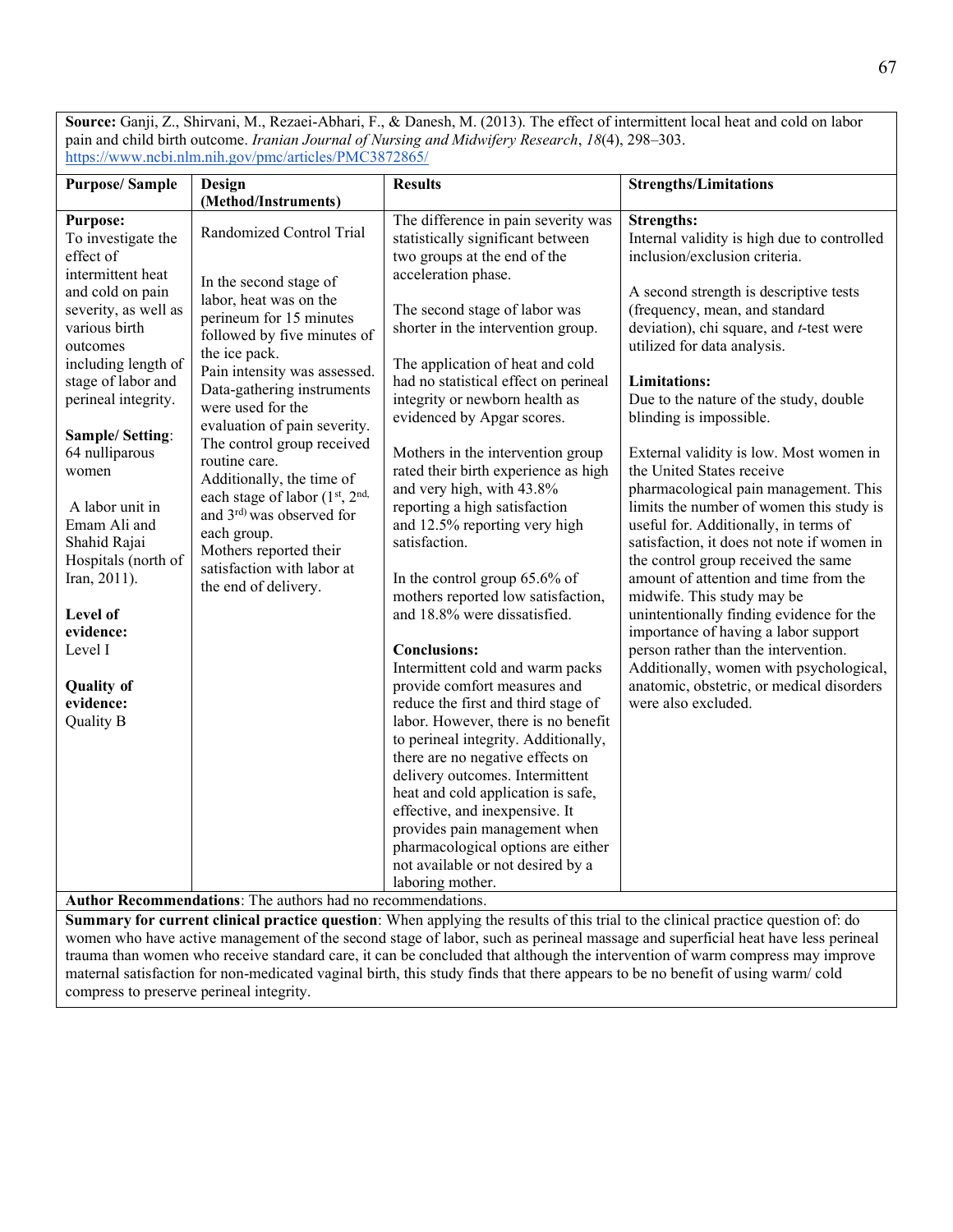**Source:** Ganji, Z., Shirvani, M., Rezaei-Abhari, F., & Danesh, M. (2013). The effect of intermittent local heat and cold on labor pain and child birth outcome. *Iranian Journal of Nursing and Midwifery Research*, *18*(4), 298–303. https://www.ncbi.nlm.nih.gov/pmc/articles/PMC3872865/

| Purpose/ Sample | Design (Method/Instruments) | Results | Strengths/Limitations |
|---|---|---|---|
| **Purpose:** To investigate the effect of intermittent heat and cold on pain severity, as well as various birth outcomes including length of stage of labor and perineal integrity.<br><br>**Sample/ Setting**: 64 nulliparous women<br><br>A labor unit in Emam Ali and Shahid Rajai Hospitals (north of Iran, 2011).<br><br>**Level of evidence:** Level I<br><br>**Quality of evidence:** Quality B | Randomized Control Trial<br><br>In the second stage of labor, heat was on the perineum for 15 minutes followed by five minutes of the ice pack.<br>Pain intensity was assessed. Data-gathering instruments were used for the evaluation of pain severity.<br>The control group received routine care.<br>Additionally, the time of each stage of labor (1st, 2nd, and 3rd) was observed for each group.<br>Mothers reported their satisfaction with labor at the end of delivery. | The difference in pain severity was statistically significant between two groups at the end of the acceleration phase.<br><br>The second stage of labor was shorter in the intervention group.<br><br>The application of heat and cold had no statistical effect on perineal integrity or newborn health as evidenced by Apgar scores.<br><br>Mothers in the intervention group rated their birth experience as high and very high, with 43.8% reporting a high satisfaction and 12.5% reporting very high satisfaction.<br><br>In the control group 65.6% of mothers reported low satisfaction, and 18.8% were dissatisfied.<br><br>**Conclusions:**<br>Intermittent cold and warm packs provide comfort measures and reduce the first and third stage of labor. However, there is no benefit to perineal integrity. Additionally, there are no negative effects on delivery outcomes. Intermittent heat and cold application is safe, effective, and inexpensive. It provides pain management when pharmacological options are either not available or not desired by a laboring mother. | **Strengths:**<br>Internal validity is high due to controlled inclusion/exclusion criteria.<br><br>A second strength is descriptive tests (frequency, mean, and standard deviation), chi square, and *t*-test were utilized for data analysis.<br><br>**Limitations:**<br>Due to the nature of the study, double blinding is impossible.<br><br>External validity is low. Most women in the United States receive pharmacological pain management. This limits the number of women this study is useful for. Additionally, in terms of satisfaction, it does not note if women in the control group received the same amount of attention and time from the midwife. This study may be unintentionally finding evidence for the importance of having a labor support person rather than the intervention. Additionally, women with psychological, anatomic, obstetric, or medical disorders were also excluded. |

**Author Recommendations**: The authors had no recommendations.

**Summary for current clinical practice question**: When applying the results of this trial to the clinical practice question of: do women who have active management of the second stage of labor, such as perineal massage and superficial heat have less perineal trauma than women who receive standard care, it can be concluded that although the intervention of warm compress may improve maternal satisfaction for non-medicated vaginal birth, this study finds that there appears to be no benefit of using warm/ cold compress to preserve perineal integrity.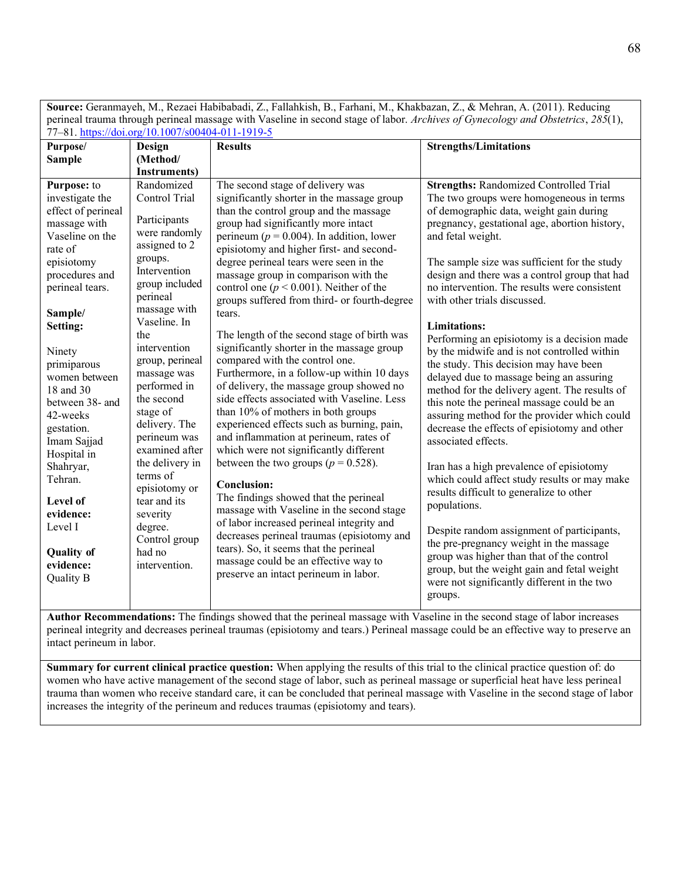**Source:** Geranmayeh, M., Rezaei Habibabadi, Z., Fallahkish, B., Farhani, M., Khakbazan, Z., & Mehran, A. (2011). Reducing perineal trauma through perineal massage with Vaseline in second stage of labor. *Archives of Gynecology and Obstetrics*, *285*(1), 77–81. https://doi.org/10.1007/s00404-011-1919-5

| Purpose/ Sample | Design (Method/ Instruments) | Results | Strengths/Limitations |
|---|---|---|---|
| **Purpose:** to investigate the effect of perineal massage with Vaseline on the rate of episiotomy procedures and perineal tears.<br><br>**Sample/ Setting:**<br><br>Ninety primiparous women between 18 and 30 between 38- and 42-weeks gestation. Imam Sajjad Hospital in Shahryar, Tehran.<br><br>**Level of evidence:** Level I<br><br>**Quality of evidence:** Quality B | Randomized Control Trial<br><br>Participants were randomly assigned to 2 groups. Intervention group included perineal massage with Vaseline. In the intervention group, perineal massage was performed in the second stage of delivery. The perineum was examined after the delivery in terms of episiotomy or tear and its severity degree. Control group had no intervention. | The second stage of delivery was significantly shorter in the massage group than the control group and the massage group had significantly more intact perineum ($p = 0.004$). In addition, lower episiotomy and higher first- and second-degree perineal tears were seen in the massage group in comparison with the control one ($p < 0.001$). Neither of the groups suffered from third- or fourth-degree tears.<br><br>The length of the second stage of birth was significantly shorter in the massage group compared with the control one. Furthermore, in a follow-up within 10 days of delivery, the massage group showed no side effects associated with Vaseline. Less than 10% of mothers in both groups experienced effects such as burning, pain, and inflammation at perineum, rates of which were not significantly different between the two groups ($p = 0.528$).<br><br>**Conclusion:**<br>The findings showed that the perineal massage with Vaseline in the second stage of labor increased perineal integrity and decreases perineal traumas (episiotomy and tears). So, it seems that the perineal massage could be an effective way to preserve an intact perineum in labor. | **Strengths:** Randomized Controlled Trial The two groups were homogeneous in terms of demographic data, weight gain during pregnancy, gestational age, abortion history, and fetal weight.<br><br>The sample size was sufficient for the study design and there was a control group that had no intervention. The results were consistent with other trials discussed.<br><br>**Limitations:**<br>Performing an episiotomy is a decision made by the midwife and is not controlled within the study. This decision may have been delayed due to massage being an assuring method for the delivery agent. The results of this note the perineal massage could be an assuring method for the provider which could decrease the effects of episiotomy and other associated effects.<br><br>Iran has a high prevalence of episiotomy which could affect study results or may make results difficult to generalize to other populations.<br><br>Despite random assignment of participants, the pre-pregnancy weight in the massage group was higher than that of the control group, but the weight gain and fetal weight were not significantly different in the two groups. |

**Author Recommendations:** The findings showed that the perineal massage with Vaseline in the second stage of labor increases perineal integrity and decreases perineal traumas (episiotomy and tears.) Perineal massage could be an effective way to preserve an intact perineum in labor.

**Summary for current clinical practice question:** When applying the results of this trial to the clinical practice question of: do women who have active management of the second stage of labor, such as perineal massage or superficial heat have less perineal trauma than women who receive standard care, it can be concluded that perineal massage with Vaseline in the second stage of labor increases the integrity of the perineum and reduces traumas (episiotomy and tears).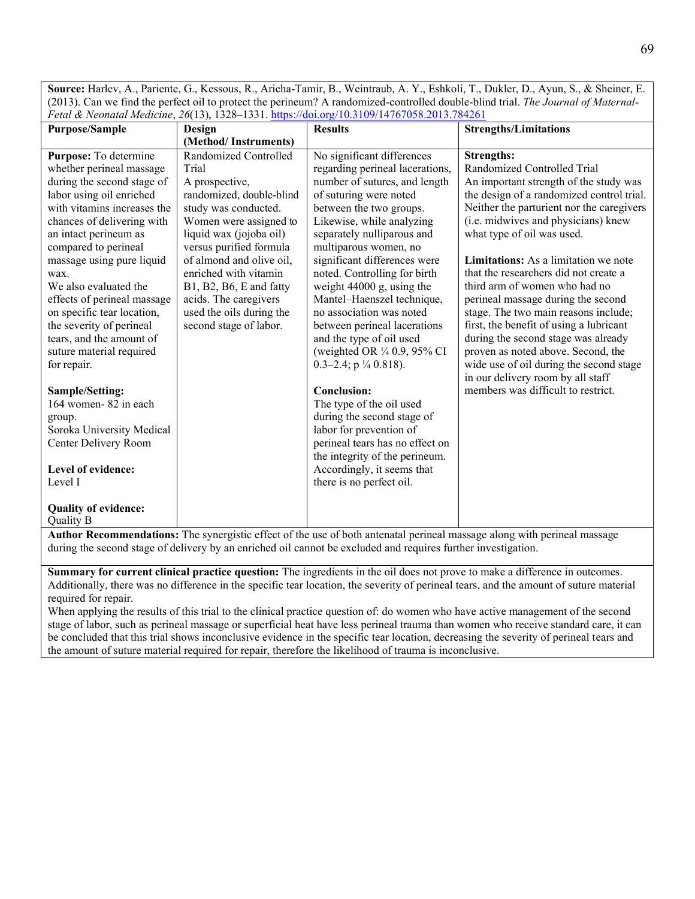**Source:** Harlev, A., Pariente, G., Kessous, R., Aricha-Tamir, B., Weintraub, A. Y., Eshkoli, T., Dukler, D., Ayun, S., & Sheiner, E. (2013). Can we find the perfect oil to protect the perineum? A randomized-controlled double-blind trial. *The Journal of Maternal-Fetal & Neonatal Medicine*, *26*(13), 1328–1331. https://doi.org/10.3109/14767058.2013.784261

| Purpose/Sample | Design (Method/ Instruments) | Results | Strengths/Limitations |
|---|---|---|---|
| **Purpose:** To determine whether perineal massage during the second stage of labor using oil enriched with vitamins increases the chances of delivering with an intact perineum as compared to perineal massage using pure liquid wax.<br>We also evaluated the effects of perineal massage on specific tear location, the severity of perineal tears, and the amount of suture material required for repair.<br><br>**Sample/Setting:**<br>164 women- 82 in each group.<br>Soroka University Medical Center Delivery Room<br><br>**Level of evidence:**<br>Level I<br><br>**Quality of evidence:**<br>Quality B | Randomized Controlled Trial<br>A prospective, randomized, double-blind study was conducted. Women were assigned to liquid wax (jojoba oil) versus purified formula of almond and olive oil, enriched with vitamin B1, B2, B6, E and fatty acids. The caregivers used the oils during the second stage of labor. | No significant differences regarding perineal lacerations, number of sutures, and length of suturing were noted between the two groups. Likewise, while analyzing separately nulliparous and multiparous women, no significant differences were noted. Controlling for birth weight 44000 g, using the Mantel–Haenszel technique, no association was noted between perineal lacerations and the type of oil used (weighted OR ¼ 0.9, 95% CI 0.3–2.4; p ¼ 0.818).<br><br>**Conclusion:**<br>The type of the oil used during the second stage of labor for prevention of perineal tears has no effect on the integrity of the perineum. Accordingly, it seems that there is no perfect oil. | **Strengths:**<br>Randomized Controlled Trial<br>An important strength of the study was the design of a randomized control trial. Neither the parturient nor the caregivers (i.e. midwives and physicians) knew what type of oil was used.<br><br>**Limitations:** As a limitation we note that the researchers did not create a third arm of women who had no perineal massage during the second stage. The two main reasons include; first, the benefit of using a lubricant during the second stage was already proven as noted above. Second, the wide use of oil during the second stage in our delivery room by all staff members was difficult to restrict. |

**Author Recommendations:** The synergistic effect of the use of both antenatal perineal massage along with perineal massage during the second stage of delivery by an enriched oil cannot be excluded and requires further investigation.

**Summary for current clinical practice question:** The ingredients in the oil does not prove to make a difference in outcomes. Additionally, there was no difference in the specific tear location, the severity of perineal tears, and the amount of suture material required for repair.

When applying the results of this trial to the clinical practice question of: do women who have active management of the second stage of labor, such as perineal massage or superficial heat have less perineal trauma than women who receive standard care, it can be concluded that this trial shows inconclusive evidence in the specific tear location, decreasing the severity of perineal tears and the amount of suture material required for repair, therefore the likelihood of trauma is inconclusive.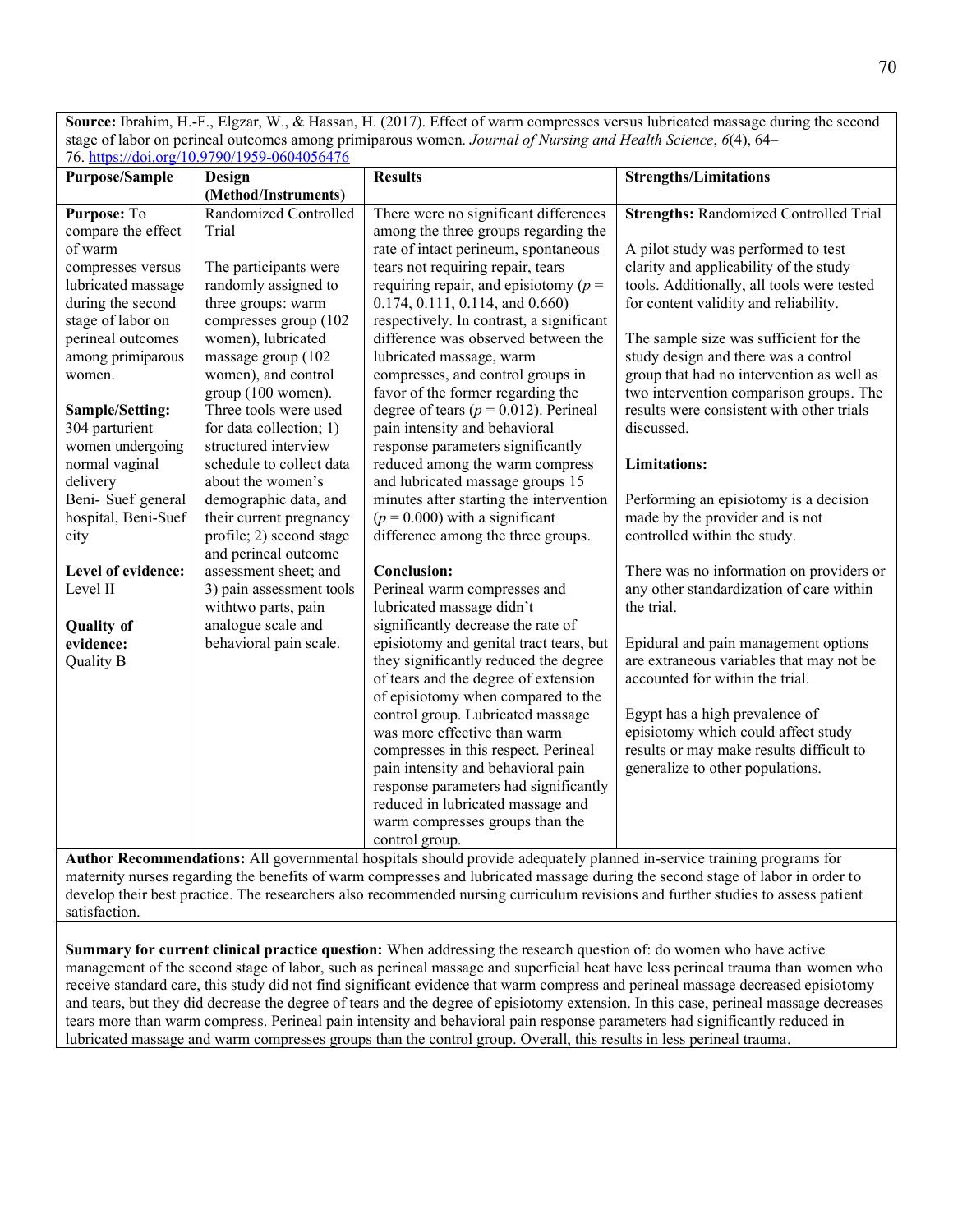**Source:** Ibrahim, H.-F., Elgzar, W., & Hassan, H. (2017). Effect of warm compresses versus lubricated massage during the second stage of labor on perineal outcomes among primiparous women. *Journal of Nursing and Health Science*, *6*(4), 64–76. https://doi.org/10.9790/1959-0604056476

| Purpose/Sample | Design (Method/Instruments) | Results | Strengths/Limitations |
|---|---|---|---|
| **Purpose:** To compare the effect of warm compresses versus lubricated massage during the second stage of labor on perineal outcomes among primiparous women.<br><br>**Sample/Setting:** 304 parturient women undergoing normal vaginal delivery Beni- Suef general hospital, Beni-Suef city<br><br>**Level of evidence:** Level II<br><br>**Quality of evidence:** Quality B | Randomized Controlled Trial<br><br>The participants were randomly assigned to three groups: warm compresses group (102 women), lubricated massage group (102 women), and control group (100 women). Three tools were used for data collection; 1) structured interview schedule to collect data about the women's demographic data, and their current pregnancy profile; 2) second stage and perineal outcome assessment sheet; and 3) pain assessment tools withtwo parts, pain analogue scale and behavioral pain scale. | There were no significant differences among the three groups regarding the rate of intact perineum, spontaneous tears not requiring repair, tears requiring repair, and episiotomy ($p$ = 0.174, 0.111, 0.114, and 0.660) respectively. In contrast, a significant difference was observed between the lubricated massage, warm compresses, and control groups in favor of the former regarding the degree of tears ($p$ = 0.012). Perineal pain intensity and behavioral response parameters significantly reduced among the warm compress and lubricated massage groups 15 minutes after starting the intervention ($p$ = 0.000) with a significant difference among the three groups.<br><br>**Conclusion:**<br>Perineal warm compresses and lubricated massage didn't significantly decrease the rate of episiotomy and genital tract tears, but they significantly reduced the degree of tears and the degree of extension of episiotomy when compared to the control group. Lubricated massage was more effective than warm compresses in this respect. Perineal pain intensity and behavioral pain response parameters had significantly reduced in lubricated massage and warm compresses groups than the control group. | **Strengths:** Randomized Controlled Trial<br><br>A pilot study was performed to test clarity and applicability of the study tools. Additionally, all tools were tested for content validity and reliability.<br><br>The sample size was sufficient for the study design and there was a control group that had no intervention as well as two intervention comparison groups. The results were consistent with other trials discussed.<br><br>**Limitations:**<br><br>Performing an episiotomy is a decision made by the provider and is not controlled within the study.<br><br>There was no information on providers or any other standardization of care within the trial.<br><br>Epidural and pain management options are extraneous variables that may not be accounted for within the trial.<br><br>Egypt has a high prevalence of episiotomy which could affect study results or may make results difficult to generalize to other populations. |

**Author Recommendations:** All governmental hospitals should provide adequately planned in-service training programs for maternity nurses regarding the benefits of warm compresses and lubricated massage during the second stage of labor in order to develop their best practice. The researchers also recommended nursing curriculum revisions and further studies to assess patient satisfaction.

**Summary for current clinical practice question:** When addressing the research question of: do women who have active management of the second stage of labor, such as perineal massage and superficial heat have less perineal trauma than women who receive standard care, this study did not find significant evidence that warm compress and perineal massage decreased episiotomy and tears, but they did decrease the degree of tears and the degree of episiotomy extension. In this case, perineal massage decreases tears more than warm compress. Perineal pain intensity and behavioral pain response parameters had significantly reduced in lubricated massage and warm compresses groups than the control group. Overall, this results in less perineal trauma.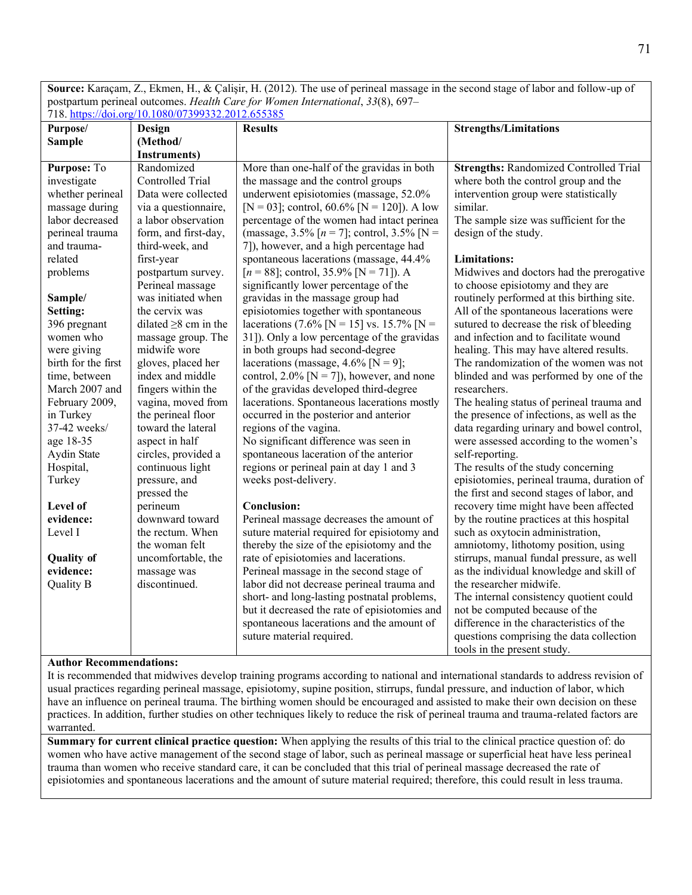**Source:** Karaçam, Z., Ekmen, H., & Çalişir, H. (2012). The use of perineal massage in the second stage of labor and follow-up of postpartum perineal outcomes. *Health Care for Women International*, *33*(8), 697–718. https://doi.org/10.1080/07399332.2012.655385

| Purpose/ Sample | Design (Method/ Instruments) | Results | Strengths/Limitations |
|---|---|---|---|
| **Purpose:** To investigate whether perineal massage during labor decreased perineal trauma and trauma-related problems<br><br>**Sample/ Setting:**<br>396 pregnant women who were giving birth for the first time, between March 2007 and February 2009, in Turkey<br>37-42 weeks/ age 18-35<br>Aydin State Hospital, Turkey<br><br>**Level of evidence:**<br>Level I<br><br>**Quality of evidence:**<br>Quality B | Randomized Controlled Trial<br>Data were collected via a questionnaire, a labor observation form, and first-day, third-week, and first-year postpartum survey.<br>Perineal massage was initiated when the cervix was dilated ≥8 cm in the massage group. The midwife wore gloves, placed her index and middle fingers within the vagina, moved from the perineal floor toward the lateral aspect in half circles, provided a continuous light pressure, and pressed the perineum downward toward the rectum. When the woman felt uncomfortable, the massage was discontinued. | More than one-half of the gravidas in both the massage and the control groups underwent episiotomies (massage, 52.0% [N = 03]; control, 60.6% [N = 120]). A low percentage of the women had intact perinea (massage, 3.5% [*n* = 7]; control, 3.5% [N = 7]), however, and a high percentage had spontaneous lacerations (massage, 44.4% [*n* = 88]; control, 35.9% [N = 71]). A significantly lower percentage of the gravidas in the massage group had episiotomies together with spontaneous lacerations (7.6% [N = 15] vs. 15.7% [N = 31]). Only a low percentage of the gravidas in both groups had second-degree lacerations (massage, 4.6% [N = 9]; control, 2.0% [N = 7]), however, and none of the gravidas developed third-degree lacerations. Spontaneous lacerations mostly occurred in the posterior and anterior regions of the vagina.<br>No significant difference was seen in spontaneous laceration of the anterior regions or perineal pain at day 1 and 3 weeks post-delivery.<br><br>**Conclusion:**<br>Perineal massage decreases the amount of suture material required for episiotomy and thereby the size of the episiotomy and the rate of episiotomies and lacerations.<br>Perineal massage in the second stage of labor did not decrease perineal trauma and short- and long-lasting postnatal problems, but it decreased the rate of episiotomies and spontaneous lacerations and the amount of suture material required. | **Strengths:** Randomized Controlled Trial where both the control group and the intervention group were statistically similar.<br>The sample size was sufficient for the design of the study.<br><br>**Limitations:**<br>Midwives and doctors had the prerogative to choose episiotomy and they are routinely performed at this birthing site.<br>All of the spontaneous lacerations were sutured to decrease the risk of bleeding and infection and to facilitate wound healing. This may have altered results.<br>The randomization of the women was not blinded and was performed by one of the researchers.<br>The healing status of perineal trauma and the presence of infections, as well as the data regarding urinary and bowel control, were assessed according to the women's self-reporting.<br>The results of the study concerning episiotomies, perineal trauma, duration of the first and second stages of labor, and recovery time might have been affected by the routine practices at this hospital such as oxytocin administration, amniotomy, lithotomy position, using stirrups, manual fundal pressure, as well as the individual knowledge and skill of the researcher midwife.<br>The internal consistency quotient could not be computed because of the difference in the characteristics of the questions comprising the data collection tools in the present study. |

**Author Recommendations:**
It is recommended that midwives develop training programs according to national and international standards to address revision of usual practices regarding perineal massage, episiotomy, supine position, stirrups, fundal pressure, and induction of labor, which have an influence on perineal trauma. The birthing women should be encouraged and assisted to make their own decision on these practices. In addition, further studies on other techniques likely to reduce the risk of perineal trauma and trauma-related factors are warranted.

**Summary for current clinical practice question:** When applying the results of this trial to the clinical practice question of: do women who have active management of the second stage of labor, such as perineal massage or superficial heat have less perineal trauma than women who receive standard care, it can be concluded that this trial of perineal massage decreased the rate of episiotomies and spontaneous lacerations and the amount of suture material required; therefore, this could result in less trauma.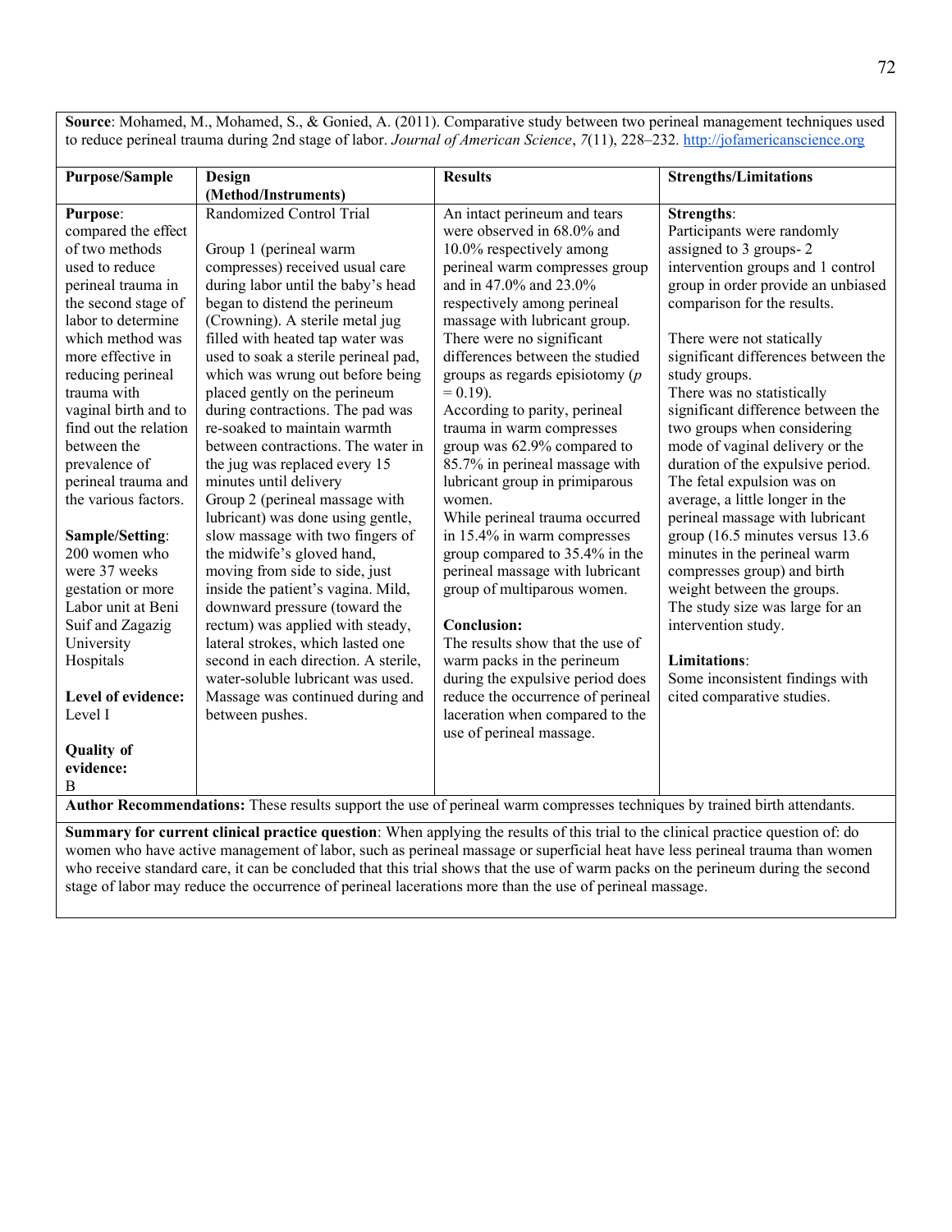**Source**: Mohamed, M., Mohamed, S., & Gonied, A. (2011). Comparative study between two perineal management techniques used to reduce perineal trauma during 2nd stage of labor. *Journal of American Science*, *7*(11), 228–232. http://jofamericanscience.org

| Purpose/Sample | Design (Method/Instruments) | Results | Strengths/Limitations |
|---|---|---|---|
| **Purpose**: compared the effect of two methods used to reduce perineal trauma in the second stage of labor to determine which method was more effective in reducing perineal trauma with vaginal birth and to find out the relation between the prevalence of perineal trauma and the various factors.<br><br>**Sample/Setting**: 200 women who were 37 weeks gestation or more Labor unit at Beni Suif and Zagazig University Hospitals<br><br>**Level of evidence:** Level I<br><br>**Quality of evidence:** B | Randomized Control Trial<br><br>Group 1 (perineal warm compresses) received usual care during labor until the baby's head began to distend the perineum (Crowning). A sterile metal jug filled with heated tap water was used to soak a sterile perineal pad, which was wrung out before being placed gently on the perineum during contractions. The pad was re-soaked to maintain warmth between contractions. The water in the jug was replaced every 15 minutes until delivery<br>Group 2 (perineal massage with lubricant) was done using gentle, slow massage with two fingers of the midwife's gloved hand, moving from side to side, just inside the patient's vagina. Mild, downward pressure (toward the rectum) was applied with steady, lateral strokes, which lasted one second in each direction. A sterile, water-soluble lubricant was used. Massage was continued during and between pushes. | An intact perineum and tears were observed in 68.0% and 10.0% respectively among perineal warm compresses group and in 47.0% and 23.0% respectively among perineal massage with lubricant group. There were no significant differences between the studied groups as regards episiotomy (*p* = 0.19).<br>According to parity, perineal trauma in warm compresses group was 62.9% compared to 85.7% in perineal massage with lubricant group in primiparous women.<br>While perineal trauma occurred in 15.4% in warm compresses group compared to 35.4% in the perineal massage with lubricant group of multiparous women.<br><br>**Conclusion:**<br>The results show that the use of warm packs in the perineum during the expulsive period does reduce the occurrence of perineal laceration when compared to the use of perineal massage. | **Strengths**:<br>Participants were randomly assigned to 3 groups- 2 intervention groups and 1 control group in order provide an unbiased comparison for the results.<br><br>There were not statically significant differences between the study groups.<br>There was no statistically significant difference between the two groups when considering mode of vaginal delivery or the duration of the expulsive period. The fetal expulsion was on average, a little longer in the perineal massage with lubricant group (16.5 minutes versus 13.6 minutes in the perineal warm compresses group) and birth weight between the groups.<br>The study size was large for an intervention study.<br><br>**Limitations**:<br>Some inconsistent findings with cited comparative studies. |

**Author Recommendations:** These results support the use of perineal warm compresses techniques by trained birth attendants.

**Summary for current clinical practice question**: When applying the results of this trial to the clinical practice question of: do women who have active management of labor, such as perineal massage or superficial heat have less perineal trauma than women who receive standard care, it can be concluded that this trial shows that the use of warm packs on the perineum during the second stage of labor may reduce the occurrence of perineal lacerations more than the use of perineal massage.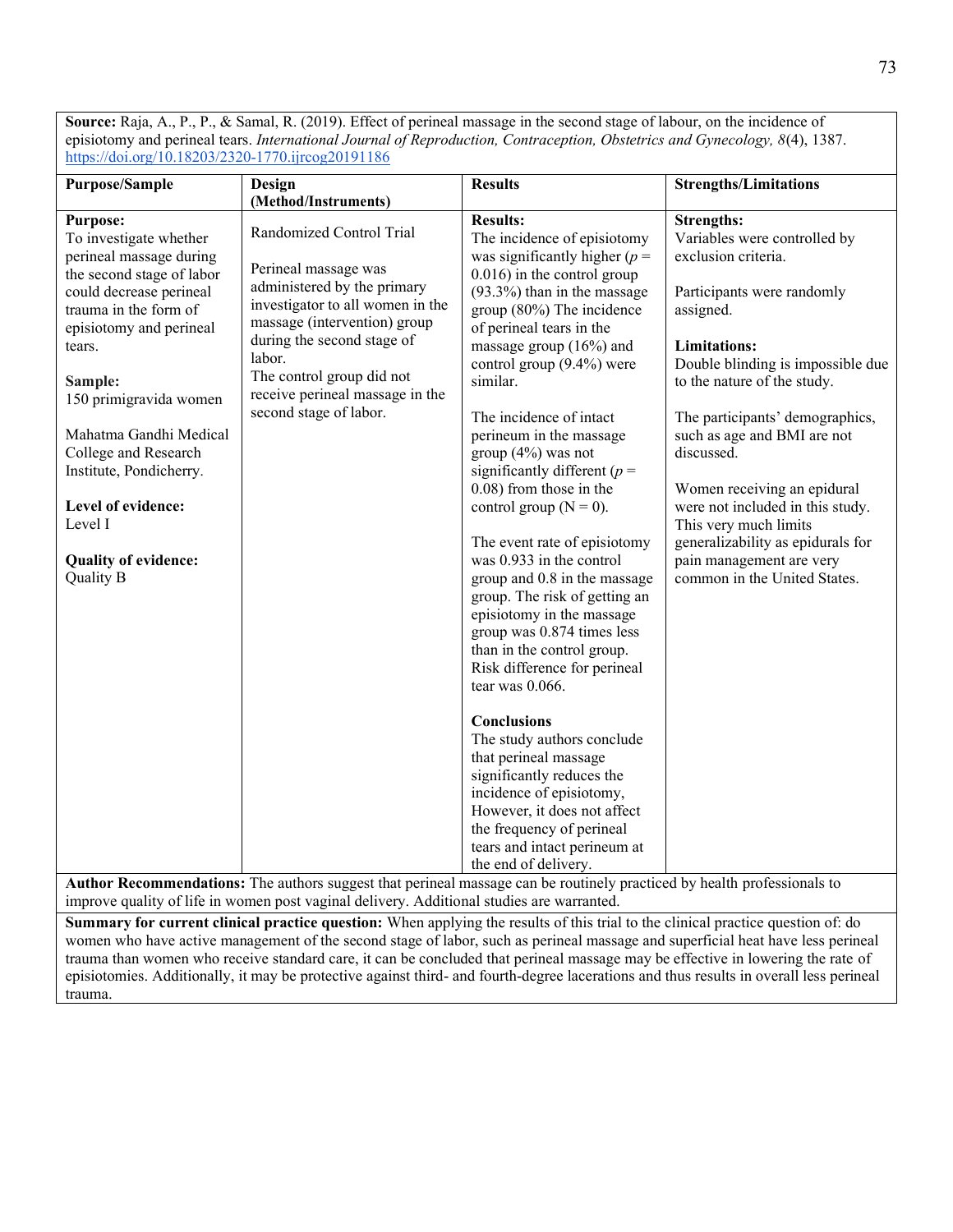**Source:** Raja, A., P., P., & Samal, R. (2019). Effect of perineal massage in the second stage of labour, on the incidence of episiotomy and perineal tears. *International Journal of Reproduction, Contraception, Obstetrics and Gynecology, 8*(4), 1387. https://doi.org/10.18203/2320-1770.ijrcog20191186

| Purpose/Sample | Design (Method/Instruments) | Results | Strengths/Limitations |
|---|---|---|---|
| **Purpose:**<br>To investigate whether perineal massage during the second stage of labor could decrease perineal trauma in the form of episiotomy and perineal tears.<br><br>**Sample:**<br>150 primigravida women<br><br>Mahatma Gandhi Medical College and Research Institute, Pondicherry.<br><br>**Level of evidence:**<br>Level I<br><br>**Quality of evidence:**<br>Quality B | Randomized Control Trial<br><br>Perineal massage was administered by the primary investigator to all women in the massage (intervention) group during the second stage of labor.<br>The control group did not receive perineal massage in the second stage of labor. | **Results:**<br>The incidence of episiotomy was significantly higher ($p$ = 0.016) in the control group (93.3%) than in the massage group (80%) The incidence of perineal tears in the massage group (16%) and control group (9.4%) were similar.<br><br>The incidence of intact perineum in the massage group (4%) was not significantly different ($p$ = 0.08) from those in the control group (N = 0).<br><br>The event rate of episiotomy was 0.933 in the control group and 0.8 in the massage group. The risk of getting an episiotomy in the massage group was 0.874 times less than in the control group. Risk difference for perineal tear was 0.066.<br><br>**Conclusions**<br>The study authors conclude that perineal massage significantly reduces the incidence of episiotomy, However, it does not affect the frequency of perineal tears and intact perineum at the end of delivery. | **Strengths:**<br>Variables were controlled by exclusion criteria.<br><br>Participants were randomly assigned.<br><br>**Limitations:**<br>Double blinding is impossible due to the nature of the study.<br><br>The participants' demographics, such as age and BMI are not discussed.<br><br>Women receiving an epidural were not included in this study. This very much limits generalizability as epidurals for pain management are very common in the United States. |

**Author Recommendations:** The authors suggest that perineal massage can be routinely practiced by health professionals to improve quality of life in women post vaginal delivery. Additional studies are warranted.

**Summary for current clinical practice question:** When applying the results of this trial to the clinical practice question of: do women who have active management of the second stage of labor, such as perineal massage and superficial heat have less perineal trauma than women who receive standard care, it can be concluded that perineal massage may be effective in lowering the rate of episiotomies. Additionally, it may be protective against third- and fourth-degree lacerations and thus results in overall less perineal trauma.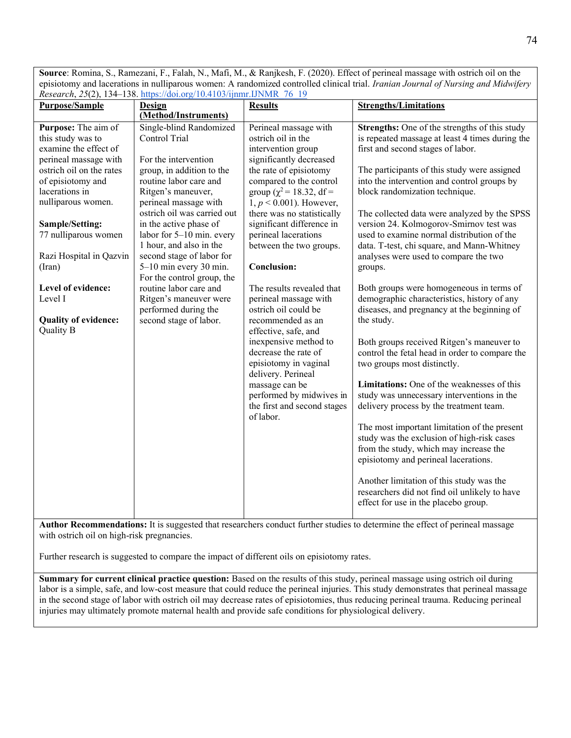**Source**: Romina, S., Ramezani, F., Falah, N., Mafi, M., & Ranjkesh, F. (2020). Effect of perineal massage with ostrich oil on the episiotomy and lacerations in nulliparous women: A randomized controlled clinical trial. *Iranian Journal of Nursing and Midwifery Research*, *25*(2), 134–138. https://doi.org/10.4103/ijnmr.IJNMR_76_19

| **Purpose/Sample** | **Design (Method/Instruments)** | **Results** | **Strengths/Limitations** |
|---|---|---|---|
| **Purpose:** The aim of this study was to examine the effect of perineal massage with ostrich oil on the rates of episiotomy and lacerations in nulliparous women.<br><br>**Sample/Setting:** 77 nulliparous women<br><br>Razi Hospital in Qazvin (Iran)<br><br>**Level of evidence:** Level I<br><br>**Quality of evidence:** Quality B | Single-blind Randomized Control Trial<br><br>For the intervention group, in addition to the routine labor care and Ritgen's maneuver, perineal massage with ostrich oil was carried out in the active phase of labor for 5–10 min. every 1 hour, and also in the second stage of labor for 5–10 min every 30 min. For the control group, the routine labor care and Ritgen's maneuver were performed during the second stage of labor. | Perineal massage with ostrich oil in the intervention group significantly decreased the rate of episiotomy compared to the control group ($\chi^2 = 18.32$, df = 1, $p < 0.001$). However, there was no statistically significant difference in perineal lacerations between the two groups.<br><br>**Conclusion:**<br><br>The results revealed that perineal massage with ostrich oil could be recommended as an effective, safe, and inexpensive method to decrease the rate of episiotomy in vaginal delivery. Perineal massage can be performed by midwives in the first and second stages of labor. | **Strengths:** One of the strengths of this study is repeated massage at least 4 times during the first and second stages of labor.<br><br>The participants of this study were assigned into the intervention and control groups by block randomization technique.<br><br>The collected data were analyzed by the SPSS version 24. Kolmogorov-Smirnov test was used to examine normal distribution of the data. T-test, chi square, and Mann-Whitney analyses were used to compare the two groups.<br><br>Both groups were homogeneous in terms of demographic characteristics, history of any diseases, and pregnancy at the beginning of the study.<br><br>Both groups received Ritgen's maneuver to control the fetal head in order to compare the two groups most distinctly.<br><br>**Limitations:** One of the weaknesses of this study was unnecessary interventions in the delivery process by the treatment team.<br><br>The most important limitation of the present study was the exclusion of high-risk cases from the study, which may increase the episiotomy and perineal lacerations.<br><br>Another limitation of this study was the researchers did not find oil unlikely to have effect for use in the placebo group. |

**Author Recommendations:** It is suggested that researchers conduct further studies to determine the effect of perineal massage with ostrich oil on high-risk pregnancies.

Further research is suggested to compare the impact of different oils on episiotomy rates.

**Summary for current clinical practice question:** Based on the results of this study, perineal massage using ostrich oil during labor is a simple, safe, and low-cost measure that could reduce the perineal injuries. This study demonstrates that perineal massage in the second stage of labor with ostrich oil may decrease rates of episiotomies, thus reducing perineal trauma. Reducing perineal injuries may ultimately promote maternal health and provide safe conditions for physiological delivery.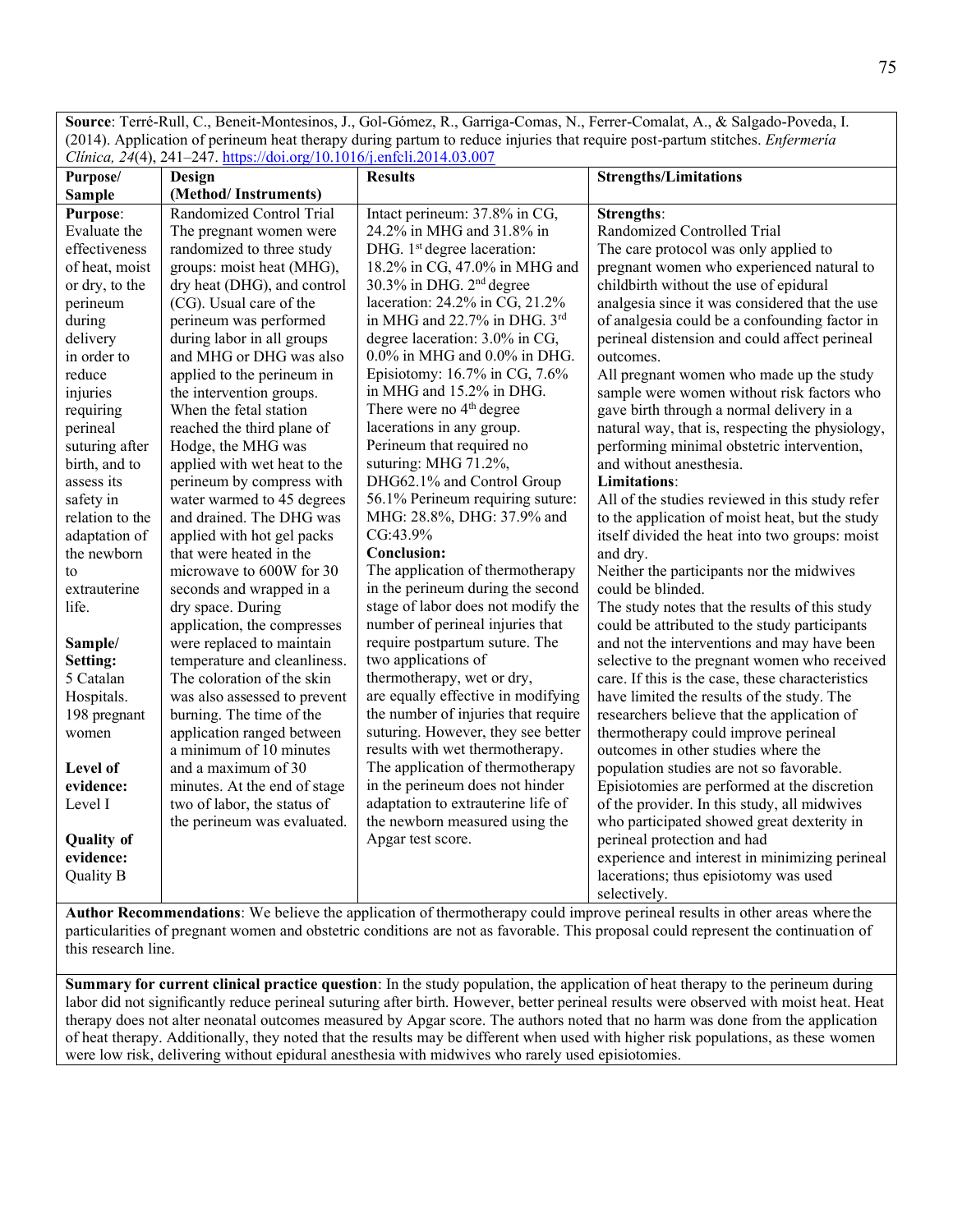**Source**: Terré-Rull, C., Beneit-Montesinos, J., Gol-Gómez, R., Garriga-Comas, N., Ferrer-Comalat, A., & Salgado-Poveda, I. (2014). Application of perineum heat therapy during partum to reduce injuries that require post-partum stitches. *Enfermería Clínica, 24*(4), 241–247. https://doi.org/10.1016/j.enfcli.2014.03.007

| Purpose/ Sample | Design (Method/ Instruments) | Results | Strengths/Limitations |
|---|---|---|---|
| **Purpose**: Evaluate the effectiveness of heat, moist or dry, to the perineum during delivery in order to reduce injuries requiring perineal suturing after birth, and to assess its safety in relation to the adaptation of the newborn to extrauterine life.<br><br>**Sample/ Setting:** 5 Catalan Hospitals. 198 pregnant women<br><br>**Level of evidence:** Level I<br><br>**Quality of evidence:** Quality B | Randomized Control Trial The pregnant women were randomized to three study groups: moist heat (MHG), dry heat (DHG), and control (CG). Usual care of the perineum was performed during labor in all groups and MHG or DHG was also applied to the perineum in the intervention groups. When the fetal station reached the third plane of Hodge, the MHG was applied with wet heat to the perineum by compress with water warmed to 45 degrees and drained. The DHG was applied with hot gel packs that were heated in the microwave to 600W for 30 seconds and wrapped in a dry space. During application, the compresses were replaced to maintain temperature and cleanliness. The coloration of the skin was also assessed to prevent burning. The time of the application ranged between a minimum of 10 minutes and a maximum of 30 minutes. At the end of stage two of labor, the status of the perineum was evaluated. | Intact perineum: 37.8% in CG, 24.2% in MHG and 31.8% in DHG. 1st degree laceration: 18.2% in CG, 47.0% in MHG and 30.3% in DHG. 2nd degree laceration: 24.2% in CG, 21.2% in MHG and 22.7% in DHG. 3rd degree laceration: 3.0% in CG, 0.0% in MHG and 0.0% in DHG. Episiotomy: 16.7% in CG, 7.6% in MHG and 15.2% in DHG. There were no 4th degree lacerations in any group. Perineum that required no suturing: MHG 71.2%, DHG62.1% and Control Group 56.1% Perineum requiring suture: MHG: 28.8%, DHG: 37.9% and CG:43.9%<br>**Conclusion:**<br>The application of thermotherapy in the perineum during the second stage of labor does not modify the number of perineal injuries that require postpartum suture. The two applications of thermotherapy, wet or dry, are equally effective in modifying the number of injuries that require suturing. However, they see better results with wet thermotherapy. The application of thermotherapy in the perineum does not hinder adaptation to extrauterine life of the newborn measured using the Apgar test score. | **Strengths**:<br>Randomized Controlled Trial<br>The care protocol was only applied to pregnant women who experienced natural to childbirth without the use of epidural analgesia since it was considered that the use of analgesia could be a confounding factor in perineal distension and could affect perineal outcomes.<br>All pregnant women who made up the study sample were women without risk factors who gave birth through a normal delivery in a natural way, that is, respecting the physiology, performing minimal obstetric intervention, and without anesthesia.<br>**Limitations**:<br>All of the studies reviewed in this study refer to the application of moist heat, but the study itself divided the heat into two groups: moist and dry.<br>Neither the participants nor the midwives could be blinded.<br>The study notes that the results of this study could be attributed to the study participants and not the interventions and may have been selective to the pregnant women who received care. If this is the case, these characteristics have limited the results of the study. The researchers believe that the application of thermotherapy could improve perineal outcomes in other studies where the population studies are not so favorable.<br>Episiotomies are performed at the discretion of the provider. In this study, all midwives who participated showed great dexterity in perineal protection and had experience and interest in minimizing perineal lacerations; thus episiotomy was used selectively. |

**Author Recommendations**: We believe the application of thermotherapy could improve perineal results in other areas where the particularities of pregnant women and obstetric conditions are not as favorable. This proposal could represent the continuation of this research line.

**Summary for current clinical practice question**: In the study population, the application of heat therapy to the perineum during labor did not significantly reduce perineal suturing after birth. However, better perineal results were observed with moist heat. Heat therapy does not alter neonatal outcomes measured by Apgar score. The authors noted that no harm was done from the application of heat therapy. Additionally, they noted that the results may be different when used with higher risk populations, as these women were low risk, delivering without epidural anesthesia with midwives who rarely used episiotomies.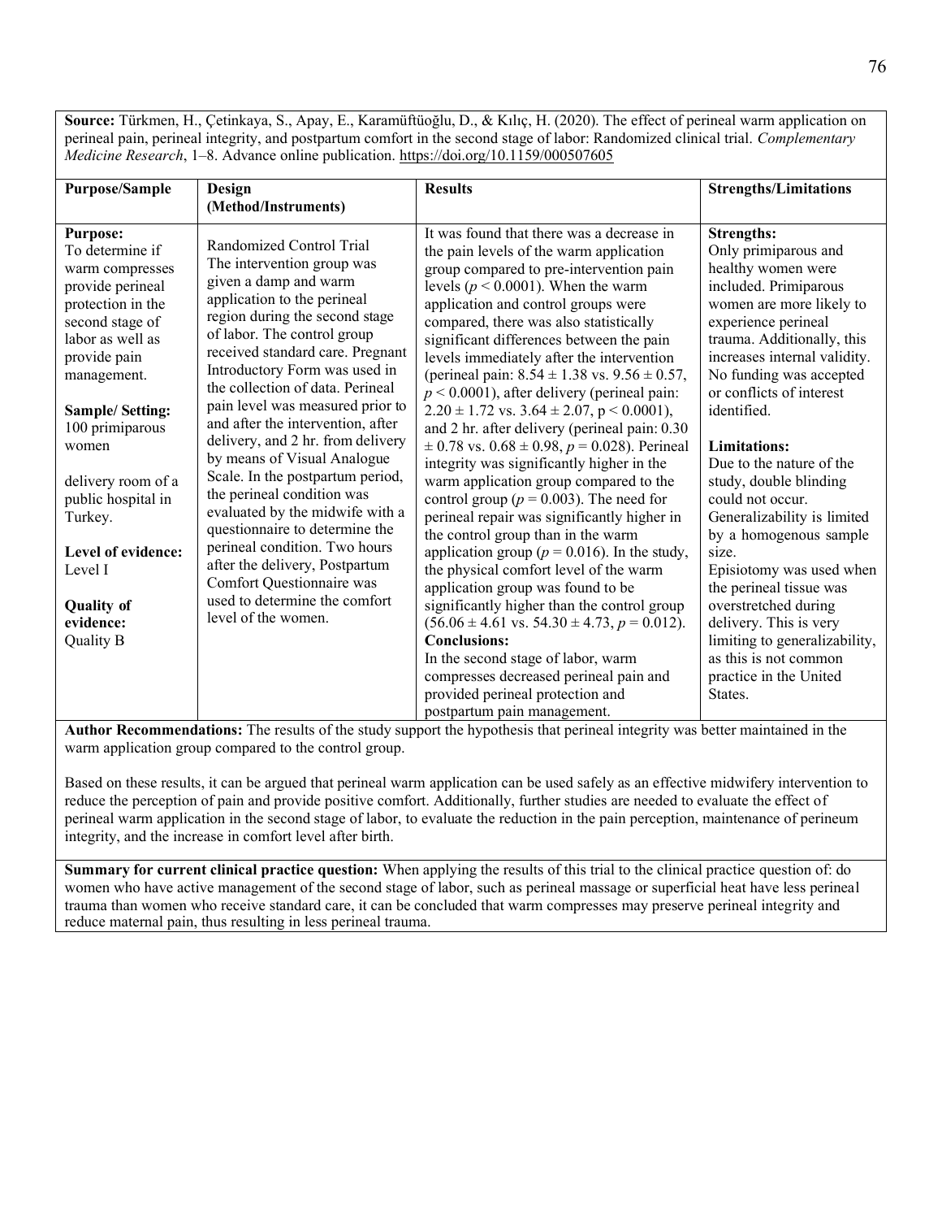**Source:** Türkmen, H., Çetinkaya, S., Apay, E., Karamüftüoğlu, D., & Kılıç, H. (2020). The effect of perineal warm application on perineal pain, perineal integrity, and postpartum comfort in the second stage of labor: Randomized clinical trial. *Complementary Medicine Research*, 1–8. Advance online publication. https://doi.org/10.1159/000507605

| Purpose/Sample | Design (Method/Instruments) | Results | Strengths/Limitations |
|---|---|---|---|
| **Purpose:** To determine if warm compresses provide perineal protection in the second stage of labor as well as provide pain management.<br><br>**Sample/ Setting:** 100 primiparous women<br><br>delivery room of a public hospital in Turkey.<br><br>**Level of evidence:** Level I<br><br>**Quality of evidence:** Quality B | Randomized Control Trial The intervention group was given a damp and warm application to the perineal region during the second stage of labor. The control group received standard care. Pregnant Introductory Form was used in the collection of data. Perineal pain level was measured prior to and after the intervention, after delivery, and 2 hr. from delivery by means of Visual Analogue Scale. In the postpartum period, the perineal condition was evaluated by the midwife with a questionnaire to determine the perineal condition. Two hours after the delivery, Postpartum Comfort Questionnaire was used to determine the comfort level of the women. | It was found that there was a decrease in the pain levels of the warm application group compared to pre-intervention pain levels ($p < 0.0001$). When the warm application and control groups were compared, there was also statistically significant differences between the pain levels immediately after the intervention (perineal pain: $8.54 \pm 1.38$ vs. $9.56 \pm 0.57$, $p < 0.0001$), after delivery (perineal pain: $2.20 \pm 1.72$ vs. $3.64 \pm 2.07$, $p < 0.0001$), and 2 hr. after delivery (perineal pain: $0.30 \pm 0.78$ vs. $0.68 \pm 0.98$, $p = 0.028$). Perineal integrity was significantly higher in the warm application group compared to the control group ($p = 0.003$). The need for perineal repair was significantly higher in the control group than in the warm application group ($p = 0.016$). In the study, the physical comfort level of the warm application group was found to be significantly higher than the control group ($56.06 \pm 4.61$ vs. $54.30 \pm 4.73$, $p = 0.012$).<br>**Conclusions:**<br>In the second stage of labor, warm compresses decreased perineal pain and provided perineal protection and postpartum pain management. | **Strengths:**<br>Only primiparous and healthy women were included. Primiparous women are more likely to experience perineal trauma. Additionally, this increases internal validity. No funding was accepted or conflicts of interest identified.<br><br>**Limitations:**<br>Due to the nature of the study, double blinding could not occur.<br>Generalizability is limited by a homogenous sample size.<br>Episiotomy was used when the perineal tissue was overstretched during delivery. This is very limiting to generalizability, as this is not common practice in the United States. |

**Author Recommendations:** The results of the study support the hypothesis that perineal integrity was better maintained in the warm application group compared to the control group.

Based on these results, it can be argued that perineal warm application can be used safely as an effective midwifery intervention to reduce the perception of pain and provide positive comfort. Additionally, further studies are needed to evaluate the effect of perineal warm application in the second stage of labor, to evaluate the reduction in the pain perception, maintenance of perineum integrity, and the increase in comfort level after birth.

**Summary for current clinical practice question:** When applying the results of this trial to the clinical practice question of: do women who have active management of the second stage of labor, such as perineal massage or superficial heat have less perineal trauma than women who receive standard care, it can be concluded that warm compresses may preserve perineal integrity and reduce maternal pain, thus resulting in less perineal trauma.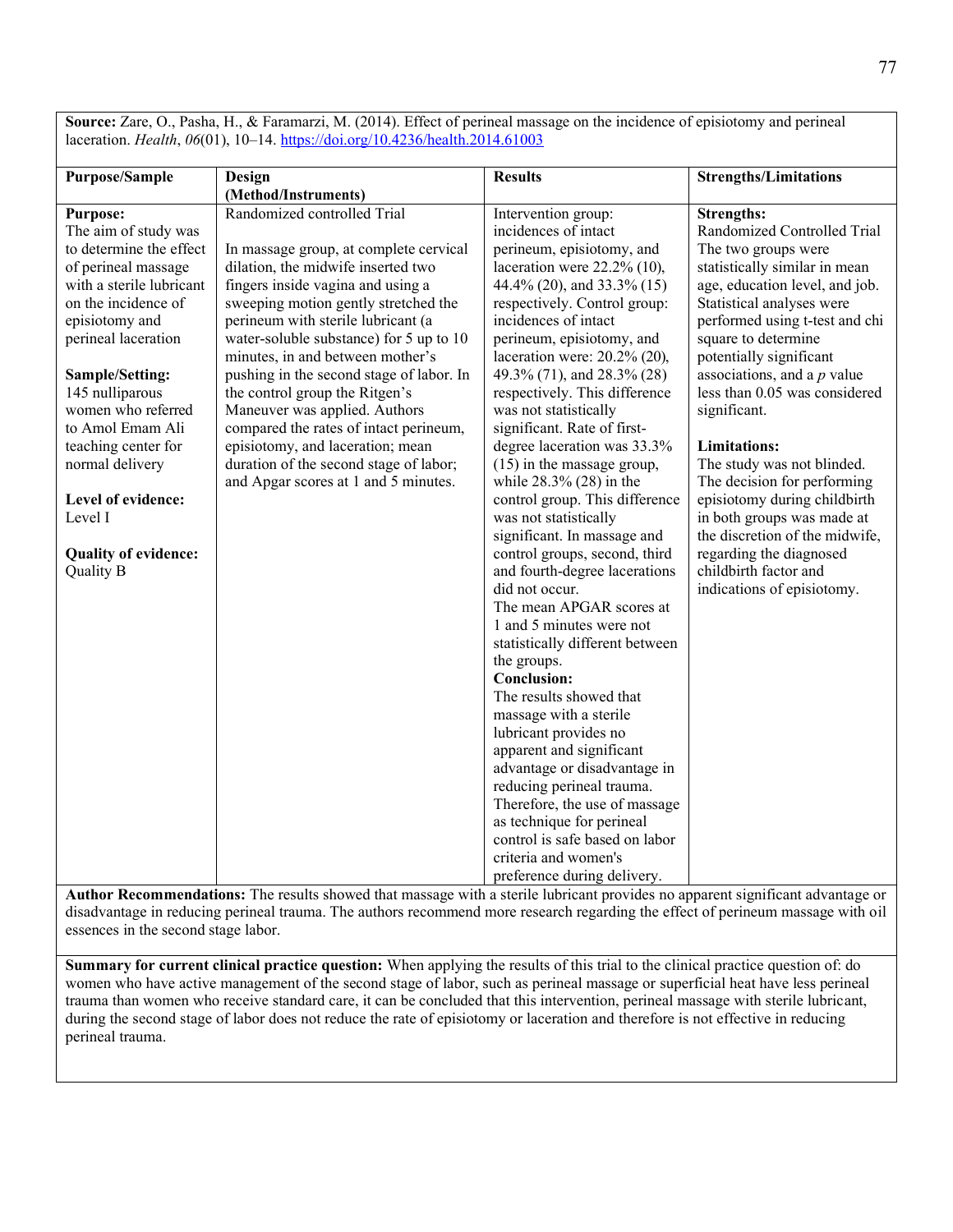**Source:** Zare, O., Pasha, H., & Faramarzi, M. (2014). Effect of perineal massage on the incidence of episiotomy and perineal laceration. *Health*, *06*(01), 10–14. https://doi.org/10.4236/health.2014.61003

| Purpose/Sample | Design (Method/Instruments) | Results | Strengths/Limitations |
|---|---|---|---|
| **Purpose:** The aim of study was to determine the effect of perineal massage with a sterile lubricant on the incidence of episiotomy and perineal laceration<br><br>**Sample/Setting:** 145 nulliparous women who referred to Amol Emam Ali teaching center for normal delivery<br><br>**Level of evidence:** Level I<br><br>**Quality of evidence:** Quality B | Randomized controlled Trial<br><br>In massage group, at complete cervical dilation, the midwife inserted two fingers inside vagina and using a sweeping motion gently stretched the perineum with sterile lubricant (a water-soluble substance) for 5 up to 10 minutes, in and between mother's pushing in the second stage of labor. In the control group the Ritgen's Maneuver was applied. Authors compared the rates of intact perineum, episiotomy, and laceration; mean duration of the second stage of labor; and Apgar scores at 1 and 5 minutes. | Intervention group: incidences of intact perineum, episiotomy, and laceration were 22.2% (10), 44.4% (20), and 33.3% (15) respectively. Control group: incidences of intact perineum, episiotomy, and laceration were: 20.2% (20), 49.3% (71), and 28.3% (28) respectively. This difference was not statistically significant. Rate of first-degree laceration was 33.3% (15) in the massage group, while 28.3% (28) in the control group. This difference was not statistically significant. In massage and control groups, second, third and fourth-degree lacerations did not occur.<br>The mean APGAR scores at 1 and 5 minutes were not statistically different between the groups.<br>**Conclusion:**<br>The results showed that massage with a sterile lubricant provides no apparent and significant advantage or disadvantage in reducing perineal trauma. Therefore, the use of massage as technique for perineal control is safe based on labor criteria and women's preference during delivery. | **Strengths:**<br>Randomized Controlled Trial<br>The two groups were statistically similar in mean age, education level, and job. Statistical analyses were performed using t-test and chi square to determine potentially significant associations, and a $p$ value less than 0.05 was considered significant.<br><br>**Limitations:**<br>The study was not blinded. The decision for performing episiotomy during childbirth in both groups was made at the discretion of the midwife, regarding the diagnosed childbirth factor and indications of episiotomy. |

**Author Recommendations:** The results showed that massage with a sterile lubricant provides no apparent significant advantage or disadvantage in reducing perineal trauma. The authors recommend more research regarding the effect of perineum massage with oil essences in the second stage labor.

**Summary for current clinical practice question:** When applying the results of this trial to the clinical practice question of: do women who have active management of the second stage of labor, such as perineal massage or superficial heat have less perineal trauma than women who receive standard care, it can be concluded that this intervention, perineal massage with sterile lubricant, during the second stage of labor does not reduce the rate of episiotomy or laceration and therefore is not effective in reducing perineal trauma.